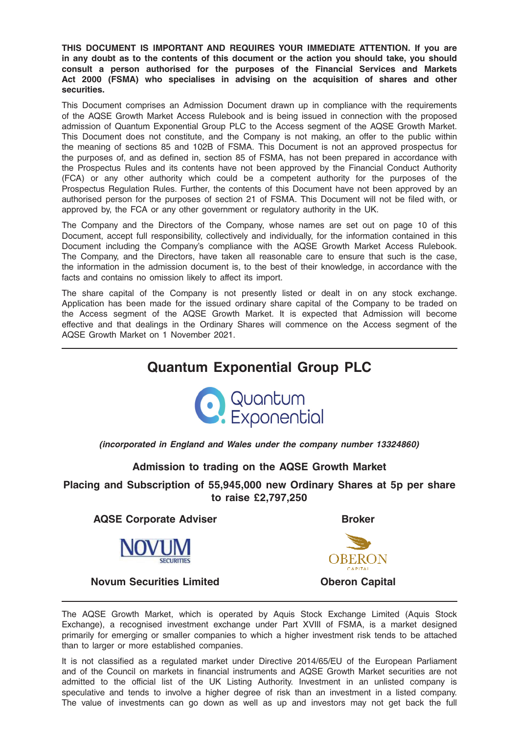**THIS DOCUMENT IS IMPORTANT AND REQUIRES YOUR IMMEDIATE ATTENTION. If you are in any doubt as to the contents of this document or the action you should take, you should consult a person authorised for the purposes of the Financial Services and Markets Act 2000 (FSMA) who specialises in advising on the acquisition of shares and other securities.**

This Document comprises an Admission Document drawn up in compliance with the requirements of the AQSE Growth Market Access Rulebook and is being issued in connection with the proposed admission of Quantum Exponential Group PLC to the Access segment of the AQSE Growth Market. This Document does not constitute, and the Company is not making, an offer to the public within the meaning of sections 85 and 102B of FSMA. This Document is not an approved prospectus for the purposes of, and as defined in, section 85 of FSMA, has not been prepared in accordance with the Prospectus Rules and its contents have not been approved by the Financial Conduct Authority (FCA) or any other authority which could be a competent authority for the purposes of the Prospectus Regulation Rules. Further, the contents of this Document have not been approved by an authorised person for the purposes of section 21 of FSMA. This Document will not be filed with, or approved by, the FCA or any other government or regulatory authority in the UK.

The Company and the Directors of the Company, whose names are set out on page 10 of this Document, accept full responsibility, collectively and individually, for the information contained in this Document including the Company's compliance with the AQSE Growth Market Access Rulebook. The Company, and the Directors, have taken all reasonable care to ensure that such is the case, the information in the admission document is, to the best of their knowledge, in accordance with the facts and contains no omission likely to affect its import.

The share capital of the Company is not presently listed or dealt in on any stock exchange. Application has been made for the issued ordinary share capital of the Company to be traded on the Access segment of the AQSE Growth Market. It is expected that Admission will become effective and that dealings in the Ordinary Shares will commence on the Access segment of the AQSE Growth Market on 1 November 2021.

---

# Quantum Exponential Group PLC

Quantum Exponential

***(incorporated in England and Wales under the company number 13324860)***

## Admission to trading on the AQSE Growth Market

## Placing and Subscription of 55,945,000 new Ordinary Shares at 5p per share to raise £2,797,250

| AQSE Corporate Adviser | Broker |
|---|---|
| NOVUM SECURITIES | OBERON CAPITAL |
| **Novum Securities Limited** | **Oberon Capital** |

---

The AQSE Growth Market, which is operated by Aquis Stock Exchange Limited (Aquis Stock Exchange), a recognised investment exchange under Part XVIII of FSMA, is a market designed primarily for emerging or smaller companies to which a higher investment risk tends to be attached than to larger or more established companies.

It is not classified as a regulated market under Directive 2014/65/EU of the European Parliament and of the Council on markets in financial instruments and AQSE Growth Market securities are not admitted to the official list of the UK Listing Authority. Investment in an unlisted company is speculative and tends to involve a higher degree of risk than an investment in a listed company. The value of investments can go down as well as up and investors may not get back the full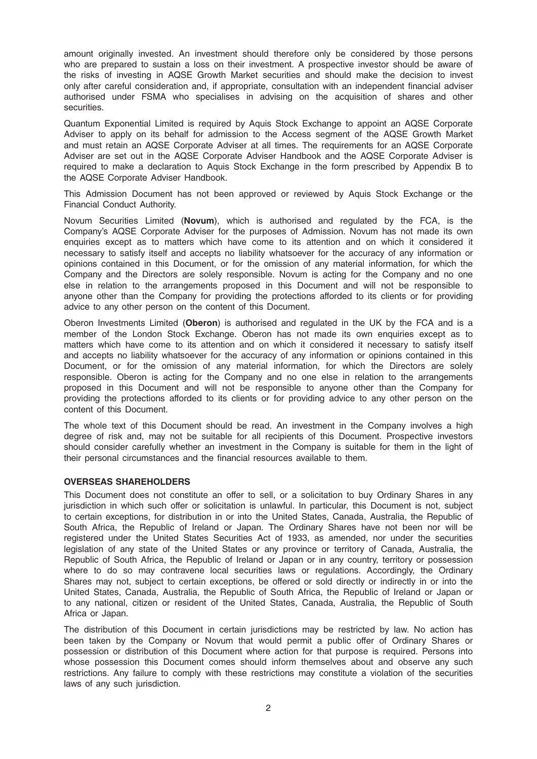amount originally invested. An investment should therefore only be considered by those persons who are prepared to sustain a loss on their investment. A prospective investor should be aware of the risks of investing in AQSE Growth Market securities and should make the decision to invest only after careful consideration and, if appropriate, consultation with an independent financial adviser authorised under FSMA who specialises in advising on the acquisition of shares and other securities.

Quantum Exponential Limited is required by Aquis Stock Exchange to appoint an AQSE Corporate Adviser to apply on its behalf for admission to the Access segment of the AQSE Growth Market and must retain an AQSE Corporate Adviser at all times. The requirements for an AQSE Corporate Adviser are set out in the AQSE Corporate Adviser Handbook and the AQSE Corporate Adviser is required to make a declaration to Aquis Stock Exchange in the form prescribed by Appendix B to the AQSE Corporate Adviser Handbook.

This Admission Document has not been approved or reviewed by Aquis Stock Exchange or the Financial Conduct Authority.

Novum Securities Limited (**Novum**), which is authorised and regulated by the FCA, is the Company's AQSE Corporate Adviser for the purposes of Admission. Novum has not made its own enquiries except as to matters which have come to its attention and on which it considered it necessary to satisfy itself and accepts no liability whatsoever for the accuracy of any information or opinions contained in this Document, or for the omission of any material information, for which the Company and the Directors are solely responsible. Novum is acting for the Company and no one else in relation to the arrangements proposed in this Document and will not be responsible to anyone other than the Company for providing the protections afforded to its clients or for providing advice to any other person on the content of this Document.

Oberon Investments Limited (**Oberon**) is authorised and regulated in the UK by the FCA and is a member of the London Stock Exchange. Oberon has not made its own enquiries except as to matters which have come to its attention and on which it considered it necessary to satisfy itself and accepts no liability whatsoever for the accuracy of any information or opinions contained in this Document, or for the omission of any material information, for which the Directors are solely responsible. Oberon is acting for the Company and no one else in relation to the arrangements proposed in this Document and will not be responsible to anyone other than the Company for providing the protections afforded to its clients or for providing advice to any other person on the content of this Document.

The whole text of this Document should be read. An investment in the Company involves a high degree of risk and, may not be suitable for all recipients of this Document. Prospective investors should consider carefully whether an investment in the Company is suitable for them in the light of their personal circumstances and the financial resources available to them.

**OVERSEAS SHAREHOLDERS**

This Document does not constitute an offer to sell, or a solicitation to buy Ordinary Shares in any jurisdiction in which such offer or solicitation is unlawful. In particular, this Document is not, subject to certain exceptions, for distribution in or into the United States, Canada, Australia, the Republic of South Africa, the Republic of Ireland or Japan. The Ordinary Shares have not been nor will be registered under the United States Securities Act of 1933, as amended, nor under the securities legislation of any state of the United States or any province or territory of Canada, Australia, the Republic of South Africa, the Republic of Ireland or Japan or in any country, territory or possession where to do so may contravene local securities laws or regulations. Accordingly, the Ordinary Shares may not, subject to certain exceptions, be offered or sold directly or indirectly in or into the United States, Canada, Australia, the Republic of South Africa, the Republic of Ireland or Japan or to any national, citizen or resident of the United States, Canada, Australia, the Republic of South Africa or Japan.

The distribution of this Document in certain jurisdictions may be restricted by law. No action has been taken by the Company or Novum that would permit a public offer of Ordinary Shares or possession or distribution of this Document where action for that purpose is required. Persons into whose possession this Document comes should inform themselves about and observe any such restrictions. Any failure to comply with these restrictions may constitute a violation of the securities laws of any such jurisdiction.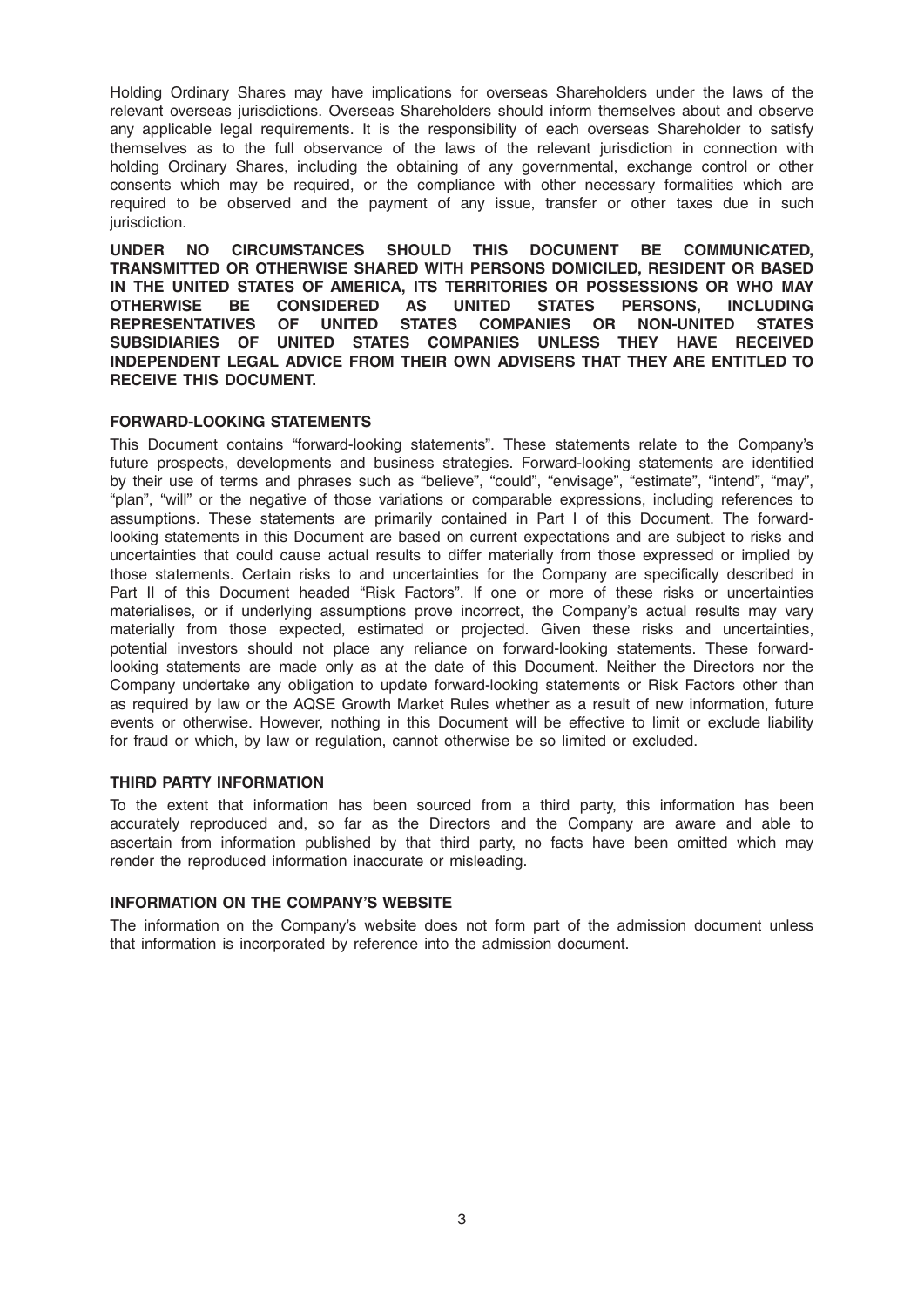Holding Ordinary Shares may have implications for overseas Shareholders under the laws of the relevant overseas jurisdictions. Overseas Shareholders should inform themselves about and observe any applicable legal requirements. It is the responsibility of each overseas Shareholder to satisfy themselves as to the full observance of the laws of the relevant jurisdiction in connection with holding Ordinary Shares, including the obtaining of any governmental, exchange control or other consents which may be required, or the compliance with other necessary formalities which are required to be observed and the payment of any issue, transfer or other taxes due in such jurisdiction.

**UNDER NO CIRCUMSTANCES SHOULD THIS DOCUMENT BE COMMUNICATED, TRANSMITTED OR OTHERWISE SHARED WITH PERSONS DOMICILED, RESIDENT OR BASED IN THE UNITED STATES OF AMERICA, ITS TERRITORIES OR POSSESSIONS OR WHO MAY OTHERWISE BE CONSIDERED AS UNITED STATES PERSONS, INCLUDING REPRESENTATIVES OF UNITED STATES COMPANIES OR NON-UNITED STATES SUBSIDIARIES OF UNITED STATES COMPANIES UNLESS THEY HAVE RECEIVED INDEPENDENT LEGAL ADVICE FROM THEIR OWN ADVISERS THAT THEY ARE ENTITLED TO RECEIVE THIS DOCUMENT.**

## FORWARD-LOOKING STATEMENTS

This Document contains "forward-looking statements". These statements relate to the Company's future prospects, developments and business strategies. Forward-looking statements are identified by their use of terms and phrases such as "believe", "could", "envisage", "estimate", "intend", "may", "plan", "will" or the negative of those variations or comparable expressions, including references to assumptions. These statements are primarily contained in Part I of this Document. The forward-looking statements in this Document are based on current expectations and are subject to risks and uncertainties that could cause actual results to differ materially from those expressed or implied by those statements. Certain risks to and uncertainties for the Company are specifically described in Part II of this Document headed "Risk Factors". If one or more of these risks or uncertainties materialises, or if underlying assumptions prove incorrect, the Company's actual results may vary materially from those expected, estimated or projected. Given these risks and uncertainties, potential investors should not place any reliance on forward-looking statements. These forward-looking statements are made only as at the date of this Document. Neither the Directors nor the Company undertake any obligation to update forward-looking statements or Risk Factors other than as required by law or the AQSE Growth Market Rules whether as a result of new information, future events or otherwise. However, nothing in this Document will be effective to limit or exclude liability for fraud or which, by law or regulation, cannot otherwise be so limited or excluded.

## THIRD PARTY INFORMATION

To the extent that information has been sourced from a third party, this information has been accurately reproduced and, so far as the Directors and the Company are aware and able to ascertain from information published by that third party, no facts have been omitted which may render the reproduced information inaccurate or misleading.

## INFORMATION ON THE COMPANY'S WEBSITE

The information on the Company's website does not form part of the admission document unless that information is incorporated by reference into the admission document.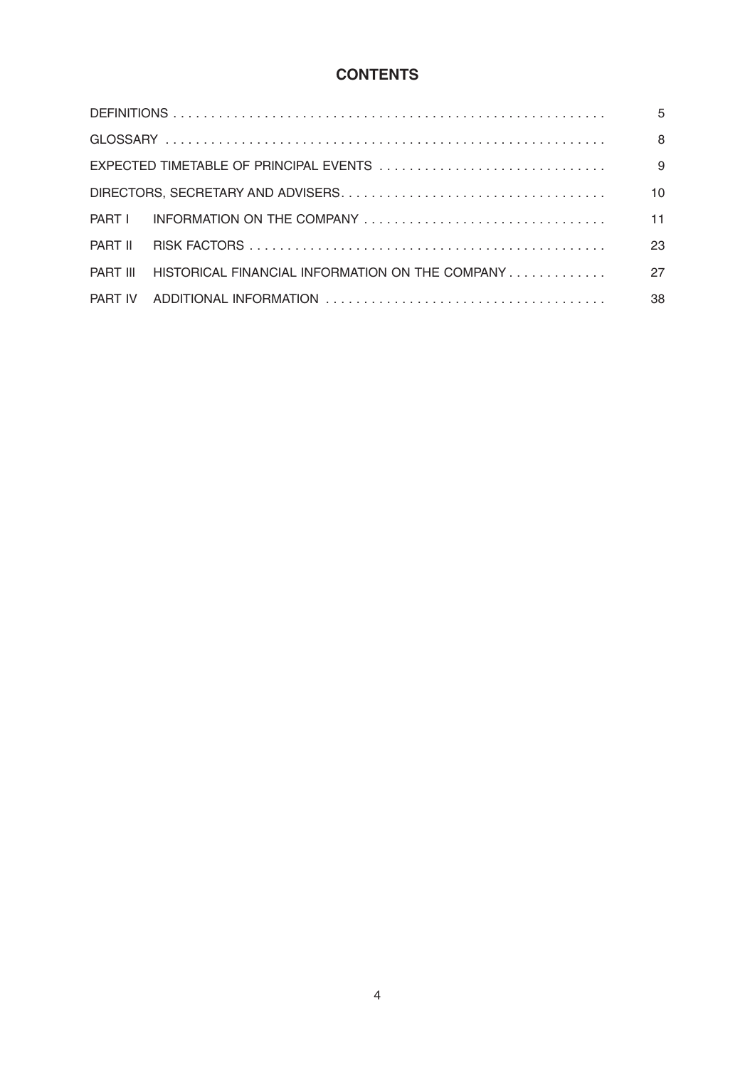# CONTENTS

| | | |
|---|---|---|
| DEFINITIONS | | 5 |
| GLOSSARY | | 8 |
| EXPECTED TIMETABLE OF PRINCIPAL EVENTS | | 9 |
| DIRECTORS, SECRETARY AND ADVISERS | | 10 |
| PART I | INFORMATION ON THE COMPANY | 11 |
| PART II | RISK FACTORS | 23 |
| PART III | HISTORICAL FINANCIAL INFORMATION ON THE COMPANY | 27 |
| PART IV | ADDITIONAL INFORMATION | 38 |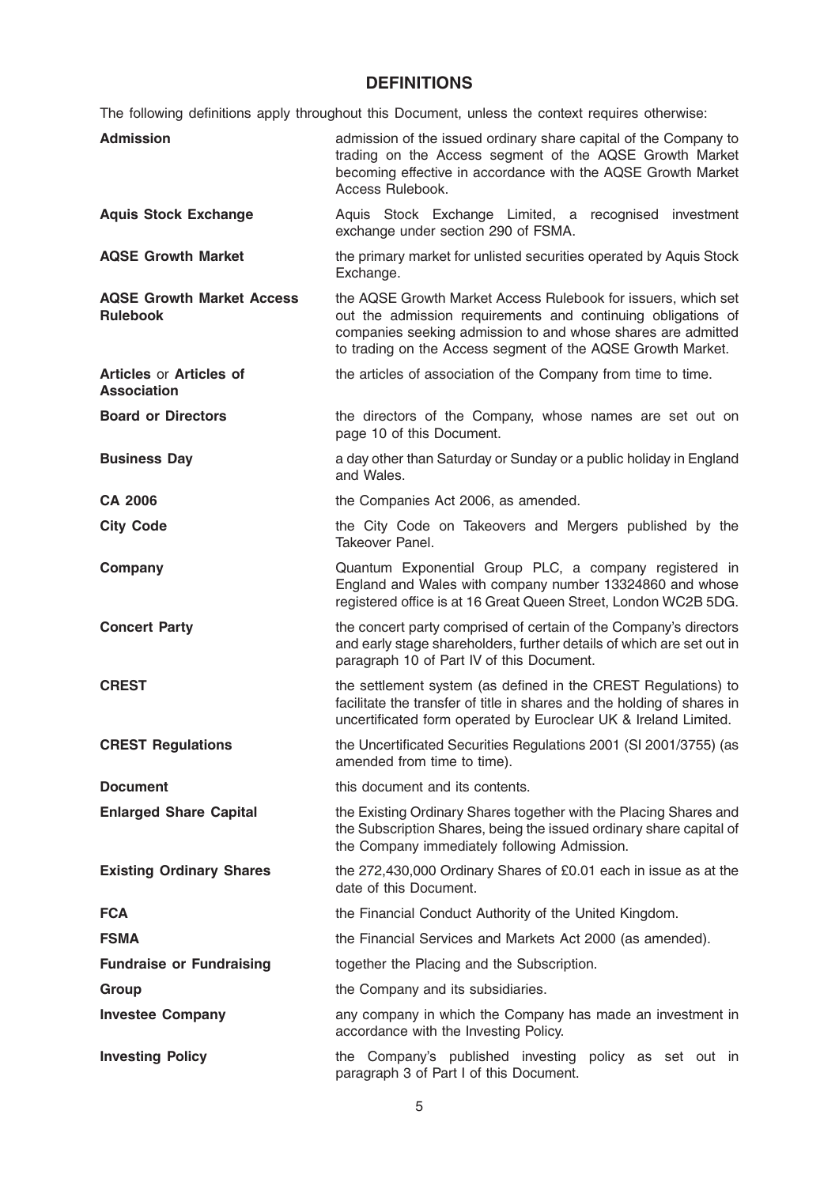## DEFINITIONS

The following definitions apply throughout this Document, unless the context requires otherwise:

| Term | Definition |
|---|---|
| **Admission** | admission of the issued ordinary share capital of the Company to trading on the Access segment of the AQSE Growth Market becoming effective in accordance with the AQSE Growth Market Access Rulebook. |
| **Aquis Stock Exchange** | Aquis Stock Exchange Limited, a recognised investment exchange under section 290 of FSMA. |
| **AQSE Growth Market** | the primary market for unlisted securities operated by Aquis Stock Exchange. |
| **AQSE Growth Market Access Rulebook** | the AQSE Growth Market Access Rulebook for issuers, which set out the admission requirements and continuing obligations of companies seeking admission to and whose shares are admitted to trading on the Access segment of the AQSE Growth Market. |
| **Articles** or **Articles of Association** | the articles of association of the Company from time to time. |
| **Board or Directors** | the directors of the Company, whose names are set out on page 10 of this Document. |
| **Business Day** | a day other than Saturday or Sunday or a public holiday in England and Wales. |
| **CA 2006** | the Companies Act 2006, as amended. |
| **City Code** | the City Code on Takeovers and Mergers published by the Takeover Panel. |
| **Company** | Quantum Exponential Group PLC, a company registered in England and Wales with company number 13324860 and whose registered office is at 16 Great Queen Street, London WC2B 5DG. |
| **Concert Party** | the concert party comprised of certain of the Company's directors and early stage shareholders, further details of which are set out in paragraph 10 of Part IV of this Document. |
| **CREST** | the settlement system (as defined in the CREST Regulations) to facilitate the transfer of title in shares and the holding of shares in uncertificated form operated by Euroclear UK & Ireland Limited. |
| **CREST Regulations** | the Uncertificated Securities Regulations 2001 (SI 2001/3755) (as amended from time to time). |
| **Document** | this document and its contents. |
| **Enlarged Share Capital** | the Existing Ordinary Shares together with the Placing Shares and the Subscription Shares, being the issued ordinary share capital of the Company immediately following Admission. |
| **Existing Ordinary Shares** | the 272,430,000 Ordinary Shares of £0.01 each in issue as at the date of this Document. |
| **FCA** | the Financial Conduct Authority of the United Kingdom. |
| **FSMA** | the Financial Services and Markets Act 2000 (as amended). |
| **Fundraise or Fundraising** | together the Placing and the Subscription. |
| **Group** | the Company and its subsidiaries. |
| **Investee Company** | any company in which the Company has made an investment in accordance with the Investing Policy. |
| **Investing Policy** | the Company's published investing policy as set out in paragraph 3 of Part I of this Document. |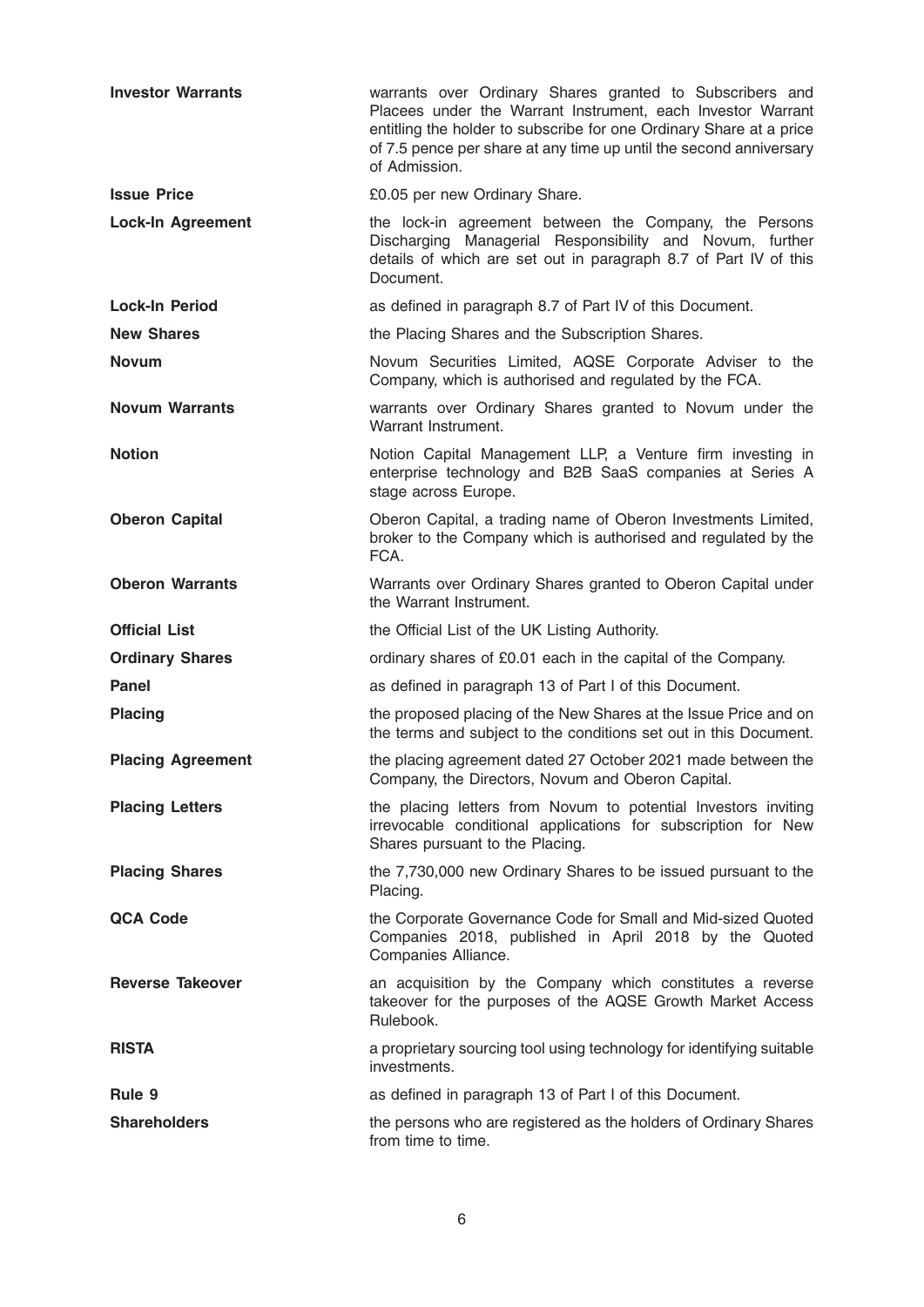**Investor Warrants** warrants over Ordinary Shares granted to Subscribers and Placees under the Warrant Instrument, each Investor Warrant entitling the holder to subscribe for one Ordinary Share at a price of 7.5 pence per share at any time up until the second anniversary of Admission.

**Issue Price** £0.05 per new Ordinary Share.

**Lock-In Agreement** the lock-in agreement between the Company, the Persons Discharging Managerial Responsibility and Novum, further details of which are set out in paragraph 8.7 of Part IV of this Document.

**Lock-In Period** as defined in paragraph 8.7 of Part IV of this Document.

**New Shares** the Placing Shares and the Subscription Shares.

**Novum** Novum Securities Limited, AQSE Corporate Adviser to the Company, which is authorised and regulated by the FCA.

**Novum Warrants** warrants over Ordinary Shares granted to Novum under the Warrant Instrument.

**Notion** Notion Capital Management LLP, a Venture firm investing in enterprise technology and B2B SaaS companies at Series A stage across Europe.

**Oberon Capital** Oberon Capital, a trading name of Oberon Investments Limited, broker to the Company which is authorised and regulated by the FCA.

**Oberon Warrants** Warrants over Ordinary Shares granted to Oberon Capital under the Warrant Instrument.

**Official List** the Official List of the UK Listing Authority.

**Ordinary Shares** ordinary shares of £0.01 each in the capital of the Company.

**Panel** as defined in paragraph 13 of Part I of this Document.

**Placing** the proposed placing of the New Shares at the Issue Price and on the terms and subject to the conditions set out in this Document.

**Placing Agreement** the placing agreement dated 27 October 2021 made between the Company, the Directors, Novum and Oberon Capital.

**Placing Letters** the placing letters from Novum to potential Investors inviting irrevocable conditional applications for subscription for New Shares pursuant to the Placing.

**Placing Shares** the 7,730,000 new Ordinary Shares to be issued pursuant to the Placing.

**QCA Code** the Corporate Governance Code for Small and Mid-sized Quoted Companies 2018, published in April 2018 by the Quoted Companies Alliance.

**Reverse Takeover** an acquisition by the Company which constitutes a reverse takeover for the purposes of the AQSE Growth Market Access Rulebook.

**RISTA** a proprietary sourcing tool using technology for identifying suitable investments.

**Rule 9** as defined in paragraph 13 of Part I of this Document.

**Shareholders** the persons who are registered as the holders of Ordinary Shares from time to time.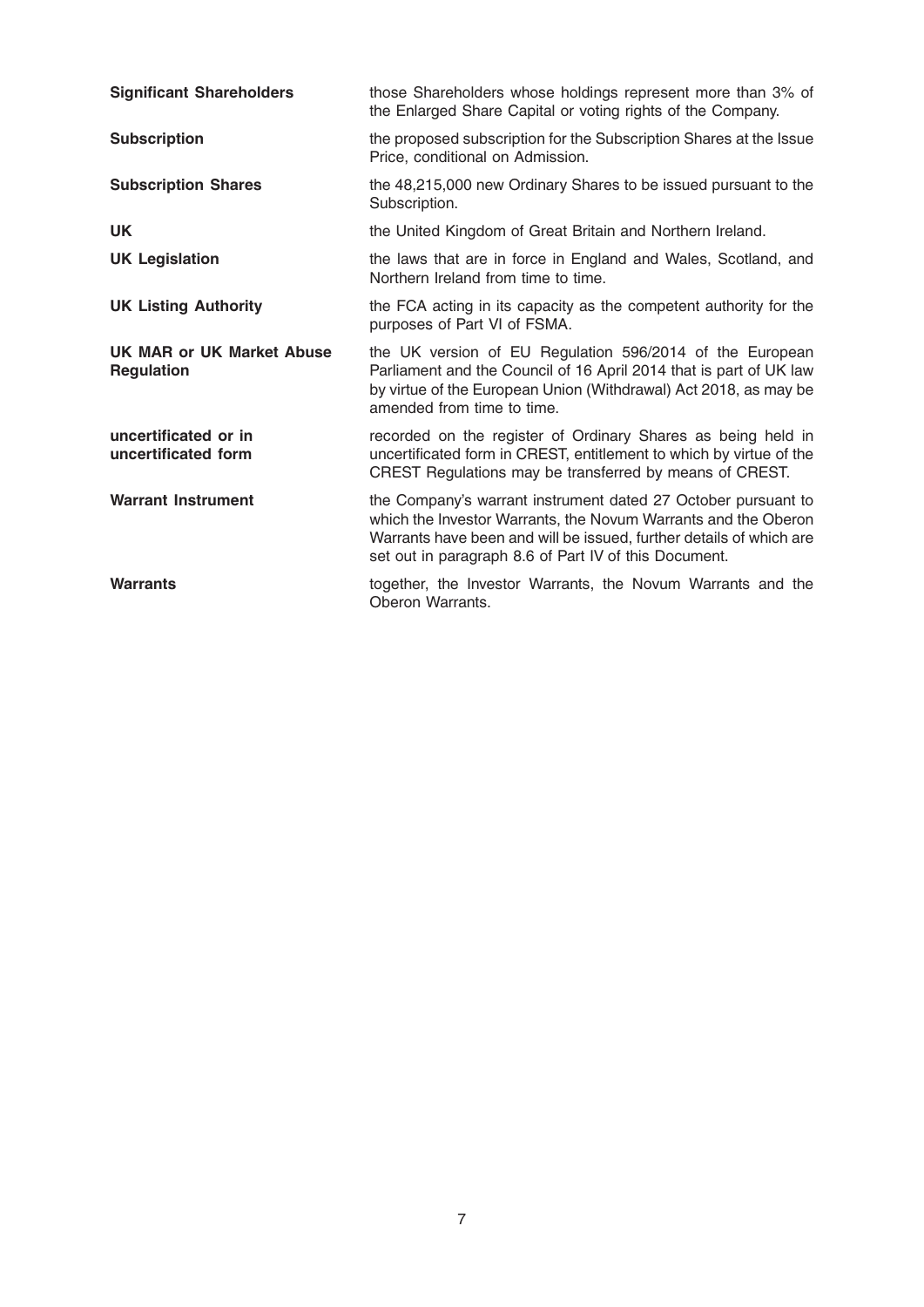| | |
|---|---|
| **Significant Shareholders** | those Shareholders whose holdings represent more than 3% of the Enlarged Share Capital or voting rights of the Company. |
| **Subscription** | the proposed subscription for the Subscription Shares at the Issue Price, conditional on Admission. |
| **Subscription Shares** | the 48,215,000 new Ordinary Shares to be issued pursuant to the Subscription. |
| **UK** | the United Kingdom of Great Britain and Northern Ireland. |
| **UK Legislation** | the laws that are in force in England and Wales, Scotland, and Northern Ireland from time to time. |
| **UK Listing Authority** | the FCA acting in its capacity as the competent authority for the purposes of Part VI of FSMA. |
| **UK MAR or UK Market Abuse Regulation** | the UK version of EU Regulation 596/2014 of the European Parliament and the Council of 16 April 2014 that is part of UK law by virtue of the European Union (Withdrawal) Act 2018, as may be amended from time to time. |
| **uncertificated or in uncertificated form** | recorded on the register of Ordinary Shares as being held in uncertificated form in CREST, entitlement to which by virtue of the CREST Regulations may be transferred by means of CREST. |
| **Warrant Instrument** | the Company's warrant instrument dated 27 October pursuant to which the Investor Warrants, the Novum Warrants and the Oberon Warrants have been and will be issued, further details of which are set out in paragraph 8.6 of Part IV of this Document. |
| **Warrants** | together, the Investor Warrants, the Novum Warrants and the Oberon Warrants. |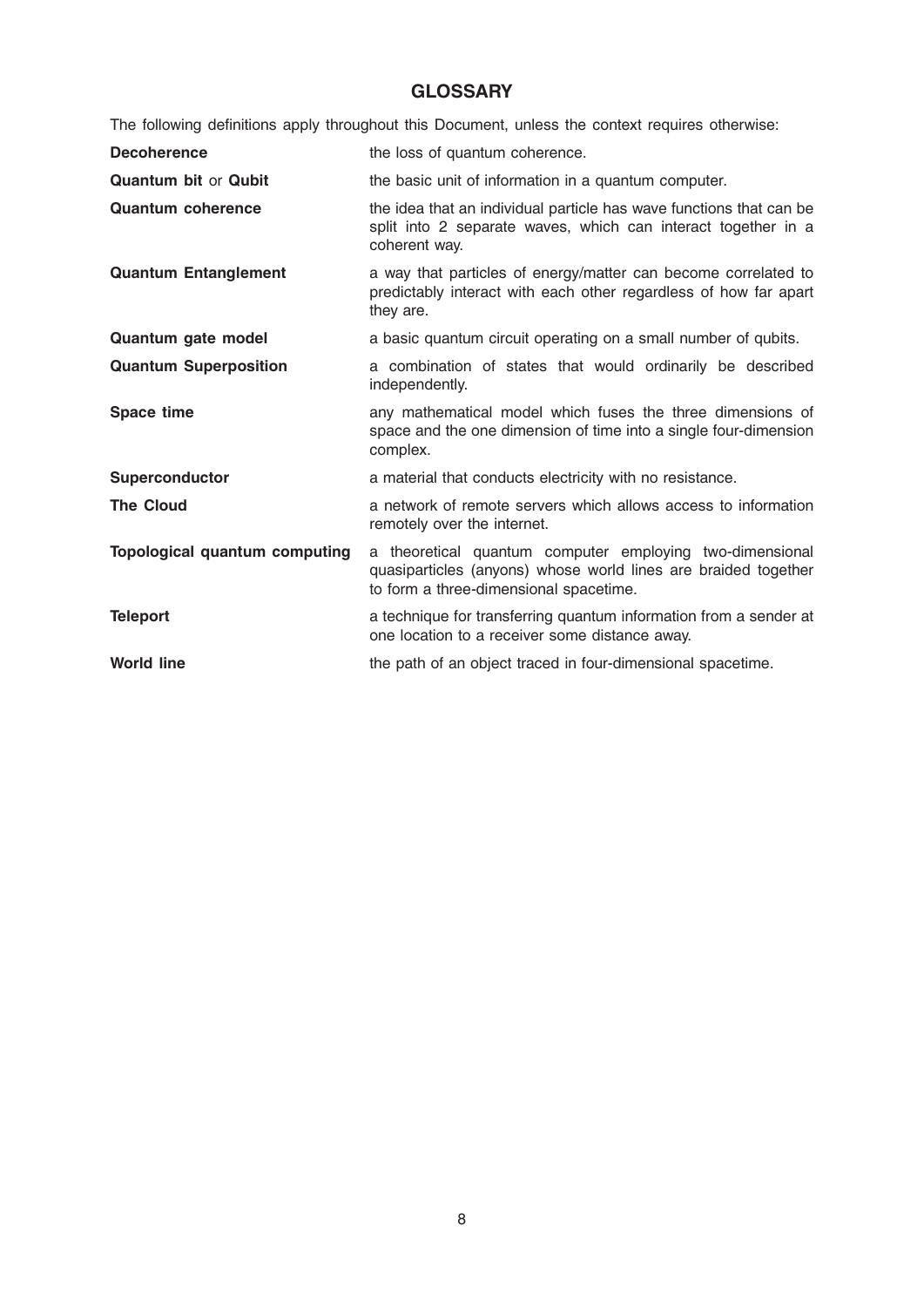## GLOSSARY

The following definitions apply throughout this Document, unless the context requires otherwise:

| | |
|---|---|
| **Decoherence** | the loss of quantum coherence. |
| **Quantum bit** or **Qubit** | the basic unit of information in a quantum computer. |
| **Quantum coherence** | the idea that an individual particle has wave functions that can be split into 2 separate waves, which can interact together in a coherent way. |
| **Quantum Entanglement** | a way that particles of energy/matter can become correlated to predictably interact with each other regardless of how far apart they are. |
| **Quantum gate model** | a basic quantum circuit operating on a small number of qubits. |
| **Quantum Superposition** | a combination of states that would ordinarily be described independently. |
| **Space time** | any mathematical model which fuses the three dimensions of space and the one dimension of time into a single four-dimension complex. |
| **Superconductor** | a material that conducts electricity with no resistance. |
| **The Cloud** | a network of remote servers which allows access to information remotely over the internet. |
| **Topological quantum computing** | a theoretical quantum computer employing two-dimensional quasiparticles (anyons) whose world lines are braided together to form a three-dimensional spacetime. |
| **Teleport** | a technique for transferring quantum information from a sender at one location to a receiver some distance away. |
| **World line** | the path of an object traced in four-dimensional spacetime. |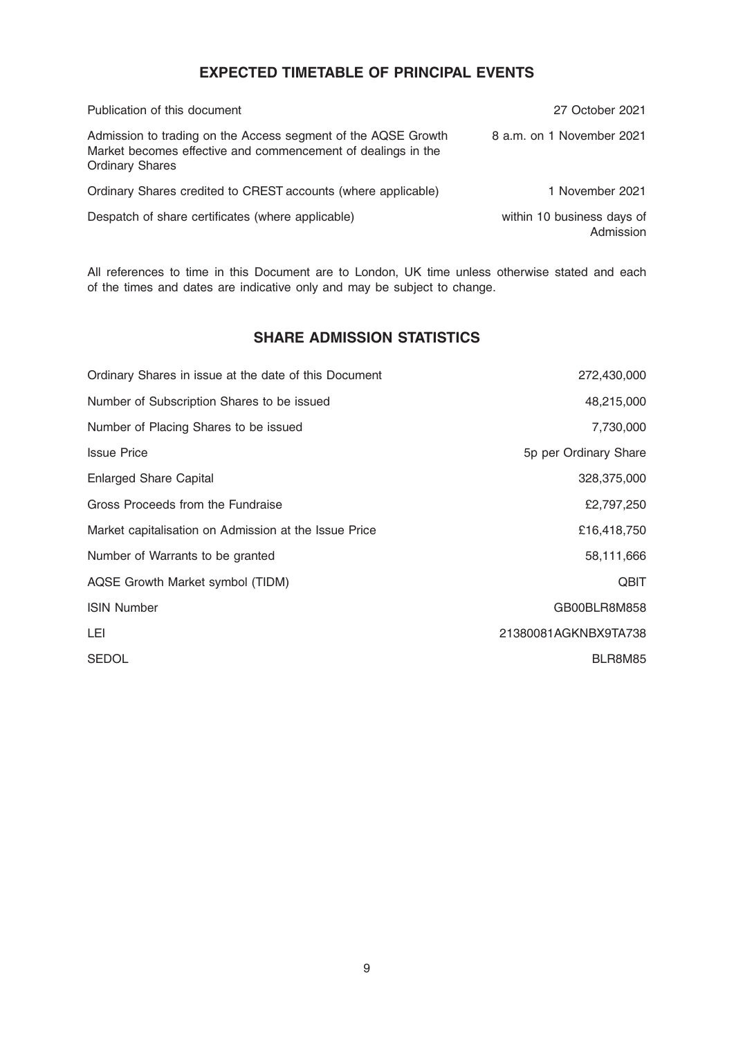## EXPECTED TIMETABLE OF PRINCIPAL EVENTS

| | |
|---|---|
| Publication of this document | 27 October 2021 |
| Admission to trading on the Access segment of the AQSE Growth Market becomes effective and commencement of dealings in the Ordinary Shares | 8 a.m. on 1 November 2021 |
| Ordinary Shares credited to CREST accounts (where applicable) | 1 November 2021 |
| Despatch of share certificates (where applicable) | within 10 business days of Admission |

All references to time in this Document are to London, UK time unless otherwise stated and each of the times and dates are indicative only and may be subject to change.

## SHARE ADMISSION STATISTICS

| | |
|---|---|
| Ordinary Shares in issue at the date of this Document | 272,430,000 |
| Number of Subscription Shares to be issued | 48,215,000 |
| Number of Placing Shares to be issued | 7,730,000 |
| Issue Price | 5p per Ordinary Share |
| Enlarged Share Capital | 328,375,000 |
| Gross Proceeds from the Fundraise | £2,797,250 |
| Market capitalisation on Admission at the Issue Price | £16,418,750 |
| Number of Warrants to be granted | 58,111,666 |
| AQSE Growth Market symbol (TIDM) | QBIT |
| ISIN Number | GB00BLR8M858 |
| LEI | 21380081AGKNBX9TA738 |
| SEDOL | BLR8M85 |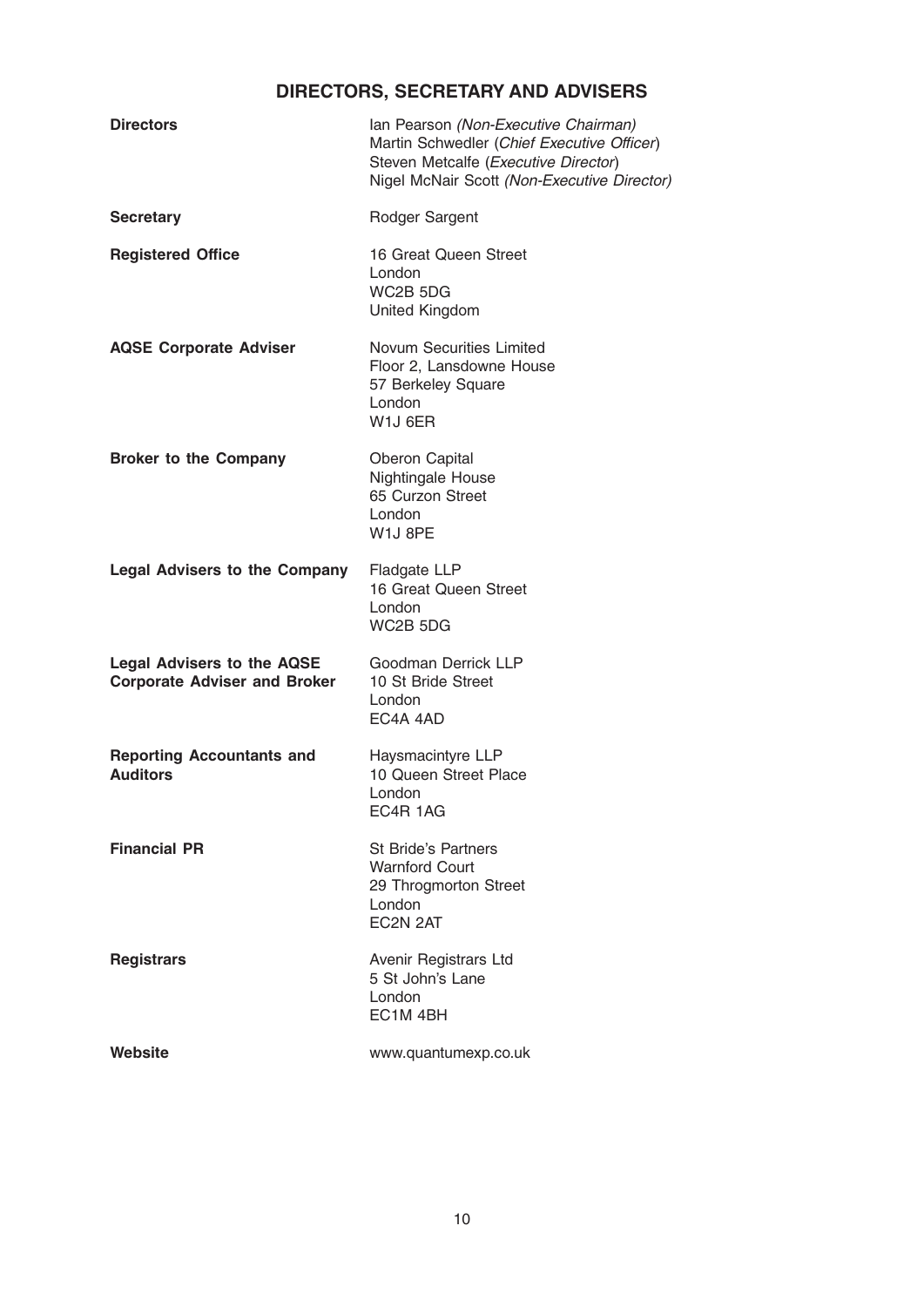# DIRECTORS, SECRETARY AND ADVISERS

| | |
|---|---|
| **Directors** | Ian Pearson *(Non-Executive Chairman)*<br>Martin Schwedler (*Chief Executive Officer*)<br>Steven Metcalfe (*Executive Director*)<br>Nigel McNair Scott *(Non-Executive Director)* |
| **Secretary** | Rodger Sargent |
| **Registered Office** | 16 Great Queen Street<br>London<br>WC2B 5DG<br>United Kingdom |
| **AQSE Corporate Adviser** | Novum Securities Limited<br>Floor 2, Lansdowne House<br>57 Berkeley Square<br>London<br>W1J 6ER |
| **Broker to the Company** | Oberon Capital<br>Nightingale House<br>65 Curzon Street<br>London<br>W1J 8PE |
| **Legal Advisers to the Company** | Fladgate LLP<br>16 Great Queen Street<br>London<br>WC2B 5DG |
| **Legal Advisers to the AQSE Corporate Adviser and Broker** | Goodman Derrick LLP<br>10 St Bride Street<br>London<br>EC4A 4AD |
| **Reporting Accountants and Auditors** | Haysmacintyre LLP<br>10 Queen Street Place<br>London<br>EC4R 1AG |
| **Financial PR** | St Bride's Partners<br>Warnford Court<br>29 Throgmorton Street<br>London<br>EC2N 2AT |
| **Registrars** | Avenir Registrars Ltd<br>5 St John's Lane<br>London<br>EC1M 4BH |
| **Website** | www.quantumexp.co.uk |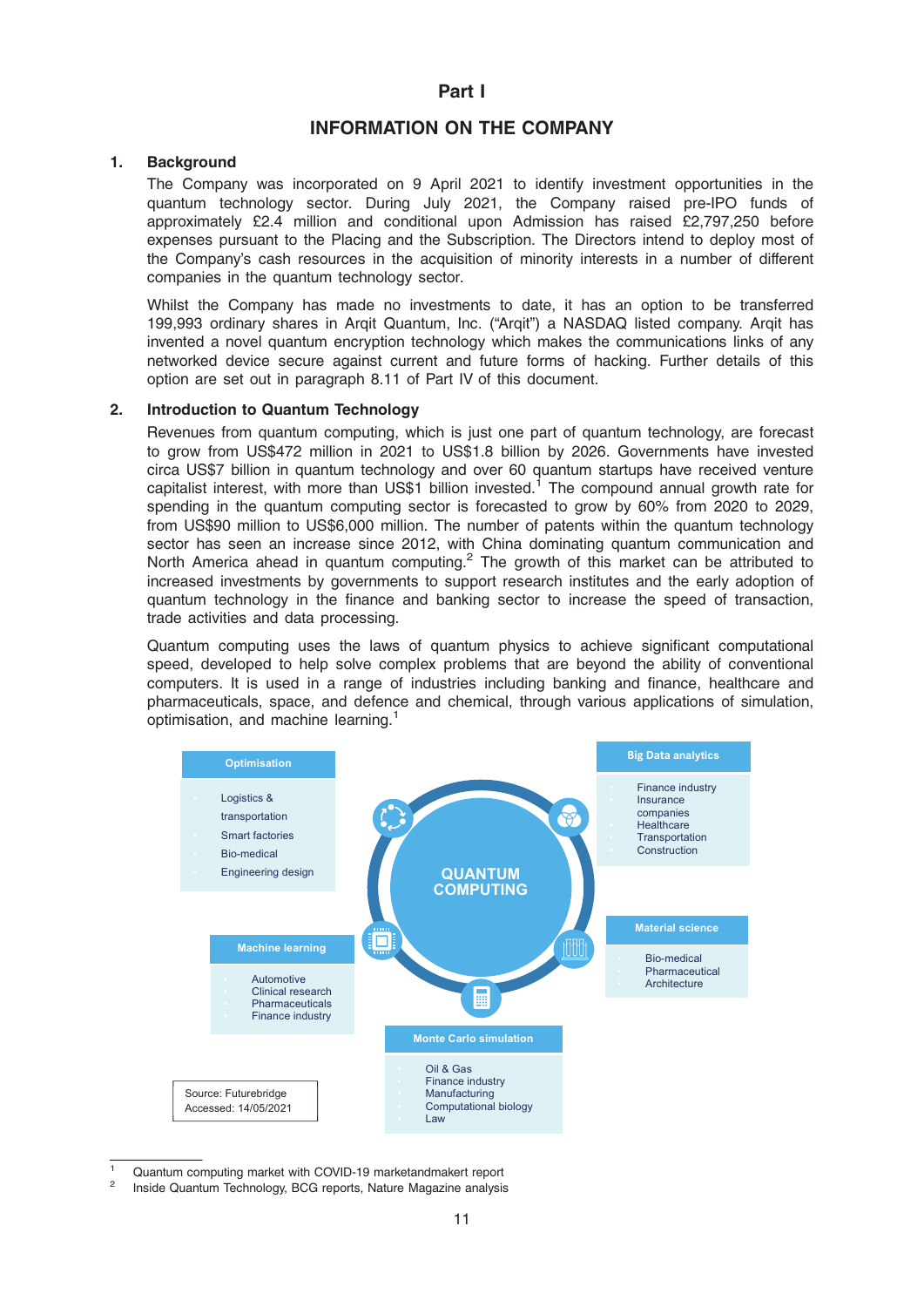# Part I

## INFORMATION ON THE COMPANY

### 1. Background

The Company was incorporated on 9 April 2021 to identify investment opportunities in the quantum technology sector. During July 2021, the Company raised pre-IPO funds of approximately £2.4 million and conditional upon Admission has raised £2,797,250 before expenses pursuant to the Placing and the Subscription. The Directors intend to deploy most of the Company's cash resources in the acquisition of minority interests in a number of different companies in the quantum technology sector.

Whilst the Company has made no investments to date, it has an option to be transferred 199,993 ordinary shares in Arqit Quantum, Inc. ("Arqit") a NASDAQ listed company. Arqit has invented a novel quantum encryption technology which makes the communications links of any networked device secure against current and future forms of hacking. Further details of this option are set out in paragraph 8.11 of Part IV of this document.

### 2. Introduction to Quantum Technology

Revenues from quantum computing, which is just one part of quantum technology, are forecast to grow from US$472 million in 2021 to US$1.8 billion by 2026. Governments have invested circa US$7 billion in quantum technology and over 60 quantum startups have received venture capitalist interest, with more than US$1 billion invested.[1] The compound annual growth rate for spending in the quantum computing sector is forecasted to grow by 60% from 2020 to 2029, from US$90 million to US$6,000 million. The number of patents within the quantum technology sector has seen an increase since 2012, with China dominating quantum communication and North America ahead in quantum computing.[2] The growth of this market can be attributed to increased investments by governments to support research institutes and the early adoption of quantum technology in the finance and banking sector to increase the speed of transaction, trade activities and data processing.

Quantum computing uses the laws of quantum physics to achieve significant computational speed, developed to help solve complex problems that are beyond the ability of conventional computers. It is used in a range of industries including banking and finance, healthcare and pharmaceuticals, space, and defence and chemical, through various applications of simulation, optimisation, and machine learning.[1]

**QUANTUM COMPUTING**

**Optimisation**
- Logistics & transportation
- Smart factories
- Bio-medical
- Engineering design

**Big Data analytics**
- Finance industry
- Insurance companies
- Healthcare
- Transportation
- Construction

**Machine learning**
- Automotive
- Clinical research
- Pharmaceuticals
- Finance industry

**Material science**
- Bio-medical
- Pharmaceutical
- Architecture

**Monte Carlo simulation**
- Oil & Gas
- Finance industry
- Manufacturing
- Computational biology
- Law

Source: Futurebridge
Accessed: 14/05/2021

---

[1] Quantum computing market with COVID-19 marketandmakert report

[2] Inside Quantum Technology, BCG reports, Nature Magazine analysis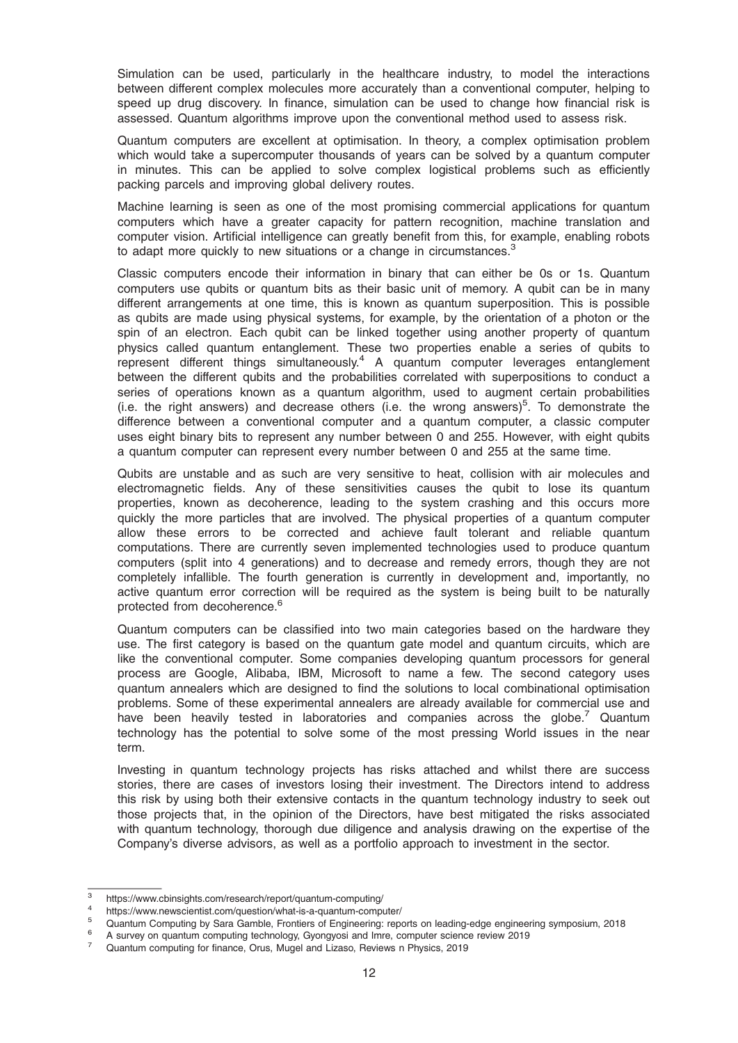Simulation can be used, particularly in the healthcare industry, to model the interactions between different complex molecules more accurately than a conventional computer, helping to speed up drug discovery. In finance, simulation can be used to change how financial risk is assessed. Quantum algorithms improve upon the conventional method used to assess risk.

Quantum computers are excellent at optimisation. In theory, a complex optimisation problem which would take a supercomputer thousands of years can be solved by a quantum computer in minutes. This can be applied to solve complex logistical problems such as efficiently packing parcels and improving global delivery routes.

Machine learning is seen as one of the most promising commercial applications for quantum computers which have a greater capacity for pattern recognition, machine translation and computer vision. Artificial intelligence can greatly benefit from this, for example, enabling robots to adapt more quickly to new situations or a change in circumstances.[3]

Classic computers encode their information in binary that can either be 0s or 1s. Quantum computers use qubits or quantum bits as their basic unit of memory. A qubit can be in many different arrangements at one time, this is known as quantum superposition. This is possible as qubits are made using physical systems, for example, by the orientation of a photon or the spin of an electron. Each qubit can be linked together using another property of quantum physics called quantum entanglement. These two properties enable a series of qubits to represent different things simultaneously.[4] A quantum computer leverages entanglement between the different qubits and the probabilities correlated with superpositions to conduct a series of operations known as a quantum algorithm, used to augment certain probabilities (i.e. the right answers) and decrease others (i.e. the wrong answers)[5]. To demonstrate the difference between a conventional computer and a quantum computer, a classic computer uses eight binary bits to represent any number between 0 and 255. However, with eight qubits a quantum computer can represent every number between 0 and 255 at the same time.

Qubits are unstable and as such are very sensitive to heat, collision with air molecules and electromagnetic fields. Any of these sensitivities causes the qubit to lose its quantum properties, known as decoherence, leading to the system crashing and this occurs more quickly the more particles that are involved. The physical properties of a quantum computer allow these errors to be corrected and achieve fault tolerant and reliable quantum computations. There are currently seven implemented technologies used to produce quantum computers (split into 4 generations) and to decrease and remedy errors, though they are not completely infallible. The fourth generation is currently in development and, importantly, no active quantum error correction will be required as the system is being built to be naturally protected from decoherence.[6]

Quantum computers can be classified into two main categories based on the hardware they use. The first category is based on the quantum gate model and quantum circuits, which are like the conventional computer. Some companies developing quantum processors for general process are Google, Alibaba, IBM, Microsoft to name a few. The second category uses quantum annealers which are designed to find the solutions to local combinational optimisation problems. Some of these experimental annealers are already available for commercial use and have been heavily tested in laboratories and companies across the globe.[7] Quantum technology has the potential to solve some of the most pressing World issues in the near term.

Investing in quantum technology projects has risks attached and whilst there are success stories, there are cases of investors losing their investment. The Directors intend to address this risk by using both their extensive contacts in the quantum technology industry to seek out those projects that, in the opinion of the Directors, have best mitigated the risks associated with quantum technology, thorough due diligence and analysis drawing on the expertise of the Company's diverse advisors, as well as a portfolio approach to investment in the sector.

---

[3] https://www.cbinsights.com/research/report/quantum-computing/

[4] https://www.newscientist.com/question/what-is-a-quantum-computer/

[5] Quantum Computing by Sara Gamble, Frontiers of Engineering: reports on leading-edge engineering symposium, 2018

[6] A survey on quantum computing technology, Gyongyosi and Imre, computer science review 2019

[7] Quantum computing for finance, Orus, Mugel and Lizaso, Reviews n Physics, 2019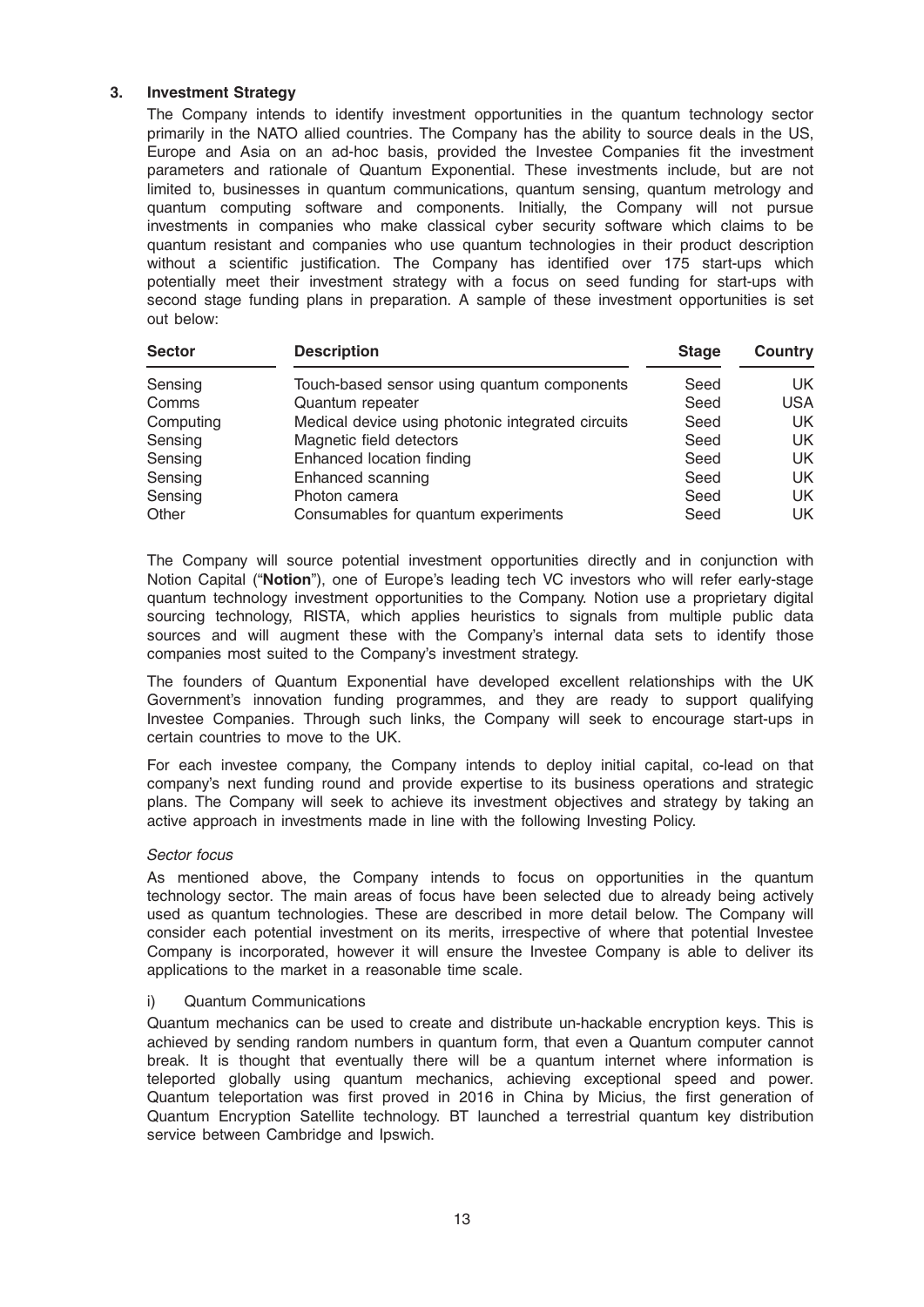### 3. Investment Strategy

The Company intends to identify investment opportunities in the quantum technology sector primarily in the NATO allied countries. The Company has the ability to source deals in the US, Europe and Asia on an ad-hoc basis, provided the Investee Companies fit the investment parameters and rationale of Quantum Exponential. These investments include, but are not limited to, businesses in quantum communications, quantum sensing, quantum metrology and quantum computing software and components. Initially, the Company will not pursue investments in companies who make classical cyber security software which claims to be quantum resistant and companies who use quantum technologies in their product description without a scientific justification. The Company has identified over 175 start-ups which potentially meet their investment strategy with a focus on seed funding for start-ups with second stage funding plans in preparation. A sample of these investment opportunities is set out below:

| Sector | Description | Stage | Country |
|---|---|---|---|
| Sensing | Touch-based sensor using quantum components | Seed | UK |
| Comms | Quantum repeater | Seed | USA |
| Computing | Medical device using photonic integrated circuits | Seed | UK |
| Sensing | Magnetic field detectors | Seed | UK |
| Sensing | Enhanced location finding | Seed | UK |
| Sensing | Enhanced scanning | Seed | UK |
| Sensing | Photon camera | Seed | UK |
| Other | Consumables for quantum experiments | Seed | UK |

The Company will source potential investment opportunities directly and in conjunction with Notion Capital ("**Notion**"), one of Europe's leading tech VC investors who will refer early-stage quantum technology investment opportunities to the Company. Notion use a proprietary digital sourcing technology, RISTA, which applies heuristics to signals from multiple public data sources and will augment these with the Company's internal data sets to identify those companies most suited to the Company's investment strategy.

The founders of Quantum Exponential have developed excellent relationships with the UK Government's innovation funding programmes, and they are ready to support qualifying Investee Companies. Through such links, the Company will seek to encourage start-ups in certain countries to move to the UK.

For each investee company, the Company intends to deploy initial capital, co-lead on that company's next funding round and provide expertise to its business operations and strategic plans. The Company will seek to achieve its investment objectives and strategy by taking an active approach in investments made in line with the following Investing Policy.

*Sector focus*

As mentioned above, the Company intends to focus on opportunities in the quantum technology sector. The main areas of focus have been selected due to already being actively used as quantum technologies. These are described in more detail below. The Company will consider each potential investment on its merits, irrespective of where that potential Investee Company is incorporated, however it will ensure the Investee Company is able to deliver its applications to the market in a reasonable time scale.

i) Quantum Communications

Quantum mechanics can be used to create and distribute un-hackable encryption keys. This is achieved by sending random numbers in quantum form, that even a Quantum computer cannot break. It is thought that eventually there will be a quantum internet where information is teleported globally using quantum mechanics, achieving exceptional speed and power. Quantum teleportation was first proved in 2016 in China by Micius, the first generation of Quantum Encryption Satellite technology. BT launched a terrestrial quantum key distribution service between Cambridge and Ipswich.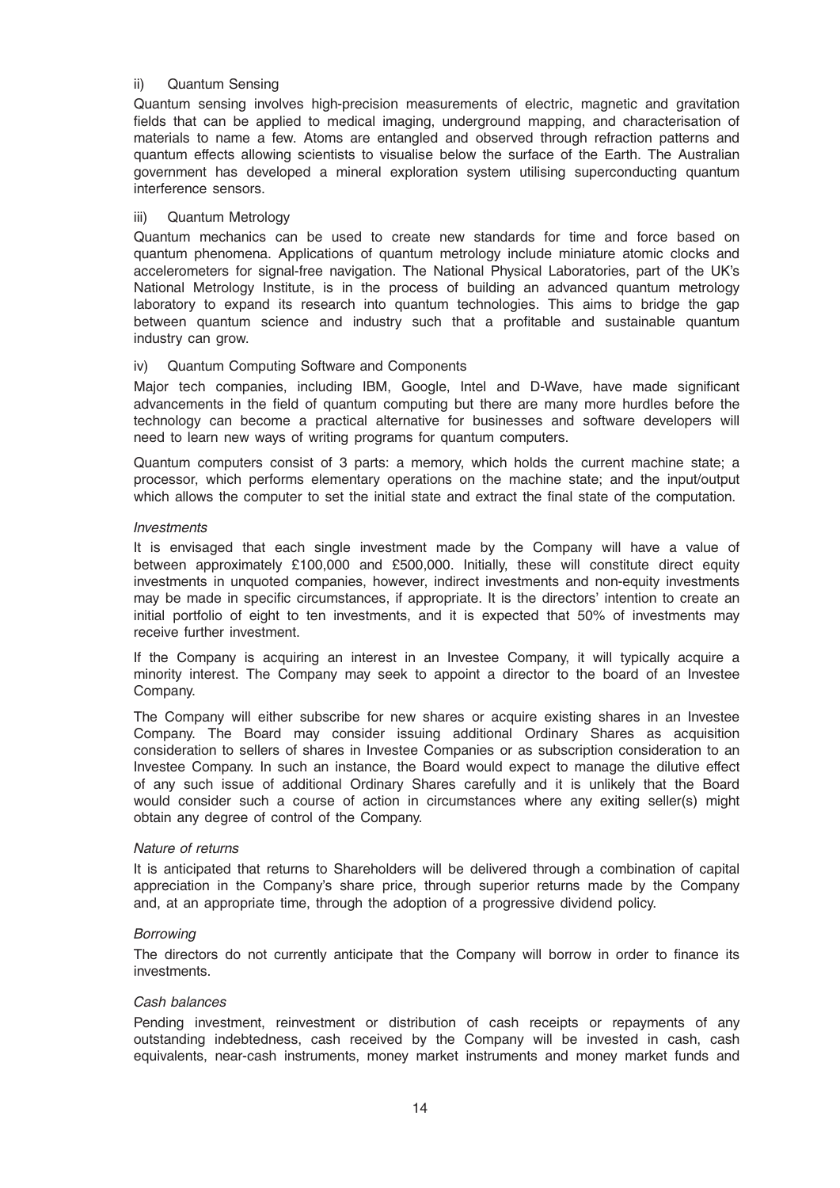ii) Quantum Sensing

Quantum sensing involves high-precision measurements of electric, magnetic and gravitation fields that can be applied to medical imaging, underground mapping, and characterisation of materials to name a few. Atoms are entangled and observed through refraction patterns and quantum effects allowing scientists to visualise below the surface of the Earth. The Australian government has developed a mineral exploration system utilising superconducting quantum interference sensors.

iii) Quantum Metrology

Quantum mechanics can be used to create new standards for time and force based on quantum phenomena. Applications of quantum metrology include miniature atomic clocks and accelerometers for signal-free navigation. The National Physical Laboratories, part of the UK's National Metrology Institute, is in the process of building an advanced quantum metrology laboratory to expand its research into quantum technologies. This aims to bridge the gap between quantum science and industry such that a profitable and sustainable quantum industry can grow.

iv) Quantum Computing Software and Components

Major tech companies, including IBM, Google, Intel and D-Wave, have made significant advancements in the field of quantum computing but there are many more hurdles before the technology can become a practical alternative for businesses and software developers will need to learn new ways of writing programs for quantum computers.

Quantum computers consist of 3 parts: a memory, which holds the current machine state; a processor, which performs elementary operations on the machine state; and the input/output which allows the computer to set the initial state and extract the final state of the computation.

*Investments*

It is envisaged that each single investment made by the Company will have a value of between approximately £100,000 and £500,000. Initially, these will constitute direct equity investments in unquoted companies, however, indirect investments and non-equity investments may be made in specific circumstances, if appropriate. It is the directors' intention to create an initial portfolio of eight to ten investments, and it is expected that 50% of investments may receive further investment.

If the Company is acquiring an interest in an Investee Company, it will typically acquire a minority interest. The Company may seek to appoint a director to the board of an Investee Company.

The Company will either subscribe for new shares or acquire existing shares in an Investee Company. The Board may consider issuing additional Ordinary Shares as acquisition consideration to sellers of shares in Investee Companies or as subscription consideration to an Investee Company. In such an instance, the Board would expect to manage the dilutive effect of any such issue of additional Ordinary Shares carefully and it is unlikely that the Board would consider such a course of action in circumstances where any exiting seller(s) might obtain any degree of control of the Company.

*Nature of returns*

It is anticipated that returns to Shareholders will be delivered through a combination of capital appreciation in the Company's share price, through superior returns made by the Company and, at an appropriate time, through the adoption of a progressive dividend policy.

*Borrowing*

The directors do not currently anticipate that the Company will borrow in order to finance its investments.

*Cash balances*

Pending investment, reinvestment or distribution of cash receipts or repayments of any outstanding indebtedness, cash received by the Company will be invested in cash, cash equivalents, near-cash instruments, money market instruments and money market funds and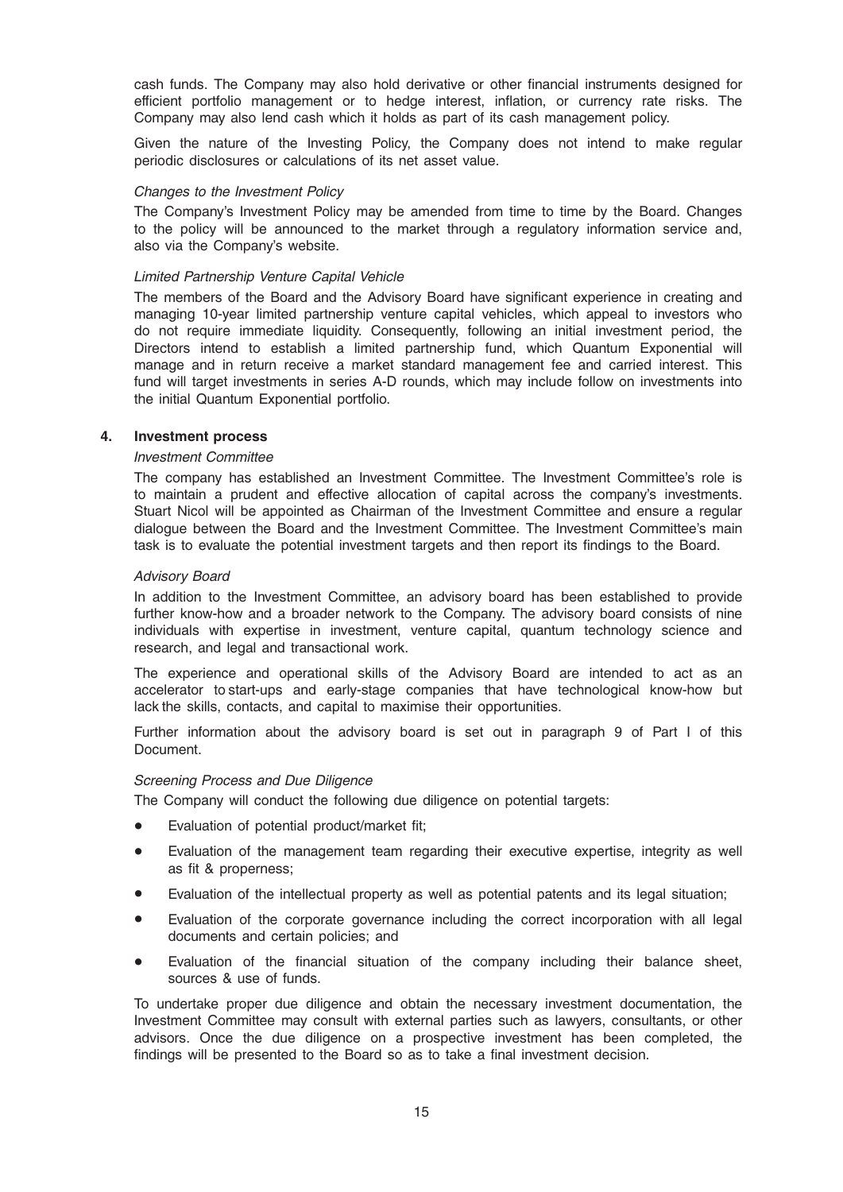cash funds. The Company may also hold derivative or other financial instruments designed for efficient portfolio management or to hedge interest, inflation, or currency rate risks. The Company may also lend cash which it holds as part of its cash management policy.

Given the nature of the Investing Policy, the Company does not intend to make regular periodic disclosures or calculations of its net asset value.

*Changes to the Investment Policy*

The Company's Investment Policy may be amended from time to time by the Board. Changes to the policy will be announced to the market through a regulatory information service and, also via the Company's website.

*Limited Partnership Venture Capital Vehicle*

The members of the Board and the Advisory Board have significant experience in creating and managing 10-year limited partnership venture capital vehicles, which appeal to investors who do not require immediate liquidity. Consequently, following an initial investment period, the Directors intend to establish a limited partnership fund, which Quantum Exponential will manage and in return receive a market standard management fee and carried interest. This fund will target investments in series A-D rounds, which may include follow on investments into the initial Quantum Exponential portfolio.

## 4. Investment process

*Investment Committee*

The company has established an Investment Committee. The Investment Committee's role is to maintain a prudent and effective allocation of capital across the company's investments. Stuart Nicol will be appointed as Chairman of the Investment Committee and ensure a regular dialogue between the Board and the Investment Committee. The Investment Committee's main task is to evaluate the potential investment targets and then report its findings to the Board.

*Advisory Board*

In addition to the Investment Committee, an advisory board has been established to provide further know-how and a broader network to the Company. The advisory board consists of nine individuals with expertise in investment, venture capital, quantum technology science and research, and legal and transactional work.

The experience and operational skills of the Advisory Board are intended to act as an accelerator to start-ups and early-stage companies that have technological know-how but lack the skills, contacts, and capital to maximise their opportunities.

Further information about the advisory board is set out in paragraph 9 of Part I of this Document.

*Screening Process and Due Diligence*

The Company will conduct the following due diligence on potential targets:

- Evaluation of potential product/market fit;
- Evaluation of the management team regarding their executive expertise, integrity as well as fit & properness;
- Evaluation of the intellectual property as well as potential patents and its legal situation;
- Evaluation of the corporate governance including the correct incorporation with all legal documents and certain policies; and
- Evaluation of the financial situation of the company including their balance sheet, sources & use of funds.

To undertake proper due diligence and obtain the necessary investment documentation, the Investment Committee may consult with external parties such as lawyers, consultants, or other advisors. Once the due diligence on a prospective investment has been completed, the findings will be presented to the Board so as to take a final investment decision.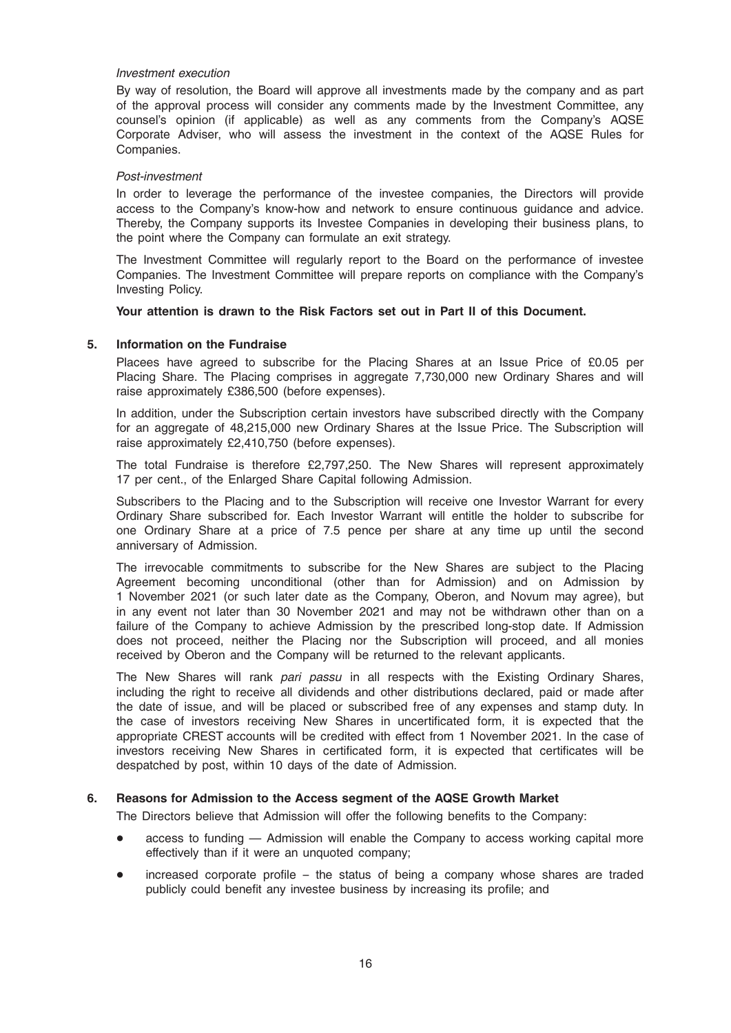*Investment execution*

By way of resolution, the Board will approve all investments made by the company and as part of the approval process will consider any comments made by the Investment Committee, any counsel's opinion (if applicable) as well as any comments from the Company's AQSE Corporate Adviser, who will assess the investment in the context of the AQSE Rules for Companies.

*Post-investment*

In order to leverage the performance of the investee companies, the Directors will provide access to the Company's know-how and network to ensure continuous guidance and advice. Thereby, the Company supports its Investee Companies in developing their business plans, to the point where the Company can formulate an exit strategy.

The Investment Committee will regularly report to the Board on the performance of investee Companies. The Investment Committee will prepare reports on compliance with the Company's Investing Policy.

**Your attention is drawn to the Risk Factors set out in Part II of this Document.**

## 5. Information on the Fundraise

Placees have agreed to subscribe for the Placing Shares at an Issue Price of £0.05 per Placing Share. The Placing comprises in aggregate 7,730,000 new Ordinary Shares and will raise approximately £386,500 (before expenses).

In addition, under the Subscription certain investors have subscribed directly with the Company for an aggregate of 48,215,000 new Ordinary Shares at the Issue Price. The Subscription will raise approximately £2,410,750 (before expenses).

The total Fundraise is therefore £2,797,250. The New Shares will represent approximately 17 per cent., of the Enlarged Share Capital following Admission.

Subscribers to the Placing and to the Subscription will receive one Investor Warrant for every Ordinary Share subscribed for. Each Investor Warrant will entitle the holder to subscribe for one Ordinary Share at a price of 7.5 pence per share at any time up until the second anniversary of Admission.

The irrevocable commitments to subscribe for the New Shares are subject to the Placing Agreement becoming unconditional (other than for Admission) and on Admission by 1 November 2021 (or such later date as the Company, Oberon, and Novum may agree), but in any event not later than 30 November 2021 and may not be withdrawn other than on a failure of the Company to achieve Admission by the prescribed long-stop date. If Admission does not proceed, neither the Placing nor the Subscription will proceed, and all monies received by Oberon and the Company will be returned to the relevant applicants.

The New Shares will rank *pari passu* in all respects with the Existing Ordinary Shares, including the right to receive all dividends and other distributions declared, paid or made after the date of issue, and will be placed or subscribed free of any expenses and stamp duty. In the case of investors receiving New Shares in uncertificated form, it is expected that the appropriate CREST accounts will be credited with effect from 1 November 2021. In the case of investors receiving New Shares in certificated form, it is expected that certificates will be despatched by post, within 10 days of the date of Admission.

## 6. Reasons for Admission to the Access segment of the AQSE Growth Market

The Directors believe that Admission will offer the following benefits to the Company:

- access to funding — Admission will enable the Company to access working capital more effectively than if it were an unquoted company;
- increased corporate profile – the status of being a company whose shares are traded publicly could benefit any investee business by increasing its profile; and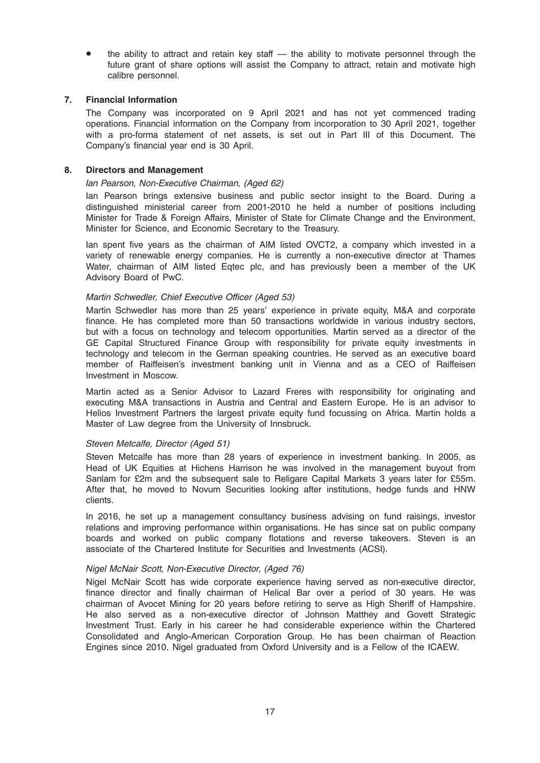- the ability to attract and retain key staff — the ability to motivate personnel through the future grant of share options will assist the Company to attract, retain and motivate high calibre personnel.

## 7. Financial Information

The Company was incorporated on 9 April 2021 and has not yet commenced trading operations. Financial information on the Company from incorporation to 30 April 2021, together with a pro-forma statement of net assets, is set out in Part III of this Document. The Company's financial year end is 30 April.

## 8. Directors and Management

*Ian Pearson, Non-Executive Chairman, (Aged 62)*

Ian Pearson brings extensive business and public sector insight to the Board. During a distinguished ministerial career from 2001-2010 he held a number of positions including Minister for Trade & Foreign Affairs, Minister of State for Climate Change and the Environment, Minister for Science, and Economic Secretary to the Treasury.

Ian spent five years as the chairman of AIM listed OVCT2, a company which invested in a variety of renewable energy companies. He is currently a non-executive director at Thames Water, chairman of AIM listed Eqtec plc, and has previously been a member of the UK Advisory Board of PwC.

*Martin Schwedler, Chief Executive Officer (Aged 53)*

Martin Schwedler has more than 25 years' experience in private equity, M&A and corporate finance. He has completed more than 50 transactions worldwide in various industry sectors, but with a focus on technology and telecom opportunities. Martin served as a director of the GE Capital Structured Finance Group with responsibility for private equity investments in technology and telecom in the German speaking countries. He served as an executive board member of Raiffeisen's investment banking unit in Vienna and as a CEO of Raiffeisen Investment in Moscow.

Martin acted as a Senior Advisor to Lazard Freres with responsibility for originating and executing M&A transactions in Austria and Central and Eastern Europe. He is an advisor to Helios Investment Partners the largest private equity fund focussing on Africa. Martin holds a Master of Law degree from the University of Innsbruck.

*Steven Metcalfe, Director (Aged 51)*

Steven Metcalfe has more than 28 years of experience in investment banking. In 2005, as Head of UK Equities at Hichens Harrison he was involved in the management buyout from Sanlam for £2m and the subsequent sale to Religare Capital Markets 3 years later for £55m. After that, he moved to Novum Securities looking after institutions, hedge funds and HNW clients.

In 2016, he set up a management consultancy business advising on fund raisings, investor relations and improving performance within organisations. He has since sat on public company boards and worked on public company flotations and reverse takeovers. Steven is an associate of the Chartered Institute for Securities and Investments (ACSI).

*Nigel McNair Scott, Non-Executive Director, (Aged 76)*

Nigel McNair Scott has wide corporate experience having served as non-executive director, finance director and finally chairman of Helical Bar over a period of 30 years. He was chairman of Avocet Mining for 20 years before retiring to serve as High Sheriff of Hampshire. He also served as a non-executive director of Johnson Matthey and Govett Strategic Investment Trust. Early in his career he had considerable experience within the Chartered Consolidated and Anglo-American Corporation Group. He has been chairman of Reaction Engines since 2010. Nigel graduated from Oxford University and is a Fellow of the ICAEW.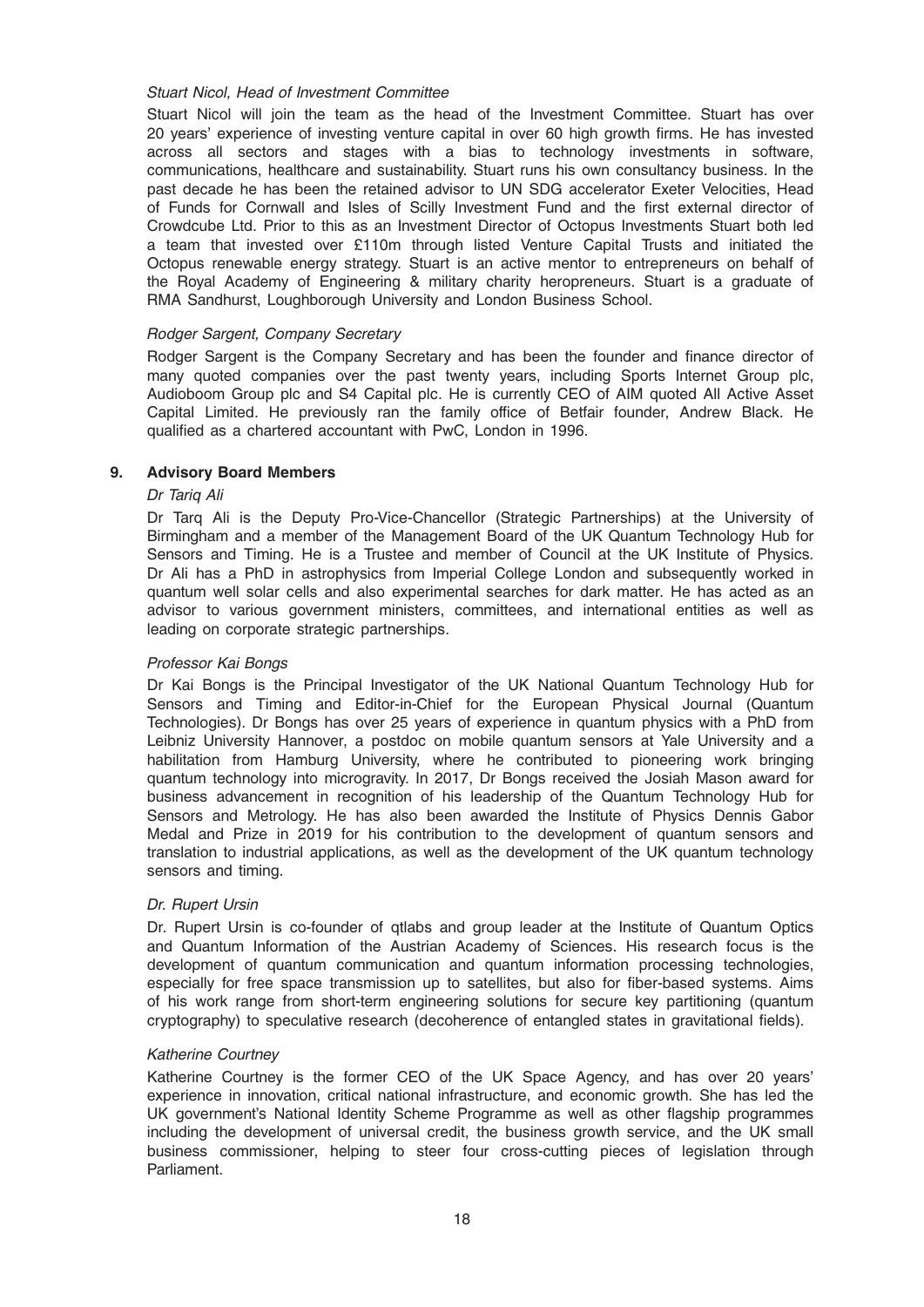*Stuart Nicol, Head of Investment Committee*

Stuart Nicol will join the team as the head of the Investment Committee. Stuart has over 20 years' experience of investing venture capital in over 60 high growth firms. He has invested across all sectors and stages with a bias to technology investments in software, communications, healthcare and sustainability. Stuart runs his own consultancy business. In the past decade he has been the retained advisor to UN SDG accelerator Exeter Velocities, Head of Funds for Cornwall and Isles of Scilly Investment Fund and the first external director of Crowdcube Ltd. Prior to this as an Investment Director of Octopus Investments Stuart both led a team that invested over £110m through listed Venture Capital Trusts and initiated the Octopus renewable energy strategy. Stuart is an active mentor to entrepreneurs on behalf of the Royal Academy of Engineering & military charity heropreneurs. Stuart is a graduate of RMA Sandhurst, Loughborough University and London Business School.

*Rodger Sargent, Company Secretary*

Rodger Sargent is the Company Secretary and has been the founder and finance director of many quoted companies over the past twenty years, including Sports Internet Group plc, Audioboom Group plc and S4 Capital plc. He is currently CEO of AIM quoted All Active Asset Capital Limited. He previously ran the family office of Betfair founder, Andrew Black. He qualified as a chartered accountant with PwC, London in 1996.

## 9. Advisory Board Members

*Dr Tariq Ali*

Dr Tarq Ali is the Deputy Pro-Vice-Chancellor (Strategic Partnerships) at the University of Birmingham and a member of the Management Board of the UK Quantum Technology Hub for Sensors and Timing. He is a Trustee and member of Council at the UK Institute of Physics. Dr Ali has a PhD in astrophysics from Imperial College London and subsequently worked in quantum well solar cells and also experimental searches for dark matter. He has acted as an advisor to various government ministers, committees, and international entities as well as leading on corporate strategic partnerships.

*Professor Kai Bongs*

Dr Kai Bongs is the Principal Investigator of the UK National Quantum Technology Hub for Sensors and Timing and Editor-in-Chief for the European Physical Journal (Quantum Technologies). Dr Bongs has over 25 years of experience in quantum physics with a PhD from Leibniz University Hannover, a postdoc on mobile quantum sensors at Yale University and a habilitation from Hamburg University, where he contributed to pioneering work bringing quantum technology into microgravity. In 2017, Dr Bongs received the Josiah Mason award for business advancement in recognition of his leadership of the Quantum Technology Hub for Sensors and Metrology. He has also been awarded the Institute of Physics Dennis Gabor Medal and Prize in 2019 for his contribution to the development of quantum sensors and translation to industrial applications, as well as the development of the UK quantum technology sensors and timing.

*Dr. Rupert Ursin*

Dr. Rupert Ursin is co-founder of qtlabs and group leader at the Institute of Quantum Optics and Quantum Information of the Austrian Academy of Sciences. His research focus is the development of quantum communication and quantum information processing technologies, especially for free space transmission up to satellites, but also for fiber-based systems. Aims of his work range from short-term engineering solutions for secure key partitioning (quantum cryptography) to speculative research (decoherence of entangled states in gravitational fields).

*Katherine Courtney*

Katherine Courtney is the former CEO of the UK Space Agency, and has over 20 years' experience in innovation, critical national infrastructure, and economic growth. She has led the UK government's National Identity Scheme Programme as well as other flagship programmes including the development of universal credit, the business growth service, and the UK small business commissioner, helping to steer four cross-cutting pieces of legislation through Parliament.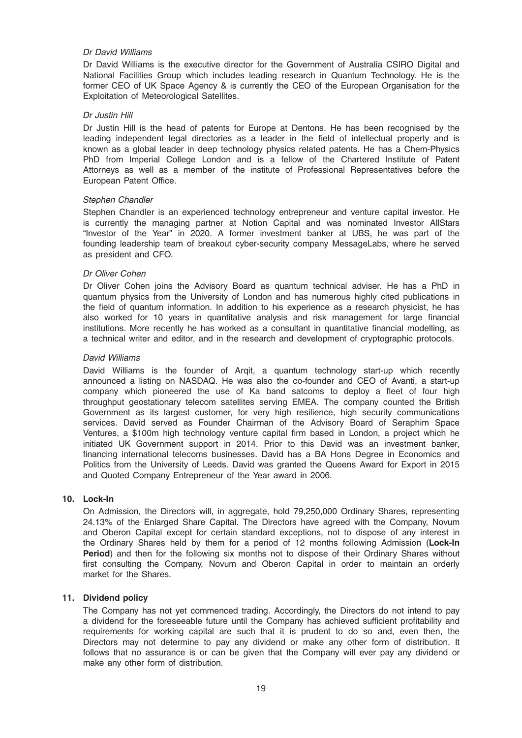*Dr David Williams*

Dr David Williams is the executive director for the Government of Australia CSIRO Digital and National Facilities Group which includes leading research in Quantum Technology. He is the former CEO of UK Space Agency & is currently the CEO of the European Organisation for the Exploitation of Meteorological Satellites.

*Dr Justin Hill*

Dr Justin Hill is the head of patents for Europe at Dentons. He has been recognised by the leading independent legal directories as a leader in the field of intellectual property and is known as a global leader in deep technology physics related patents. He has a Chem-Physics PhD from Imperial College London and is a fellow of the Chartered Institute of Patent Attorneys as well as a member of the institute of Professional Representatives before the European Patent Office.

*Stephen Chandler*

Stephen Chandler is an experienced technology entrepreneur and venture capital investor. He is currently the managing partner at Notion Capital and was nominated Investor AllStars "Investor of the Year" in 2020. A former investment banker at UBS, he was part of the founding leadership team of breakout cyber-security company MessageLabs, where he served as president and CFO.

*Dr Oliver Cohen*

Dr Oliver Cohen joins the Advisory Board as quantum technical adviser. He has a PhD in quantum physics from the University of London and has numerous highly cited publications in the field of quantum information. In addition to his experience as a research physicist, he has also worked for 10 years in quantitative analysis and risk management for large financial institutions. More recently he has worked as a consultant in quantitative financial modelling, as a technical writer and editor, and in the research and development of cryptographic protocols.

*David Williams*

David Williams is the founder of Arqit, a quantum technology start-up which recently announced a listing on NASDAQ. He was also the co-founder and CEO of Avanti, a start-up company which pioneered the use of Ka band satcoms to deploy a fleet of four high throughput geostationary telecom satellites serving EMEA. The company counted the British Government as its largest customer, for very high resilience, high security communications services. David served as Founder Chairman of the Advisory Board of Seraphim Space Ventures, a $100m high technology venture capital firm based in London, a project which he initiated UK Government support in 2014. Prior to this David was an investment banker, financing international telecoms businesses. David has a BA Hons Degree in Economics and Politics from the University of Leeds. David was granted the Queens Award for Export in 2015 and Quoted Company Entrepreneur of the Year award in 2006.

## 10. Lock-In

On Admission, the Directors will, in aggregate, hold 79,250,000 Ordinary Shares, representing 24.13% of the Enlarged Share Capital. The Directors have agreed with the Company, Novum and Oberon Capital except for certain standard exceptions, not to dispose of any interest in the Ordinary Shares held by them for a period of 12 months following Admission (**Lock-In Period**) and then for the following six months not to dispose of their Ordinary Shares without first consulting the Company, Novum and Oberon Capital in order to maintain an orderly market for the Shares.

## 11. Dividend policy

The Company has not yet commenced trading. Accordingly, the Directors do not intend to pay a dividend for the foreseeable future until the Company has achieved sufficient profitability and requirements for working capital are such that it is prudent to do so and, even then, the Directors may not determine to pay any dividend or make any other form of distribution. It follows that no assurance is or can be given that the Company will ever pay any dividend or make any other form of distribution.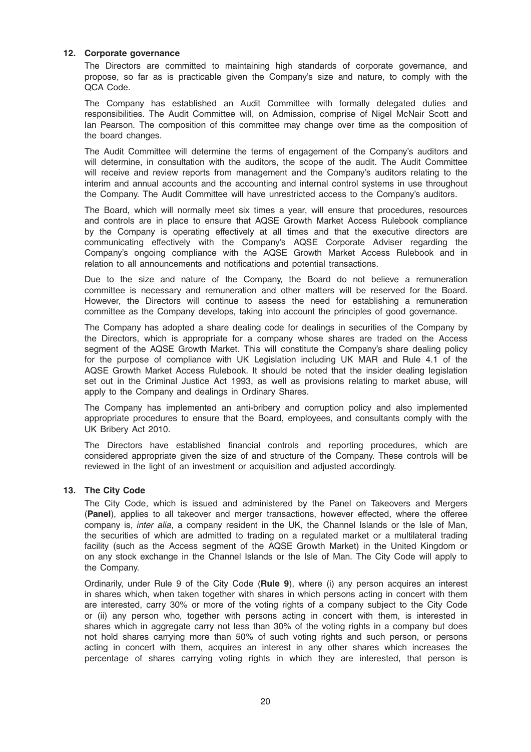## 12. Corporate governance

The Directors are committed to maintaining high standards of corporate governance, and propose, so far as is practicable given the Company's size and nature, to comply with the QCA Code.

The Company has established an Audit Committee with formally delegated duties and responsibilities. The Audit Committee will, on Admission, comprise of Nigel McNair Scott and Ian Pearson. The composition of this committee may change over time as the composition of the board changes.

The Audit Committee will determine the terms of engagement of the Company's auditors and will determine, in consultation with the auditors, the scope of the audit. The Audit Committee will receive and review reports from management and the Company's auditors relating to the interim and annual accounts and the accounting and internal control systems in use throughout the Company. The Audit Committee will have unrestricted access to the Company's auditors.

The Board, which will normally meet six times a year, will ensure that procedures, resources and controls are in place to ensure that AQSE Growth Market Access Rulebook compliance by the Company is operating effectively at all times and that the executive directors are communicating effectively with the Company's AQSE Corporate Adviser regarding the Company's ongoing compliance with the AQSE Growth Market Access Rulebook and in relation to all announcements and notifications and potential transactions.

Due to the size and nature of the Company, the Board do not believe a remuneration committee is necessary and remuneration and other matters will be reserved for the Board. However, the Directors will continue to assess the need for establishing a remuneration committee as the Company develops, taking into account the principles of good governance.

The Company has adopted a share dealing code for dealings in securities of the Company by the Directors, which is appropriate for a company whose shares are traded on the Access segment of the AQSE Growth Market. This will constitute the Company's share dealing policy for the purpose of compliance with UK Legislation including UK MAR and Rule 4.1 of the AQSE Growth Market Access Rulebook. It should be noted that the insider dealing legislation set out in the Criminal Justice Act 1993, as well as provisions relating to market abuse, will apply to the Company and dealings in Ordinary Shares.

The Company has implemented an anti-bribery and corruption policy and also implemented appropriate procedures to ensure that the Board, employees, and consultants comply with the UK Bribery Act 2010.

The Directors have established financial controls and reporting procedures, which are considered appropriate given the size of and structure of the Company. These controls will be reviewed in the light of an investment or acquisition and adjusted accordingly.

## 13. The City Code

The City Code, which is issued and administered by the Panel on Takeovers and Mergers (**Panel**), applies to all takeover and merger transactions, however effected, where the offeree company is, *inter alia*, a company resident in the UK, the Channel Islands or the Isle of Man, the securities of which are admitted to trading on a regulated market or a multilateral trading facility (such as the Access segment of the AQSE Growth Market) in the United Kingdom or on any stock exchange in the Channel Islands or the Isle of Man. The City Code will apply to the Company.

Ordinarily, under Rule 9 of the City Code (**Rule 9**), where (i) any person acquires an interest in shares which, when taken together with shares in which persons acting in concert with them are interested, carry 30% or more of the voting rights of a company subject to the City Code or (ii) any person who, together with persons acting in concert with them, is interested in shares which in aggregate carry not less than 30% of the voting rights in a company but does not hold shares carrying more than 50% of such voting rights and such person, or persons acting in concert with them, acquires an interest in any other shares which increases the percentage of shares carrying voting rights in which they are interested, that person is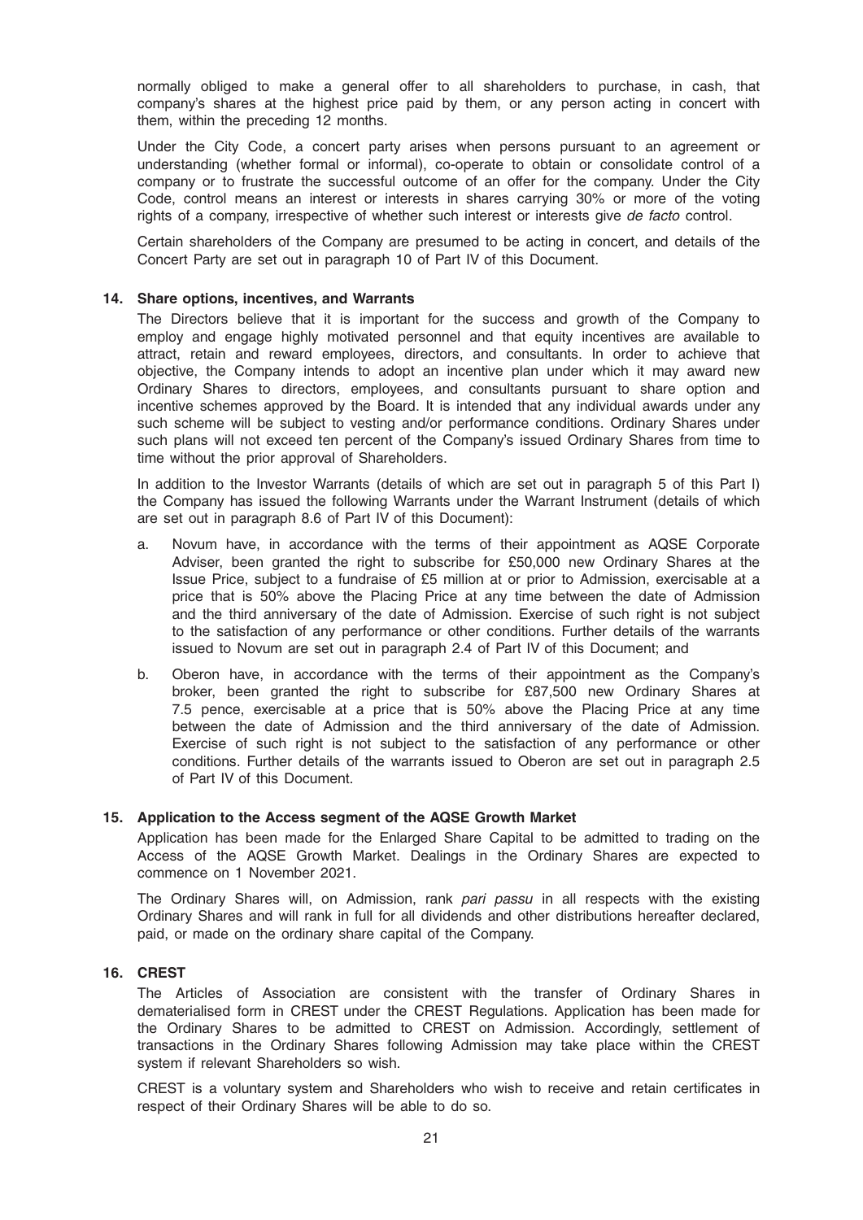normally obliged to make a general offer to all shareholders to purchase, in cash, that company's shares at the highest price paid by them, or any person acting in concert with them, within the preceding 12 months.

Under the City Code, a concert party arises when persons pursuant to an agreement or understanding (whether formal or informal), co-operate to obtain or consolidate control of a company or to frustrate the successful outcome of an offer for the company. Under the City Code, control means an interest or interests in shares carrying 30% or more of the voting rights of a company, irrespective of whether such interest or interests give *de facto* control.

Certain shareholders of the Company are presumed to be acting in concert, and details of the Concert Party are set out in paragraph 10 of Part IV of this Document.

## 14. Share options, incentives, and Warrants

The Directors believe that it is important for the success and growth of the Company to employ and engage highly motivated personnel and that equity incentives are available to attract, retain and reward employees, directors, and consultants. In order to achieve that objective, the Company intends to adopt an incentive plan under which it may award new Ordinary Shares to directors, employees, and consultants pursuant to share option and incentive schemes approved by the Board. It is intended that any individual awards under any such scheme will be subject to vesting and/or performance conditions. Ordinary Shares under such plans will not exceed ten percent of the Company's issued Ordinary Shares from time to time without the prior approval of Shareholders.

In addition to the Investor Warrants (details of which are set out in paragraph 5 of this Part I) the Company has issued the following Warrants under the Warrant Instrument (details of which are set out in paragraph 8.6 of Part IV of this Document):

a. Novum have, in accordance with the terms of their appointment as AQSE Corporate Adviser, been granted the right to subscribe for £50,000 new Ordinary Shares at the Issue Price, subject to a fundraise of £5 million at or prior to Admission, exercisable at a price that is 50% above the Placing Price at any time between the date of Admission and the third anniversary of the date of Admission. Exercise of such right is not subject to the satisfaction of any performance or other conditions. Further details of the warrants issued to Novum are set out in paragraph 2.4 of Part IV of this Document; and

b. Oberon have, in accordance with the terms of their appointment as the Company's broker, been granted the right to subscribe for £87,500 new Ordinary Shares at 7.5 pence, exercisable at a price that is 50% above the Placing Price at any time between the date of Admission and the third anniversary of the date of Admission. Exercise of such right is not subject to the satisfaction of any performance or other conditions. Further details of the warrants issued to Oberon are set out in paragraph 2.5 of Part IV of this Document.

## 15. Application to the Access segment of the AQSE Growth Market

Application has been made for the Enlarged Share Capital to be admitted to trading on the Access of the AQSE Growth Market. Dealings in the Ordinary Shares are expected to commence on 1 November 2021.

The Ordinary Shares will, on Admission, rank *pari passu* in all respects with the existing Ordinary Shares and will rank in full for all dividends and other distributions hereafter declared, paid, or made on the ordinary share capital of the Company.

## 16. CREST

The Articles of Association are consistent with the transfer of Ordinary Shares in dematerialised form in CREST under the CREST Regulations. Application has been made for the Ordinary Shares to be admitted to CREST on Admission. Accordingly, settlement of transactions in the Ordinary Shares following Admission may take place within the CREST system if relevant Shareholders so wish.

CREST is a voluntary system and Shareholders who wish to receive and retain certificates in respect of their Ordinary Shares will be able to do so.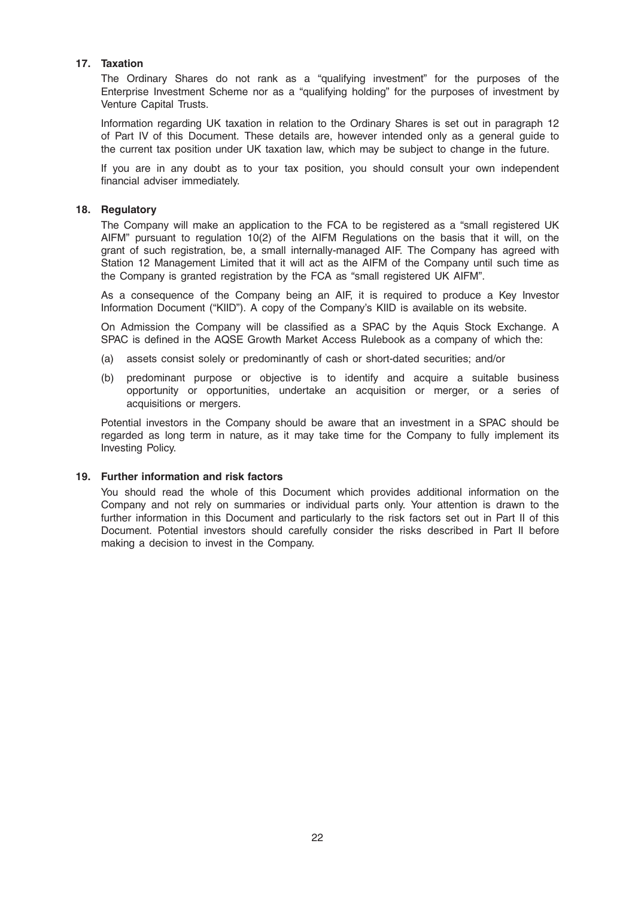**17. Taxation**

The Ordinary Shares do not rank as a "qualifying investment" for the purposes of the Enterprise Investment Scheme nor as a "qualifying holding" for the purposes of investment by Venture Capital Trusts.

Information regarding UK taxation in relation to the Ordinary Shares is set out in paragraph 12 of Part IV of this Document. These details are, however intended only as a general guide to the current tax position under UK taxation law, which may be subject to change in the future.

If you are in any doubt as to your tax position, you should consult your own independent financial adviser immediately.

**18. Regulatory**

The Company will make an application to the FCA to be registered as a "small registered UK AIFM" pursuant to regulation 10(2) of the AIFM Regulations on the basis that it will, on the grant of such registration, be, a small internally-managed AIF. The Company has agreed with Station 12 Management Limited that it will act as the AIFM of the Company until such time as the Company is granted registration by the FCA as "small registered UK AIFM".

As a consequence of the Company being an AIF, it is required to produce a Key Investor Information Document ("KIID"). A copy of the Company's KIID is available on its website.

On Admission the Company will be classified as a SPAC by the Aquis Stock Exchange. A SPAC is defined in the AQSE Growth Market Access Rulebook as a company of which the:

(a) assets consist solely or predominantly of cash or short-dated securities; and/or

(b) predominant purpose or objective is to identify and acquire a suitable business opportunity or opportunities, undertake an acquisition or merger, or a series of acquisitions or mergers.

Potential investors in the Company should be aware that an investment in a SPAC should be regarded as long term in nature, as it may take time for the Company to fully implement its Investing Policy.

**19. Further information and risk factors**

You should read the whole of this Document which provides additional information on the Company and not rely on summaries or individual parts only. Your attention is drawn to the further information in this Document and particularly to the risk factors set out in Part II of this Document. Potential investors should carefully consider the risks described in Part II before making a decision to invest in the Company.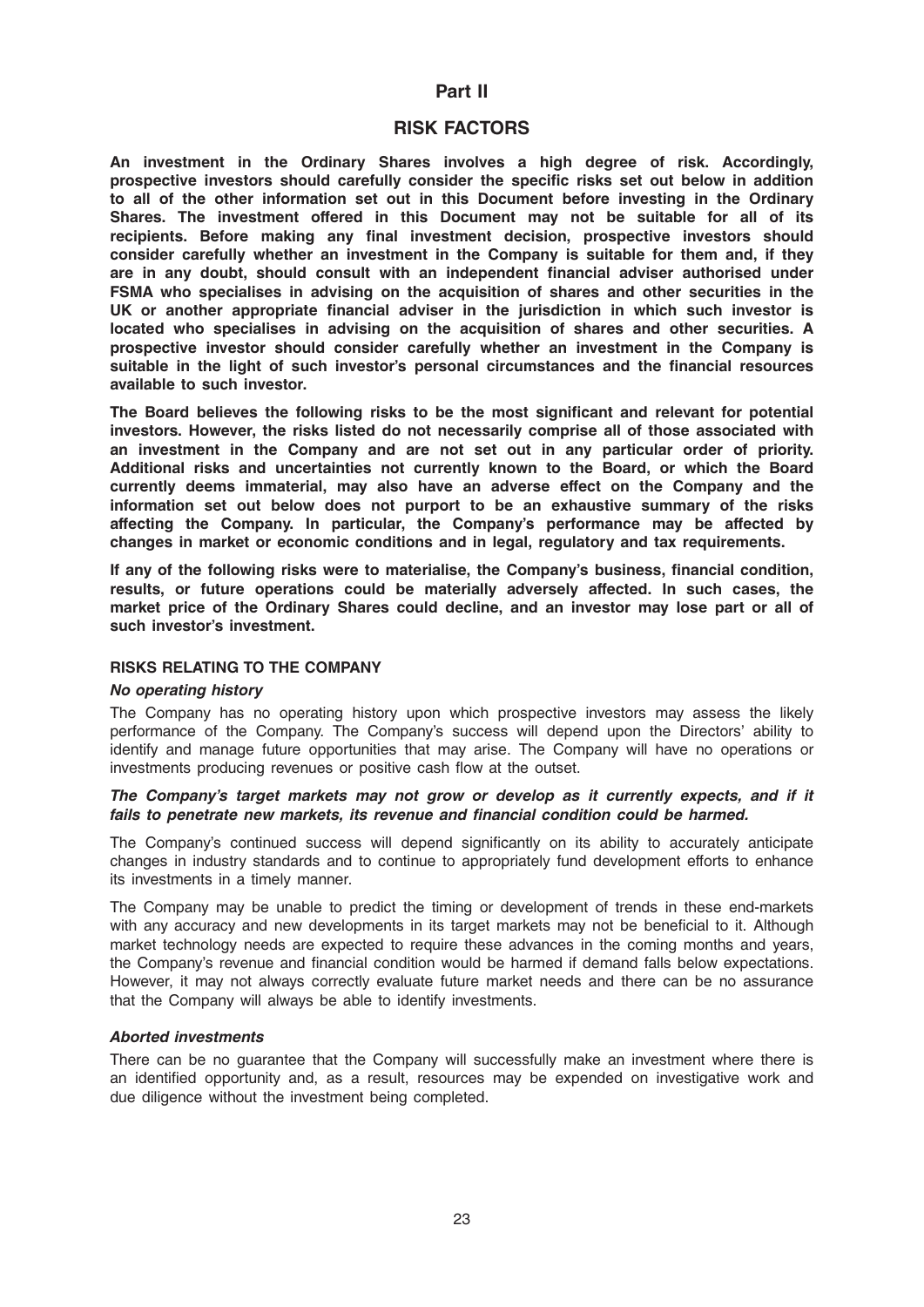# Part II

## RISK FACTORS

**An investment in the Ordinary Shares involves a high degree of risk. Accordingly, prospective investors should carefully consider the specific risks set out below in addition to all of the other information set out in this Document before investing in the Ordinary Shares. The investment offered in this Document may not be suitable for all of its recipients. Before making any final investment decision, prospective investors should consider carefully whether an investment in the Company is suitable for them and, if they are in any doubt, should consult with an independent financial adviser authorised under FSMA who specialises in advising on the acquisition of shares and other securities in the UK or another appropriate financial adviser in the jurisdiction in which such investor is located who specialises in advising on the acquisition of shares and other securities. A prospective investor should consider carefully whether an investment in the Company is suitable in the light of such investor's personal circumstances and the financial resources available to such investor.**

**The Board believes the following risks to be the most significant and relevant for potential investors. However, the risks listed do not necessarily comprise all of those associated with an investment in the Company and are not set out in any particular order of priority. Additional risks and uncertainties not currently known to the Board, or which the Board currently deems immaterial, may also have an adverse effect on the Company and the information set out below does not purport to be an exhaustive summary of the risks affecting the Company. In particular, the Company's performance may be affected by changes in market or economic conditions and in legal, regulatory and tax requirements.**

**If any of the following risks were to materialise, the Company's business, financial condition, results, or future operations could be materially adversely affected. In such cases, the market price of the Ordinary Shares could decline, and an investor may lose part or all of such investor's investment.**

### RISKS RELATING TO THE COMPANY

***No operating history***

The Company has no operating history upon which prospective investors may assess the likely performance of the Company. The Company's success will depend upon the Directors' ability to identify and manage future opportunities that may arise. The Company will have no operations or investments producing revenues or positive cash flow at the outset.

***The Company's target markets may not grow or develop as it currently expects, and if it fails to penetrate new markets, its revenue and financial condition could be harmed.***

The Company's continued success will depend significantly on its ability to accurately anticipate changes in industry standards and to continue to appropriately fund development efforts to enhance its investments in a timely manner.

The Company may be unable to predict the timing or development of trends in these end-markets with any accuracy and new developments in its target markets may not be beneficial to it. Although market technology needs are expected to require these advances in the coming months and years, the Company's revenue and financial condition would be harmed if demand falls below expectations. However, it may not always correctly evaluate future market needs and there can be no assurance that the Company will always be able to identify investments.

***Aborted investments***

There can be no guarantee that the Company will successfully make an investment where there is an identified opportunity and, as a result, resources may be expended on investigative work and due diligence without the investment being completed.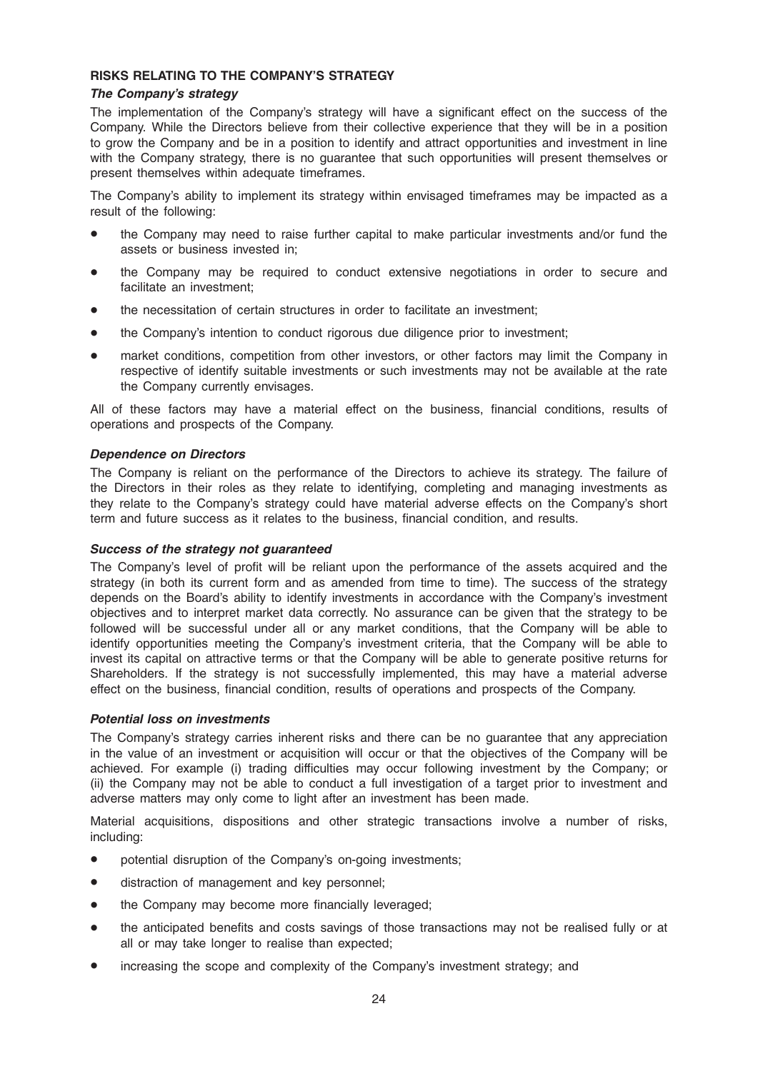## RISKS RELATING TO THE COMPANY'S STRATEGY

### *The Company's strategy*

The implementation of the Company's strategy will have a significant effect on the success of the Company. While the Directors believe from their collective experience that they will be in a position to grow the Company and be in a position to identify and attract opportunities and investment in line with the Company strategy, there is no guarantee that such opportunities will present themselves or present themselves within adequate timeframes.

The Company's ability to implement its strategy within envisaged timeframes may be impacted as a result of the following:

- the Company may need to raise further capital to make particular investments and/or fund the assets or business invested in;
- the Company may be required to conduct extensive negotiations in order to secure and facilitate an investment;
- the necessitation of certain structures in order to facilitate an investment;
- the Company's intention to conduct rigorous due diligence prior to investment;
- market conditions, competition from other investors, or other factors may limit the Company in respective of identify suitable investments or such investments may not be available at the rate the Company currently envisages.

All of these factors may have a material effect on the business, financial conditions, results of operations and prospects of the Company.

### *Dependence on Directors*

The Company is reliant on the performance of the Directors to achieve its strategy. The failure of the Directors in their roles as they relate to identifying, completing and managing investments as they relate to the Company's strategy could have material adverse effects on the Company's short term and future success as it relates to the business, financial condition, and results.

### *Success of the strategy not guaranteed*

The Company's level of profit will be reliant upon the performance of the assets acquired and the strategy (in both its current form and as amended from time to time). The success of the strategy depends on the Board's ability to identify investments in accordance with the Company's investment objectives and to interpret market data correctly. No assurance can be given that the strategy to be followed will be successful under all or any market conditions, that the Company will be able to identify opportunities meeting the Company's investment criteria, that the Company will be able to invest its capital on attractive terms or that the Company will be able to generate positive returns for Shareholders. If the strategy is not successfully implemented, this may have a material adverse effect on the business, financial condition, results of operations and prospects of the Company.

### *Potential loss on investments*

The Company's strategy carries inherent risks and there can be no guarantee that any appreciation in the value of an investment or acquisition will occur or that the objectives of the Company will be achieved. For example (i) trading difficulties may occur following investment by the Company; or (ii) the Company may not be able to conduct a full investigation of a target prior to investment and adverse matters may only come to light after an investment has been made.

Material acquisitions, dispositions and other strategic transactions involve a number of risks, including:

- potential disruption of the Company's on-going investments;
- distraction of management and key personnel;
- the Company may become more financially leveraged;
- the anticipated benefits and costs savings of those transactions may not be realised fully or at all or may take longer to realise than expected;
- increasing the scope and complexity of the Company's investment strategy; and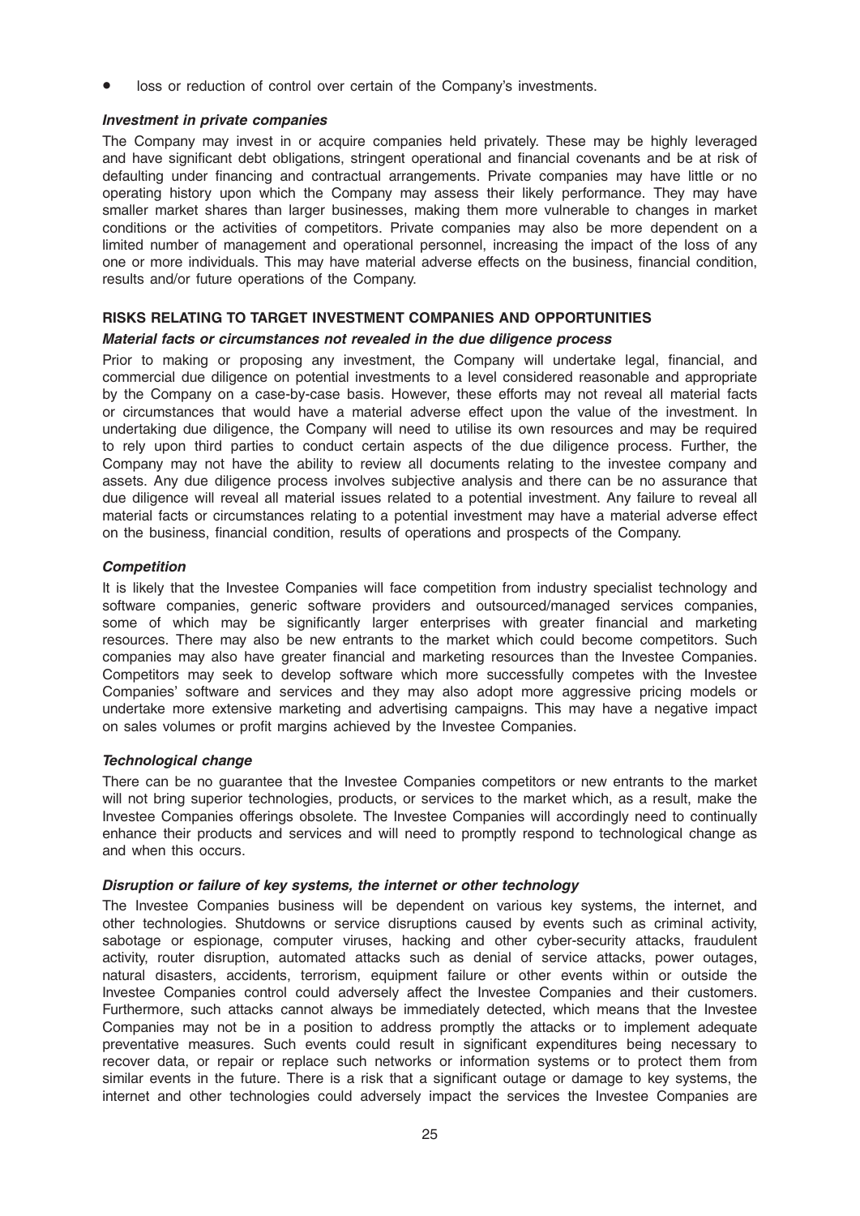- loss or reduction of control over certain of the Company's investments.

### *Investment in private companies*

The Company may invest in or acquire companies held privately. These may be highly leveraged and have significant debt obligations, stringent operational and financial covenants and be at risk of defaulting under financing and contractual arrangements. Private companies may have little or no operating history upon which the Company may assess their likely performance. They may have smaller market shares than larger businesses, making them more vulnerable to changes in market conditions or the activities of competitors. Private companies may also be more dependent on a limited number of management and operational personnel, increasing the impact of the loss of any one or more individuals. This may have material adverse effects on the business, financial condition, results and/or future operations of the Company.

## RISKS RELATING TO TARGET INVESTMENT COMPANIES AND OPPORTUNITIES

### *Material facts or circumstances not revealed in the due diligence process*

Prior to making or proposing any investment, the Company will undertake legal, financial, and commercial due diligence on potential investments to a level considered reasonable and appropriate by the Company on a case-by-case basis. However, these efforts may not reveal all material facts or circumstances that would have a material adverse effect upon the value of the investment. In undertaking due diligence, the Company will need to utilise its own resources and may be required to rely upon third parties to conduct certain aspects of the due diligence process. Further, the Company may not have the ability to review all documents relating to the investee company and assets. Any due diligence process involves subjective analysis and there can be no assurance that due diligence will reveal all material issues related to a potential investment. Any failure to reveal all material facts or circumstances relating to a potential investment may have a material adverse effect on the business, financial condition, results of operations and prospects of the Company.

### *Competition*

It is likely that the Investee Companies will face competition from industry specialist technology and software companies, generic software providers and outsourced/managed services companies, some of which may be significantly larger enterprises with greater financial and marketing resources. There may also be new entrants to the market which could become competitors. Such companies may also have greater financial and marketing resources than the Investee Companies. Competitors may seek to develop software which more successfully competes with the Investee Companies' software and services and they may also adopt more aggressive pricing models or undertake more extensive marketing and advertising campaigns. This may have a negative impact on sales volumes or profit margins achieved by the Investee Companies.

### *Technological change*

There can be no guarantee that the Investee Companies competitors or new entrants to the market will not bring superior technologies, products, or services to the market which, as a result, make the Investee Companies offerings obsolete. The Investee Companies will accordingly need to continually enhance their products and services and will need to promptly respond to technological change as and when this occurs.

### *Disruption or failure of key systems, the internet or other technology*

The Investee Companies business will be dependent on various key systems, the internet, and other technologies. Shutdowns or service disruptions caused by events such as criminal activity, sabotage or espionage, computer viruses, hacking and other cyber-security attacks, fraudulent activity, router disruption, automated attacks such as denial of service attacks, power outages, natural disasters, accidents, terrorism, equipment failure or other events within or outside the Investee Companies control could adversely affect the Investee Companies and their customers. Furthermore, such attacks cannot always be immediately detected, which means that the Investee Companies may not be in a position to address promptly the attacks or to implement adequate preventative measures. Such events could result in significant expenditures being necessary to recover data, or repair or replace such networks or information systems or to protect them from similar events in the future. There is a risk that a significant outage or damage to key systems, the internet and other technologies could adversely impact the services the Investee Companies are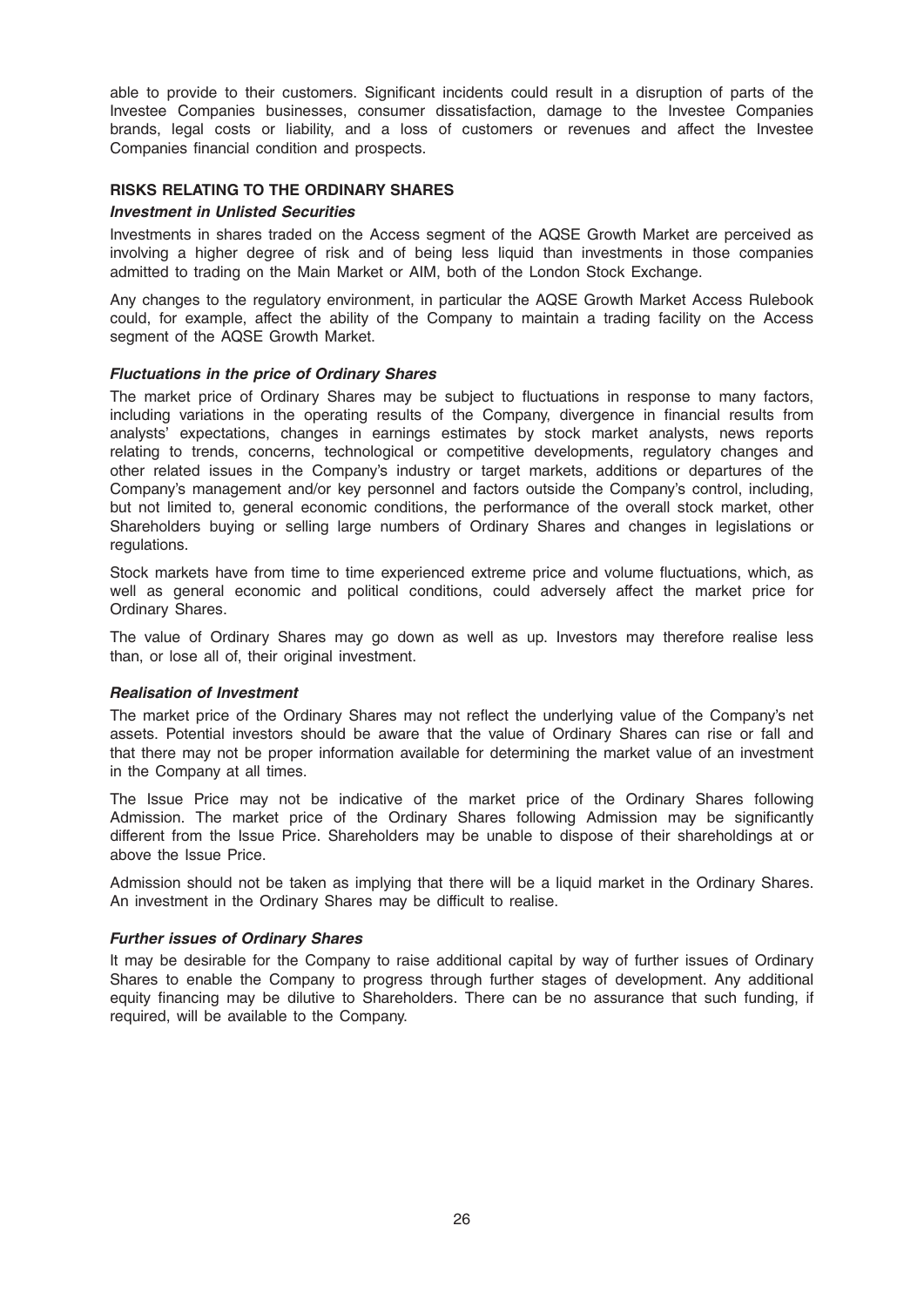able to provide to their customers. Significant incidents could result in a disruption of parts of the Investee Companies businesses, consumer dissatisfaction, damage to the Investee Companies brands, legal costs or liability, and a loss of customers or revenues and affect the Investee Companies financial condition and prospects.

## RISKS RELATING TO THE ORDINARY SHARES

### *Investment in Unlisted Securities*

Investments in shares traded on the Access segment of the AQSE Growth Market are perceived as involving a higher degree of risk and of being less liquid than investments in those companies admitted to trading on the Main Market or AIM, both of the London Stock Exchange.

Any changes to the regulatory environment, in particular the AQSE Growth Market Access Rulebook could, for example, affect the ability of the Company to maintain a trading facility on the Access segment of the AQSE Growth Market.

### *Fluctuations in the price of Ordinary Shares*

The market price of Ordinary Shares may be subject to fluctuations in response to many factors, including variations in the operating results of the Company, divergence in financial results from analysts' expectations, changes in earnings estimates by stock market analysts, news reports relating to trends, concerns, technological or competitive developments, regulatory changes and other related issues in the Company's industry or target markets, additions or departures of the Company's management and/or key personnel and factors outside the Company's control, including, but not limited to, general economic conditions, the performance of the overall stock market, other Shareholders buying or selling large numbers of Ordinary Shares and changes in legislations or regulations.

Stock markets have from time to time experienced extreme price and volume fluctuations, which, as well as general economic and political conditions, could adversely affect the market price for Ordinary Shares.

The value of Ordinary Shares may go down as well as up. Investors may therefore realise less than, or lose all of, their original investment.

### *Realisation of Investment*

The market price of the Ordinary Shares may not reflect the underlying value of the Company's net assets. Potential investors should be aware that the value of Ordinary Shares can rise or fall and that there may not be proper information available for determining the market value of an investment in the Company at all times.

The Issue Price may not be indicative of the market price of the Ordinary Shares following Admission. The market price of the Ordinary Shares following Admission may be significantly different from the Issue Price. Shareholders may be unable to dispose of their shareholdings at or above the Issue Price.

Admission should not be taken as implying that there will be a liquid market in the Ordinary Shares. An investment in the Ordinary Shares may be difficult to realise.

### *Further issues of Ordinary Shares*

It may be desirable for the Company to raise additional capital by way of further issues of Ordinary Shares to enable the Company to progress through further stages of development. Any additional equity financing may be dilutive to Shareholders. There can be no assurance that such funding, if required, will be available to the Company.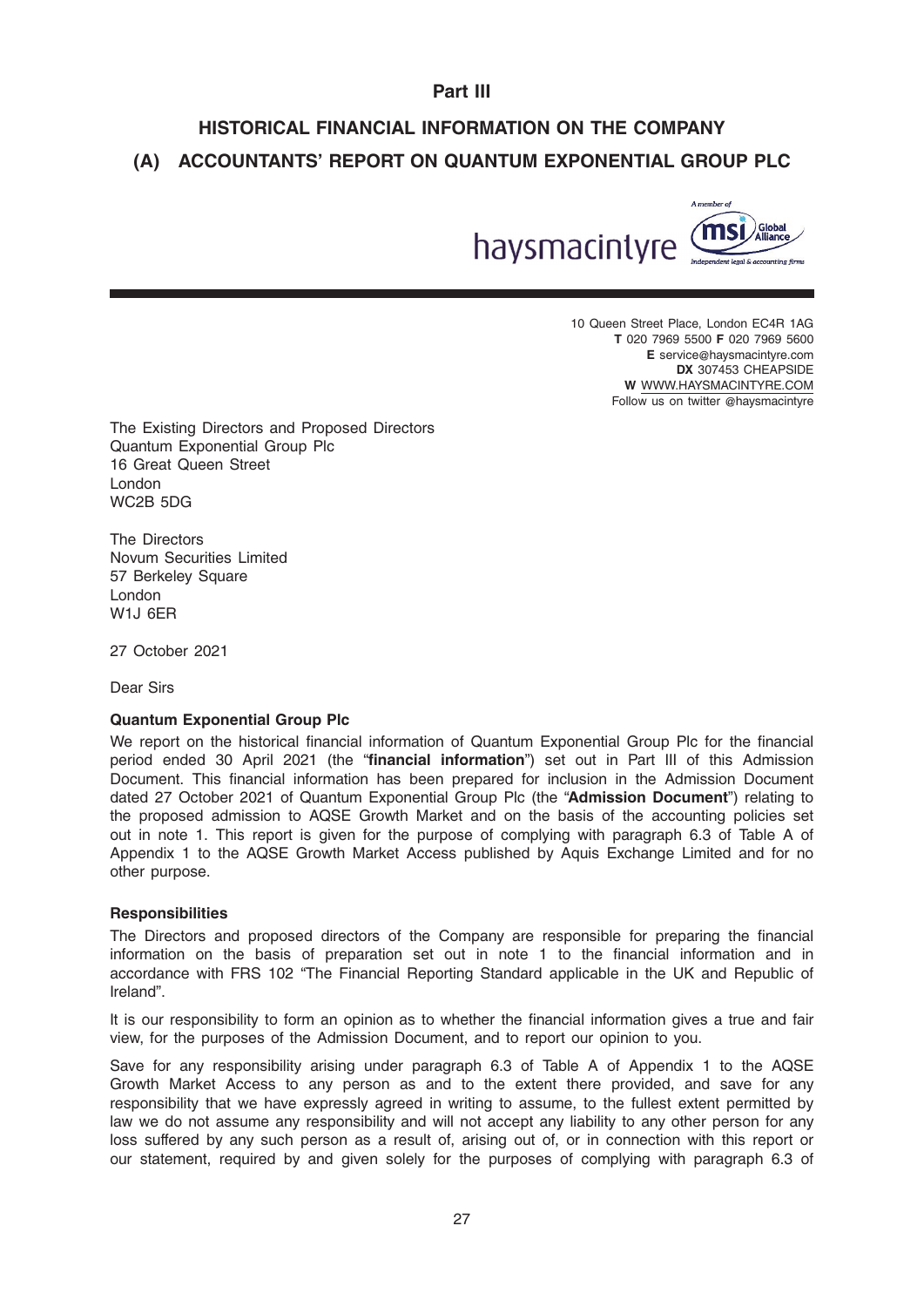# Part III

## HISTORICAL FINANCIAL INFORMATION ON THE COMPANY

## (A) ACCOUNTANTS' REPORT ON QUANTUM EXPONENTIAL GROUP PLC

haysmacintyre

A member of MSI Global Alliance – Independent legal & accounting firms

10 Queen Street Place, London EC4R 1AG
**T** 020 7969 5500 **F** 020 7969 5600
**E** service@haysmacintyre.com
**DX** 307453 CHEAPSIDE
**W** WWW.HAYSMACINTYRE.COM
Follow us on twitter @haysmacintyre

The Existing Directors and Proposed Directors
Quantum Exponential Group Plc
16 Great Queen Street
London
WC2B 5DG

The Directors
Novum Securities Limited
57 Berkeley Square
London
W1J 6ER

27 October 2021

Dear Sirs

**Quantum Exponential Group Plc**

We report on the historical financial information of Quantum Exponential Group Plc for the financial period ended 30 April 2021 (the "**financial information**") set out in Part III of this Admission Document. This financial information has been prepared for inclusion in the Admission Document dated 27 October 2021 of Quantum Exponential Group Plc (the "**Admission Document**") relating to the proposed admission to AQSE Growth Market and on the basis of the accounting policies set out in note 1. This report is given for the purpose of complying with paragraph 6.3 of Table A of Appendix 1 to the AQSE Growth Market Access published by Aquis Exchange Limited and for no other purpose.

**Responsibilities**

The Directors and proposed directors of the Company are responsible for preparing the financial information on the basis of preparation set out in note 1 to the financial information and in accordance with FRS 102 "The Financial Reporting Standard applicable in the UK and Republic of Ireland".

It is our responsibility to form an opinion as to whether the financial information gives a true and fair view, for the purposes of the Admission Document, and to report our opinion to you.

Save for any responsibility arising under paragraph 6.3 of Table A of Appendix 1 to the AQSE Growth Market Access to any person as and to the extent there provided, and save for any responsibility that we have expressly agreed in writing to assume, to the fullest extent permitted by law we do not assume any responsibility and will not accept any liability to any other person for any loss suffered by any such person as a result of, arising out of, or in connection with this report or our statement, required by and given solely for the purposes of complying with paragraph 6.3 of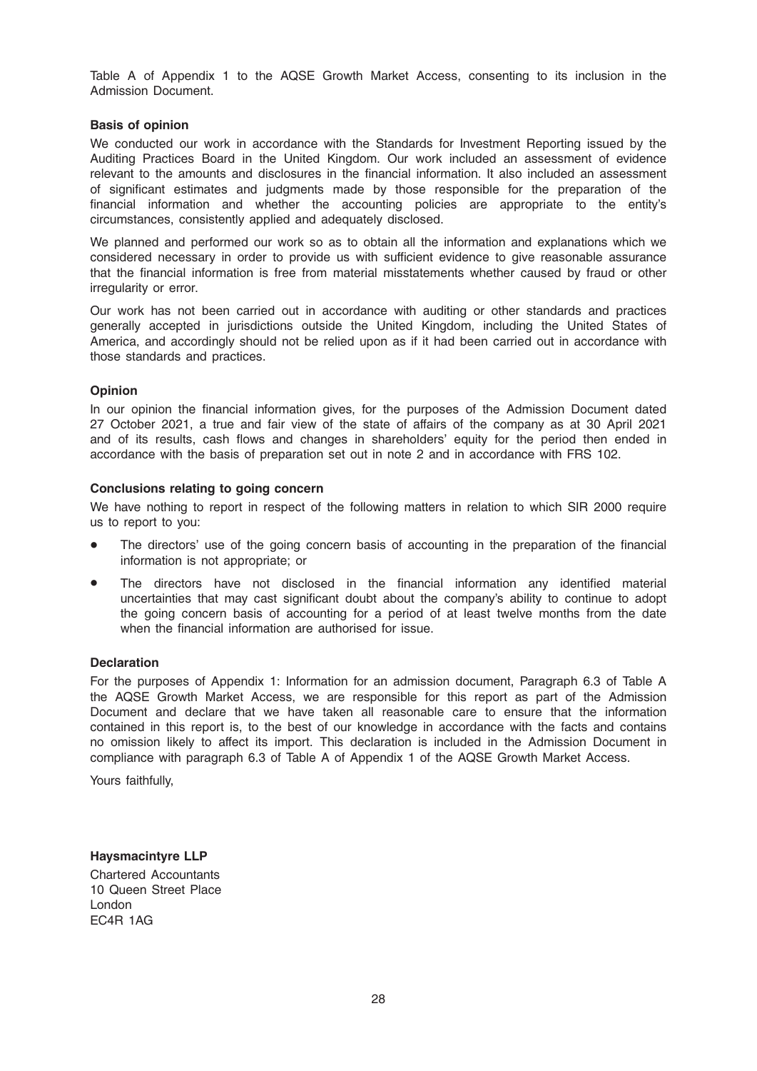Table A of Appendix 1 to the AQSE Growth Market Access, consenting to its inclusion in the Admission Document.

**Basis of opinion**

We conducted our work in accordance with the Standards for Investment Reporting issued by the Auditing Practices Board in the United Kingdom. Our work included an assessment of evidence relevant to the amounts and disclosures in the financial information. It also included an assessment of significant estimates and judgments made by those responsible for the preparation of the financial information and whether the accounting policies are appropriate to the entity's circumstances, consistently applied and adequately disclosed.

We planned and performed our work so as to obtain all the information and explanations which we considered necessary in order to provide us with sufficient evidence to give reasonable assurance that the financial information is free from material misstatements whether caused by fraud or other irregularity or error.

Our work has not been carried out in accordance with auditing or other standards and practices generally accepted in jurisdictions outside the United Kingdom, including the United States of America, and accordingly should not be relied upon as if it had been carried out in accordance with those standards and practices.

**Opinion**

In our opinion the financial information gives, for the purposes of the Admission Document dated 27 October 2021, a true and fair view of the state of affairs of the company as at 30 April 2021 and of its results, cash flows and changes in shareholders' equity for the period then ended in accordance with the basis of preparation set out in note 2 and in accordance with FRS 102.

**Conclusions relating to going concern**

We have nothing to report in respect of the following matters in relation to which SIR 2000 require us to report to you:

- The directors' use of the going concern basis of accounting in the preparation of the financial information is not appropriate; or
- The directors have not disclosed in the financial information any identified material uncertainties that may cast significant doubt about the company's ability to continue to adopt the going concern basis of accounting for a period of at least twelve months from the date when the financial information are authorised for issue.

**Declaration**

For the purposes of Appendix 1: Information for an admission document, Paragraph 6.3 of Table A the AQSE Growth Market Access, we are responsible for this report as part of the Admission Document and declare that we have taken all reasonable care to ensure that the information contained in this report is, to the best of our knowledge in accordance with the facts and contains no omission likely to affect its import. This declaration is included in the Admission Document in compliance with paragraph 6.3 of Table A of Appendix 1 of the AQSE Growth Market Access.

Yours faithfully,

**Haysmacintyre LLP**

Chartered Accountants
10 Queen Street Place
London
EC4R 1AG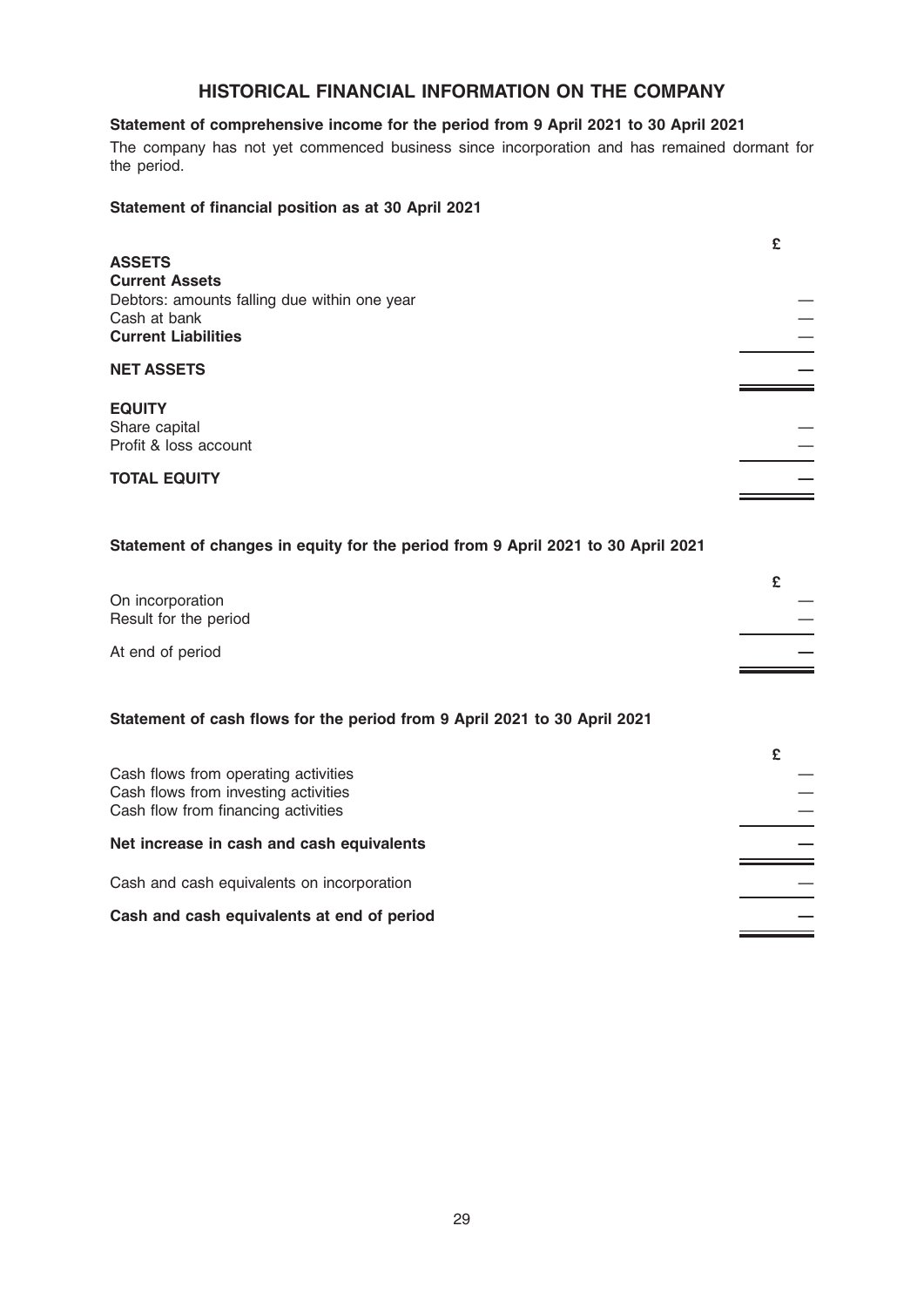# HISTORICAL FINANCIAL INFORMATION ON THE COMPANY

**Statement of comprehensive income for the period from 9 April 2021 to 30 April 2021**

The company has not yet commenced business since incorporation and has remained dormant for the period.

**Statement of financial position as at 30 April 2021**

| | £ |
|---|---|
| **ASSETS** | |
| **Current Assets** | |
| Debtors: amounts falling due within one year | — |
| Cash at bank | — |
| **Current Liabilities** | — |
| **NET ASSETS** | **—** |
| **EQUITY** | |
| Share capital | — |
| Profit & loss account | — |
| **TOTAL EQUITY** | **—** |

**Statement of changes in equity for the period from 9 April 2021 to 30 April 2021**

| | £ |
|---|---|
| On incorporation | — |
| Result for the period | — |
| At end of period | **—** |

**Statement of cash flows for the period from 9 April 2021 to 30 April 2021**

| | £ |
|---|---|
| Cash flows from operating activities | — |
| Cash flows from investing activities | — |
| Cash flow from financing activities | — |
| **Net increase in cash and cash equivalents** | **—** |
| Cash and cash equivalents on incorporation | — |
| **Cash and cash equivalents at end of period** | **—** |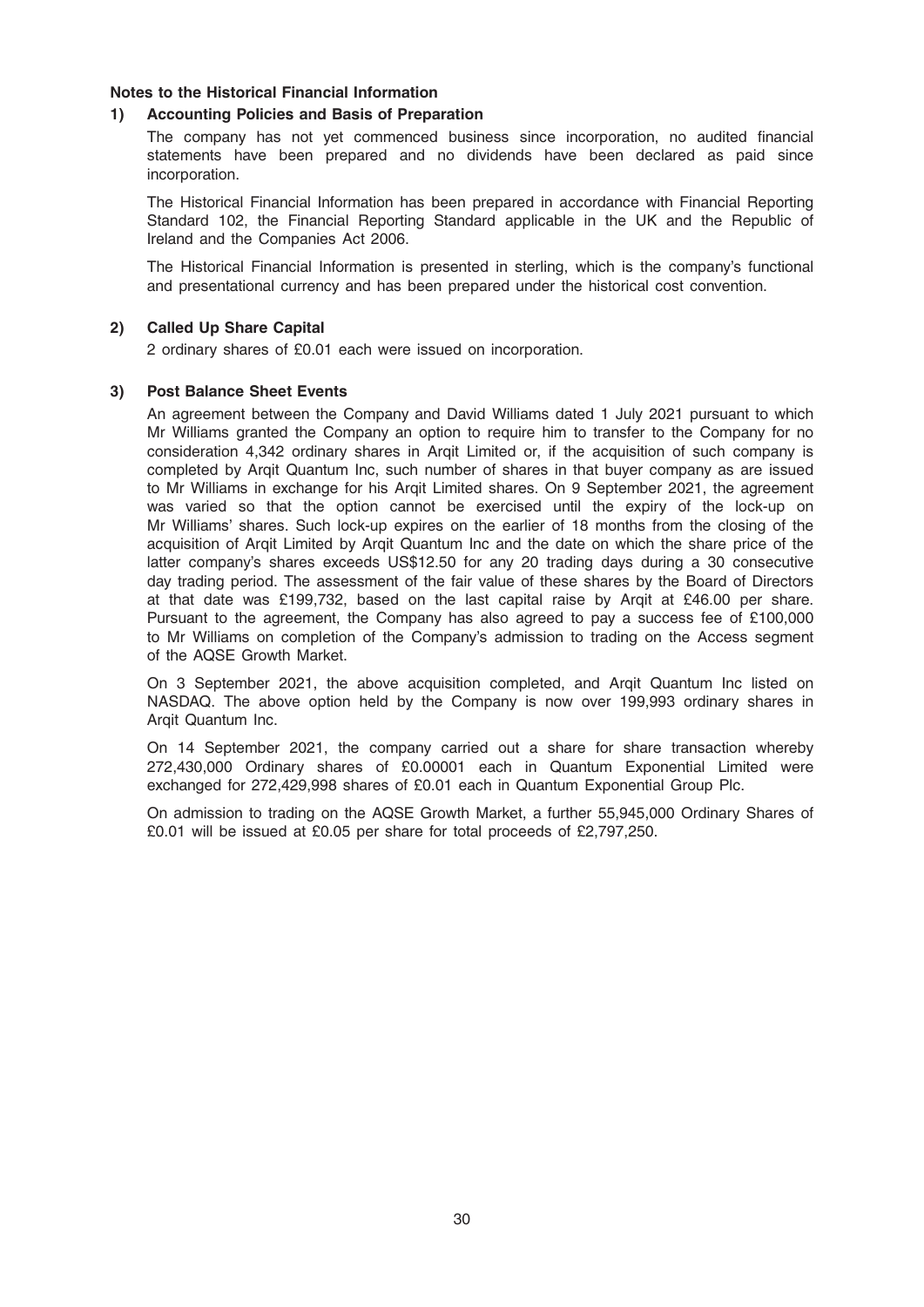**Notes to the Historical Financial Information**

**1) Accounting Policies and Basis of Preparation**

The company has not yet commenced business since incorporation, no audited financial statements have been prepared and no dividends have been declared as paid since incorporation.

The Historical Financial Information has been prepared in accordance with Financial Reporting Standard 102, the Financial Reporting Standard applicable in the UK and the Republic of Ireland and the Companies Act 2006.

The Historical Financial Information is presented in sterling, which is the company's functional and presentational currency and has been prepared under the historical cost convention.

**2) Called Up Share Capital**

2 ordinary shares of £0.01 each were issued on incorporation.

**3) Post Balance Sheet Events**

An agreement between the Company and David Williams dated 1 July 2021 pursuant to which Mr Williams granted the Company an option to require him to transfer to the Company for no consideration 4,342 ordinary shares in Arqit Limited or, if the acquisition of such company is completed by Arqit Quantum Inc, such number of shares in that buyer company as are issued to Mr Williams in exchange for his Arqit Limited shares. On 9 September 2021, the agreement was varied so that the option cannot be exercised until the expiry of the lock-up on Mr Williams' shares. Such lock-up expires on the earlier of 18 months from the closing of the acquisition of Arqit Limited by Arqit Quantum Inc and the date on which the share price of the latter company's shares exceeds US$12.50 for any 20 trading days during a 30 consecutive day trading period. The assessment of the fair value of these shares by the Board of Directors at that date was £199,732, based on the last capital raise by Arqit at £46.00 per share. Pursuant to the agreement, the Company has also agreed to pay a success fee of £100,000 to Mr Williams on completion of the Company's admission to trading on the Access segment of the AQSE Growth Market.

On 3 September 2021, the above acquisition completed, and Arqit Quantum Inc listed on NASDAQ. The above option held by the Company is now over 199,993 ordinary shares in Arqit Quantum Inc.

On 14 September 2021, the company carried out a share for share transaction whereby 272,430,000 Ordinary shares of £0.00001 each in Quantum Exponential Limited were exchanged for 272,429,998 shares of £0.01 each in Quantum Exponential Group Plc.

On admission to trading on the AQSE Growth Market, a further 55,945,000 Ordinary Shares of £0.01 will be issued at £0.05 per share for total proceeds of £2,797,250.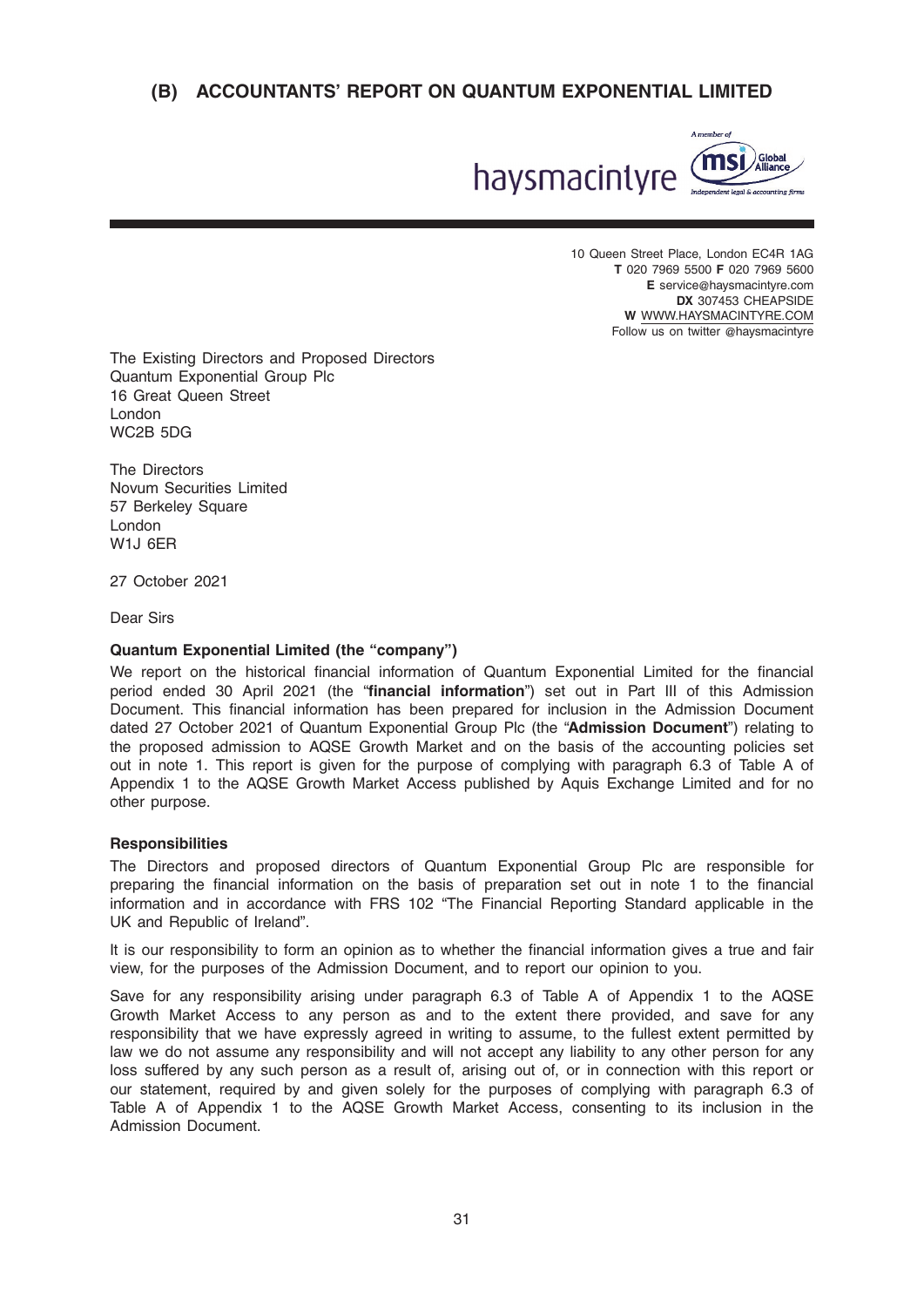## (B) ACCOUNTANTS' REPORT ON QUANTUM EXPONENTIAL LIMITED

haysmacintyre

A member of msi Global Alliance — Independent legal & accounting firms

10 Queen Street Place, London EC4R 1AG
**T** 020 7969 5500 **F** 020 7969 5600
**E** service@haysmacintyre.com
**DX** 307453 CHEAPSIDE
**W** WWW.HAYSMACINTYRE.COM
Follow us on twitter @haysmacintyre

The Existing Directors and Proposed Directors
Quantum Exponential Group Plc
16 Great Queen Street
London
WC2B 5DG

The Directors
Novum Securities Limited
57 Berkeley Square
London
W1J 6ER

27 October 2021

Dear Sirs

**Quantum Exponential Limited (the "company")**

We report on the historical financial information of Quantum Exponential Limited for the financial period ended 30 April 2021 (the "**financial information**") set out in Part III of this Admission Document. This financial information has been prepared for inclusion in the Admission Document dated 27 October 2021 of Quantum Exponential Group Plc (the "**Admission Document**") relating to the proposed admission to AQSE Growth Market and on the basis of the accounting policies set out in note 1. This report is given for the purpose of complying with paragraph 6.3 of Table A of Appendix 1 to the AQSE Growth Market Access published by Aquis Exchange Limited and for no other purpose.

**Responsibilities**

The Directors and proposed directors of Quantum Exponential Group Plc are responsible for preparing the financial information on the basis of preparation set out in note 1 to the financial information and in accordance with FRS 102 "The Financial Reporting Standard applicable in the UK and Republic of Ireland".

It is our responsibility to form an opinion as to whether the financial information gives a true and fair view, for the purposes of the Admission Document, and to report our opinion to you.

Save for any responsibility arising under paragraph 6.3 of Table A of Appendix 1 to the AQSE Growth Market Access to any person as and to the extent there provided, and save for any responsibility that we have expressly agreed in writing to assume, to the fullest extent permitted by law we do not assume any responsibility and will not accept any liability to any other person for any loss suffered by any such person as a result of, arising out of, or in connection with this report or our statement, required by and given solely for the purposes of complying with paragraph 6.3 of Table A of Appendix 1 to the AQSE Growth Market Access, consenting to its inclusion in the Admission Document.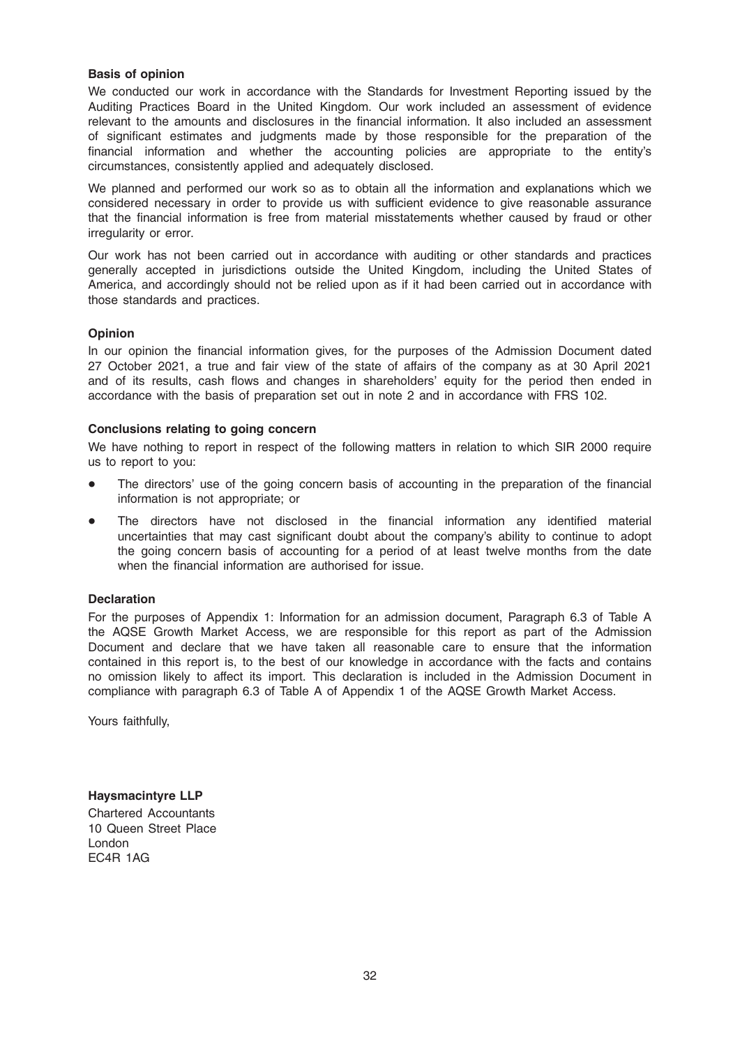**Basis of opinion**

We conducted our work in accordance with the Standards for Investment Reporting issued by the Auditing Practices Board in the United Kingdom. Our work included an assessment of evidence relevant to the amounts and disclosures in the financial information. It also included an assessment of significant estimates and judgments made by those responsible for the preparation of the financial information and whether the accounting policies are appropriate to the entity's circumstances, consistently applied and adequately disclosed.

We planned and performed our work so as to obtain all the information and explanations which we considered necessary in order to provide us with sufficient evidence to give reasonable assurance that the financial information is free from material misstatements whether caused by fraud or other irregularity or error.

Our work has not been carried out in accordance with auditing or other standards and practices generally accepted in jurisdictions outside the United Kingdom, including the United States of America, and accordingly should not be relied upon as if it had been carried out in accordance with those standards and practices.

**Opinion**

In our opinion the financial information gives, for the purposes of the Admission Document dated 27 October 2021, a true and fair view of the state of affairs of the company as at 30 April 2021 and of its results, cash flows and changes in shareholders' equity for the period then ended in accordance with the basis of preparation set out in note 2 and in accordance with FRS 102.

**Conclusions relating to going concern**

We have nothing to report in respect of the following matters in relation to which SIR 2000 require us to report to you:

- The directors' use of the going concern basis of accounting in the preparation of the financial information is not appropriate; or
- The directors have not disclosed in the financial information any identified material uncertainties that may cast significant doubt about the company's ability to continue to adopt the going concern basis of accounting for a period of at least twelve months from the date when the financial information are authorised for issue.

**Declaration**

For the purposes of Appendix 1: Information for an admission document, Paragraph 6.3 of Table A the AQSE Growth Market Access, we are responsible for this report as part of the Admission Document and declare that we have taken all reasonable care to ensure that the information contained in this report is, to the best of our knowledge in accordance with the facts and contains no omission likely to affect its import. This declaration is included in the Admission Document in compliance with paragraph 6.3 of Table A of Appendix 1 of the AQSE Growth Market Access.

Yours faithfully,

**Haysmacintyre LLP**
Chartered Accountants
10 Queen Street Place
London
EC4R 1AG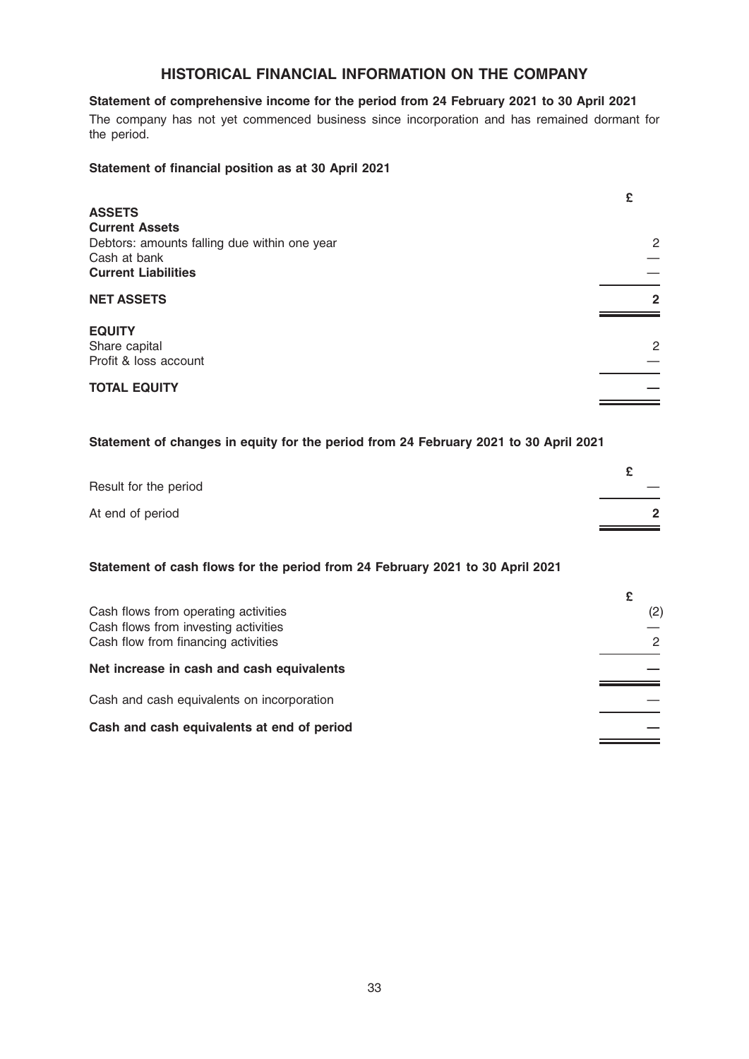# HISTORICAL FINANCIAL INFORMATION ON THE COMPANY

**Statement of comprehensive income for the period from 24 February 2021 to 30 April 2021**

The company has not yet commenced business since incorporation and has remained dormant for the period.

**Statement of financial position as at 30 April 2021**

| | £ |
|---|---|
| **ASSETS** | |
| **Current Assets** | |
| Debtors: amounts falling due within one year | 2 |
| Cash at bank | — |
| **Current Liabilities** | — |
| **NET ASSETS** | **2** |
| **EQUITY** | |
| Share capital | 2 |
| Profit & loss account | — |
| **TOTAL EQUITY** | **—** |

**Statement of changes in equity for the period from 24 February 2021 to 30 April 2021**

| | £ |
|---|---|
| Result for the period | — |
| At end of period | **2** |

**Statement of cash flows for the period from 24 February 2021 to 30 April 2021**

| | £ |
|---|---|
| Cash flows from operating activities | (2) |
| Cash flows from investing activities | — |
| Cash flow from financing activities | 2 |
| **Net increase in cash and cash equivalents** | **—** |
| Cash and cash equivalents on incorporation | — |
| **Cash and cash equivalents at end of period** | **—** |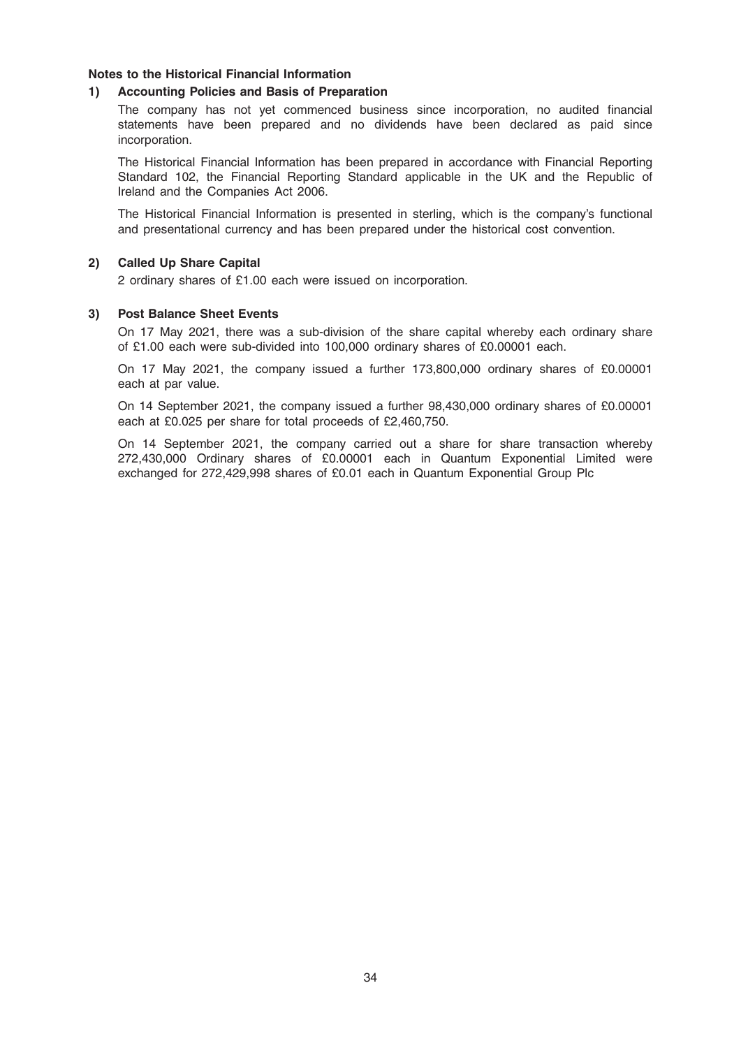**Notes to the Historical Financial Information**

**1) Accounting Policies and Basis of Preparation**

The company has not yet commenced business since incorporation, no audited financial statements have been prepared and no dividends have been declared as paid since incorporation.

The Historical Financial Information has been prepared in accordance with Financial Reporting Standard 102, the Financial Reporting Standard applicable in the UK and the Republic of Ireland and the Companies Act 2006.

The Historical Financial Information is presented in sterling, which is the company's functional and presentational currency and has been prepared under the historical cost convention.

**2) Called Up Share Capital**

2 ordinary shares of £1.00 each were issued on incorporation.

**3) Post Balance Sheet Events**

On 17 May 2021, there was a sub-division of the share capital whereby each ordinary share of £1.00 each were sub-divided into 100,000 ordinary shares of £0.00001 each.

On 17 May 2021, the company issued a further 173,800,000 ordinary shares of £0.00001 each at par value.

On 14 September 2021, the company issued a further 98,430,000 ordinary shares of £0.00001 each at £0.025 per share for total proceeds of £2,460,750.

On 14 September 2021, the company carried out a share for share transaction whereby 272,430,000 Ordinary shares of £0.00001 each in Quantum Exponential Limited were exchanged for 272,429,998 shares of £0.01 each in Quantum Exponential Group Plc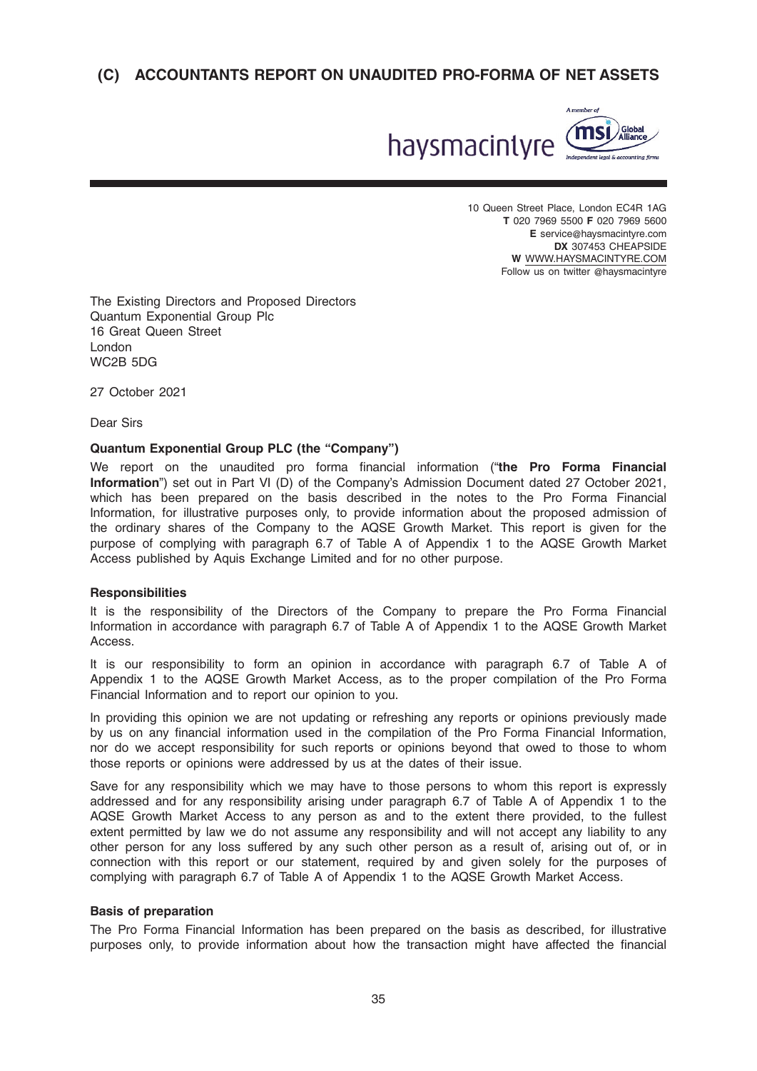## (C) ACCOUNTANTS REPORT ON UNAUDITED PRO-FORMA OF NET ASSETS

haysmacintyre

A member of msi Global Alliance — Independent legal & accounting firms

10 Queen Street Place, London EC4R 1AG
**T** 020 7969 5500 **F** 020 7969 5600
**E** service@haysmacintyre.com
**DX** 307453 CHEAPSIDE
**W** WWW.HAYSMACINTYRE.COM
Follow us on twitter @haysmacintyre

The Existing Directors and Proposed Directors
Quantum Exponential Group Plc
16 Great Queen Street
London
WC2B 5DG

27 October 2021

Dear Sirs

**Quantum Exponential Group PLC (the "Company")**

We report on the unaudited pro forma financial information ("**the Pro Forma Financial Information**") set out in Part VI (D) of the Company's Admission Document dated 27 October 2021, which has been prepared on the basis described in the notes to the Pro Forma Financial Information, for illustrative purposes only, to provide information about the proposed admission of the ordinary shares of the Company to the AQSE Growth Market. This report is given for the purpose of complying with paragraph 6.7 of Table A of Appendix 1 to the AQSE Growth Market Access published by Aquis Exchange Limited and for no other purpose.

**Responsibilities**

It is the responsibility of the Directors of the Company to prepare the Pro Forma Financial Information in accordance with paragraph 6.7 of Table A of Appendix 1 to the AQSE Growth Market Access.

It is our responsibility to form an opinion in accordance with paragraph 6.7 of Table A of Appendix 1 to the AQSE Growth Market Access, as to the proper compilation of the Pro Forma Financial Information and to report our opinion to you.

In providing this opinion we are not updating or refreshing any reports or opinions previously made by us on any financial information used in the compilation of the Pro Forma Financial Information, nor do we accept responsibility for such reports or opinions beyond that owed to those to whom those reports or opinions were addressed by us at the dates of their issue.

Save for any responsibility which we may have to those persons to whom this report is expressly addressed and for any responsibility arising under paragraph 6.7 of Table A of Appendix 1 to the AQSE Growth Market Access to any person as and to the extent there provided, to the fullest extent permitted by law we do not assume any responsibility and will not accept any liability to any other person for any loss suffered by any such other person as a result of, arising out of, or in connection with this report or our statement, required by and given solely for the purposes of complying with paragraph 6.7 of Table A of Appendix 1 to the AQSE Growth Market Access.

**Basis of preparation**

The Pro Forma Financial Information has been prepared on the basis as described, for illustrative purposes only, to provide information about how the transaction might have affected the financial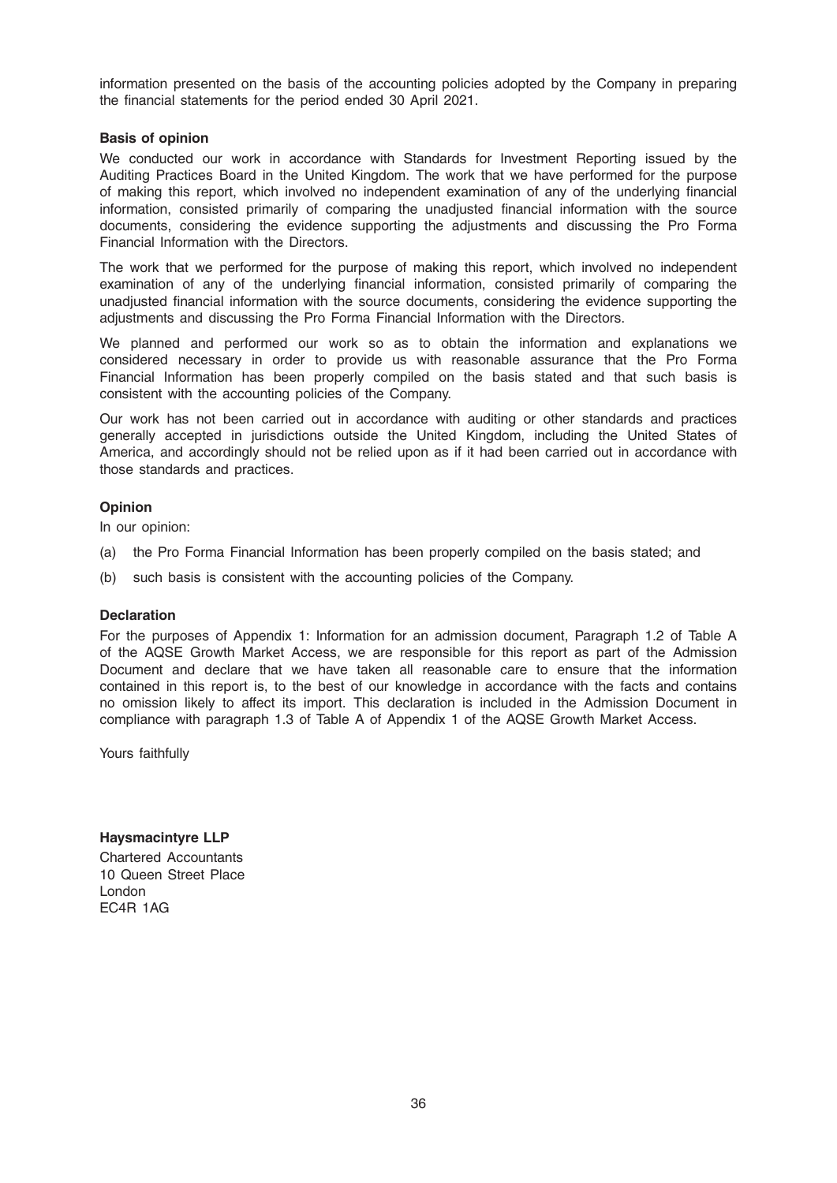information presented on the basis of the accounting policies adopted by the Company in preparing the financial statements for the period ended 30 April 2021.

**Basis of opinion**

We conducted our work in accordance with Standards for Investment Reporting issued by the Auditing Practices Board in the United Kingdom. The work that we have performed for the purpose of making this report, which involved no independent examination of any of the underlying financial information, consisted primarily of comparing the unadjusted financial information with the source documents, considering the evidence supporting the adjustments and discussing the Pro Forma Financial Information with the Directors.

The work that we performed for the purpose of making this report, which involved no independent examination of any of the underlying financial information, consisted primarily of comparing the unadjusted financial information with the source documents, considering the evidence supporting the adjustments and discussing the Pro Forma Financial Information with the Directors.

We planned and performed our work so as to obtain the information and explanations we considered necessary in order to provide us with reasonable assurance that the Pro Forma Financial Information has been properly compiled on the basis stated and that such basis is consistent with the accounting policies of the Company.

Our work has not been carried out in accordance with auditing or other standards and practices generally accepted in jurisdictions outside the United Kingdom, including the United States of America, and accordingly should not be relied upon as if it had been carried out in accordance with those standards and practices.

**Opinion**

In our opinion:

(a) the Pro Forma Financial Information has been properly compiled on the basis stated; and

(b) such basis is consistent with the accounting policies of the Company.

**Declaration**

For the purposes of Appendix 1: Information for an admission document, Paragraph 1.2 of Table A of the AQSE Growth Market Access, we are responsible for this report as part of the Admission Document and declare that we have taken all reasonable care to ensure that the information contained in this report is, to the best of our knowledge in accordance with the facts and contains no omission likely to affect its import. This declaration is included in the Admission Document in compliance with paragraph 1.3 of Table A of Appendix 1 of the AQSE Growth Market Access.

Yours faithfully

**Haysmacintyre LLP**
Chartered Accountants
10 Queen Street Place
London
EC4R 1AG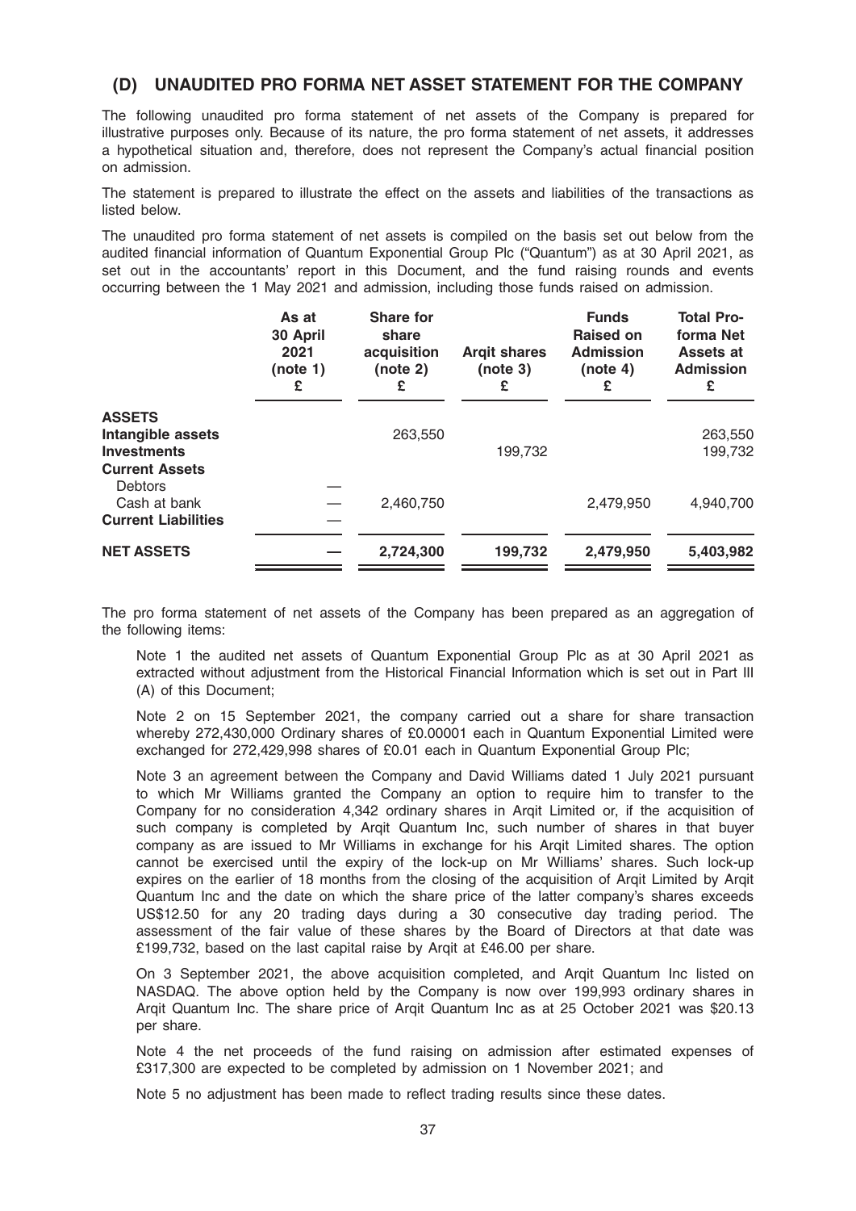## (D) UNAUDITED PRO FORMA NET ASSET STATEMENT FOR THE COMPANY

The following unaudited pro forma statement of net assets of the Company is prepared for illustrative purposes only. Because of its nature, the pro forma statement of net assets, it addresses a hypothetical situation and, therefore, does not represent the Company's actual financial position on admission.

The statement is prepared to illustrate the effect on the assets and liabilities of the transactions as listed below.

The unaudited pro forma statement of net assets is compiled on the basis set out below from the audited financial information of Quantum Exponential Group Plc ("Quantum") as at 30 April 2021, as set out in the accountants' report in this Document, and the fund raising rounds and events occurring between the 1 May 2021 and admission, including those funds raised on admission.

| | As at 30 April 2021 (note 1) £ | Share for share acquisition (note 2) £ | Arqit shares (note 3) £ | Funds Raised on Admission (note 4) £ | Total Pro-forma Net Assets at Admission £ |
|---|---|---|---|---|---|
| **ASSETS** | | | | | |
| **Intangible assets** | | 263,550 | | | 263,550 |
| **Investments** | | | 199,732 | | 199,732 |
| **Current Assets** | | | | | |
| Debtors | — | | | | |
| Cash at bank | — | 2,460,750 | | 2,479,950 | 4,940,700 |
| **Current Liabilities** | — | | | | |
| **NET ASSETS** | **—** | **2,724,300** | **199,732** | **2,479,950** | **5,403,982** |

The pro forma statement of net assets of the Company has been prepared as an aggregation of the following items:

Note 1 the audited net assets of Quantum Exponential Group Plc as at 30 April 2021 as extracted without adjustment from the Historical Financial Information which is set out in Part III (A) of this Document;

Note 2 on 15 September 2021, the company carried out a share for share transaction whereby 272,430,000 Ordinary shares of £0.00001 each in Quantum Exponential Limited were exchanged for 272,429,998 shares of £0.01 each in Quantum Exponential Group Plc;

Note 3 an agreement between the Company and David Williams dated 1 July 2021 pursuant to which Mr Williams granted the Company an option to require him to transfer to the Company for no consideration 4,342 ordinary shares in Arqit Limited or, if the acquisition of such company is completed by Arqit Quantum Inc, such number of shares in that buyer company as are issued to Mr Williams in exchange for his Arqit Limited shares. The option cannot be exercised until the expiry of the lock-up on Mr Williams' shares. Such lock-up expires on the earlier of 18 months from the closing of the acquisition of Arqit Limited by Arqit Quantum Inc and the date on which the share price of the latter company's shares exceeds US$12.50 for any 20 trading days during a 30 consecutive day trading period. The assessment of the fair value of these shares by the Board of Directors at that date was £199,732, based on the last capital raise by Arqit at £46.00 per share.

On 3 September 2021, the above acquisition completed, and Arqit Quantum Inc listed on NASDAQ. The above option held by the Company is now over 199,993 ordinary shares in Arqit Quantum Inc. The share price of Arqit Quantum Inc as at 25 October 2021 was $20.13 per share.

Note 4 the net proceeds of the fund raising on admission after estimated expenses of £317,300 are expected to be completed by admission on 1 November 2021; and

Note 5 no adjustment has been made to reflect trading results since these dates.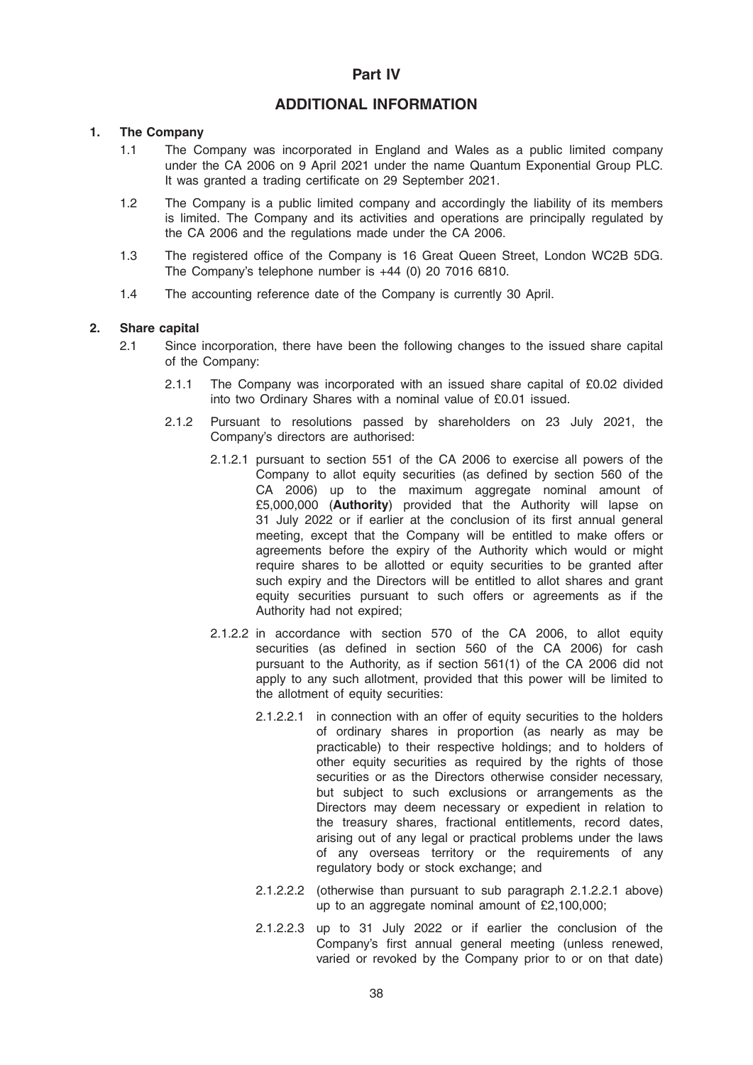# Part IV

## ADDITIONAL INFORMATION

### 1. The Company

1.1 The Company was incorporated in England and Wales as a public limited company under the CA 2006 on 9 April 2021 under the name Quantum Exponential Group PLC. It was granted a trading certificate on 29 September 2021.

1.2 The Company is a public limited company and accordingly the liability of its members is limited. The Company and its activities and operations are principally regulated by the CA 2006 and the regulations made under the CA 2006.

1.3 The registered office of the Company is 16 Great Queen Street, London WC2B 5DG. The Company's telephone number is +44 (0) 20 7016 6810.

1.4 The accounting reference date of the Company is currently 30 April.

### 2. Share capital

2.1 Since incorporation, there have been the following changes to the issued share capital of the Company:

2.1.1 The Company was incorporated with an issued share capital of £0.02 divided into two Ordinary Shares with a nominal value of £0.01 issued.

2.1.2 Pursuant to resolutions passed by shareholders on 23 July 2021, the Company's directors are authorised:

2.1.2.1 pursuant to section 551 of the CA 2006 to exercise all powers of the Company to allot equity securities (as defined by section 560 of the CA 2006) up to the maximum aggregate nominal amount of £5,000,000 (**Authority**) provided that the Authority will lapse on 31 July 2022 or if earlier at the conclusion of its first annual general meeting, except that the Company will be entitled to make offers or agreements before the expiry of the Authority which would or might require shares to be allotted or equity securities to be granted after such expiry and the Directors will be entitled to allot shares and grant equity securities pursuant to such offers or agreements as if the Authority had not expired;

2.1.2.2 in accordance with section 570 of the CA 2006, to allot equity securities (as defined in section 560 of the CA 2006) for cash pursuant to the Authority, as if section 561(1) of the CA 2006 did not apply to any such allotment, provided that this power will be limited to the allotment of equity securities:

2.1.2.2.1 in connection with an offer of equity securities to the holders of ordinary shares in proportion (as nearly as may be practicable) to their respective holdings; and to holders of other equity securities as required by the rights of those securities or as the Directors otherwise consider necessary, but subject to such exclusions or arrangements as the Directors may deem necessary or expedient in relation to the treasury shares, fractional entitlements, record dates, arising out of any legal or practical problems under the laws of any overseas territory or the requirements of any regulatory body or stock exchange; and

2.1.2.2.2 (otherwise than pursuant to sub paragraph 2.1.2.2.1 above) up to an aggregate nominal amount of £2,100,000;

2.1.2.2.3 up to 31 July 2022 or if earlier the conclusion of the Company's first annual general meeting (unless renewed, varied or revoked by the Company prior to or on that date)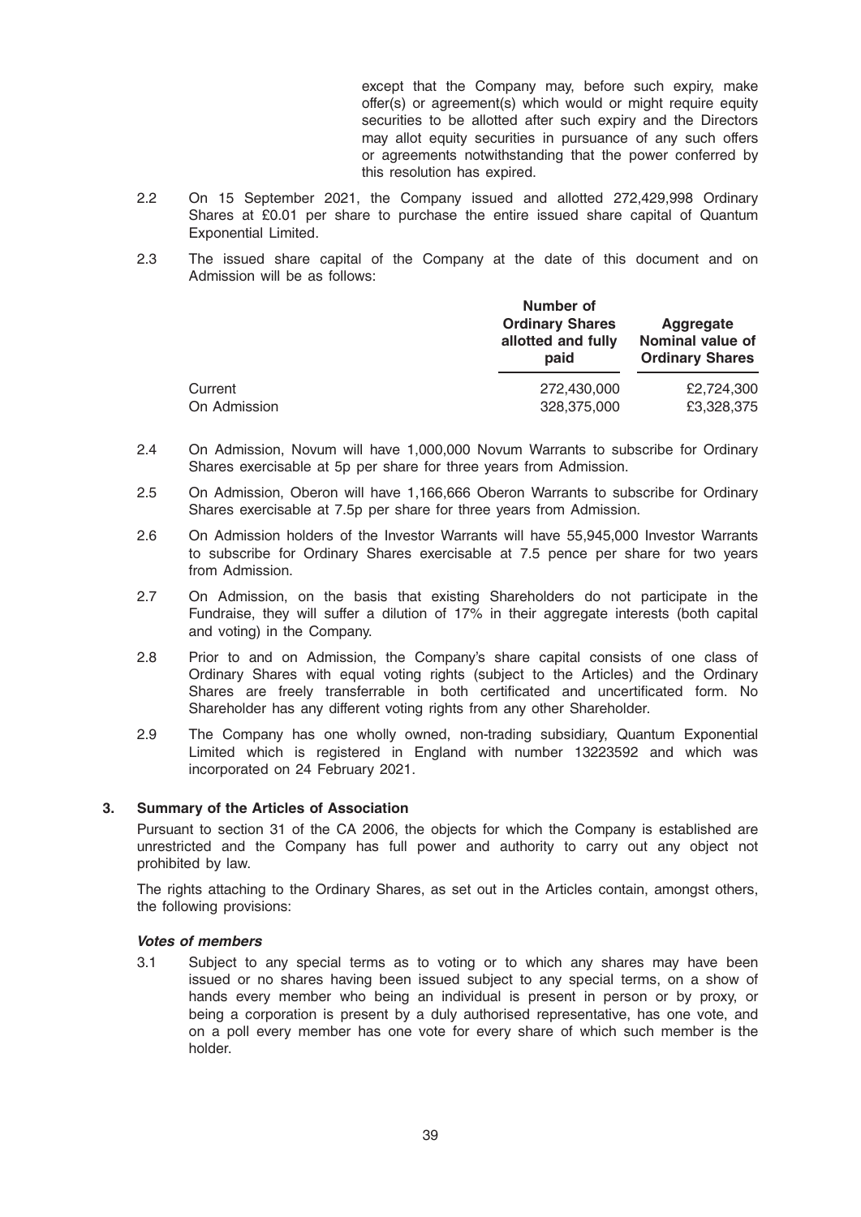except that the Company may, before such expiry, make offer(s) or agreement(s) which would or might require equity securities to be allotted after such expiry and the Directors may allot equity securities in pursuance of any such offers or agreements notwithstanding that the power conferred by this resolution has expired.

2.2 On 15 September 2021, the Company issued and allotted 272,429,998 Ordinary Shares at £0.01 per share to purchase the entire issued share capital of Quantum Exponential Limited.

2.3 The issued share capital of the Company at the date of this document and on Admission will be as follows:

| | Number of Ordinary Shares allotted and fully paid | Aggregate Nominal value of Ordinary Shares |
|---|---|---|
| Current | 272,430,000 | £2,724,300 |
| On Admission | 328,375,000 | £3,328,375 |

2.4 On Admission, Novum will have 1,000,000 Novum Warrants to subscribe for Ordinary Shares exercisable at 5p per share for three years from Admission.

2.5 On Admission, Oberon will have 1,166,666 Oberon Warrants to subscribe for Ordinary Shares exercisable at 7.5p per share for three years from Admission.

2.6 On Admission holders of the Investor Warrants will have 55,945,000 Investor Warrants to subscribe for Ordinary Shares exercisable at 7.5 pence per share for two years from Admission.

2.7 On Admission, on the basis that existing Shareholders do not participate in the Fundraise, they will suffer a dilution of 17% in their aggregate interests (both capital and voting) in the Company.

2.8 Prior to and on Admission, the Company's share capital consists of one class of Ordinary Shares with equal voting rights (subject to the Articles) and the Ordinary Shares are freely transferrable in both certificated and uncertificated form. No Shareholder has any different voting rights from any other Shareholder.

2.9 The Company has one wholly owned, non-trading subsidiary, Quantum Exponential Limited which is registered in England with number 13223592 and which was incorporated on 24 February 2021.

## 3. Summary of the Articles of Association

Pursuant to section 31 of the CA 2006, the objects for which the Company is established are unrestricted and the Company has full power and authority to carry out any object not prohibited by law.

The rights attaching to the Ordinary Shares, as set out in the Articles contain, amongst others, the following provisions:

***Votes of members***

3.1 Subject to any special terms as to voting or to which any shares may have been issued or no shares having been issued subject to any special terms, on a show of hands every member who being an individual is present in person or by proxy, or being a corporation is present by a duly authorised representative, has one vote, and on a poll every member has one vote for every share of which such member is the holder.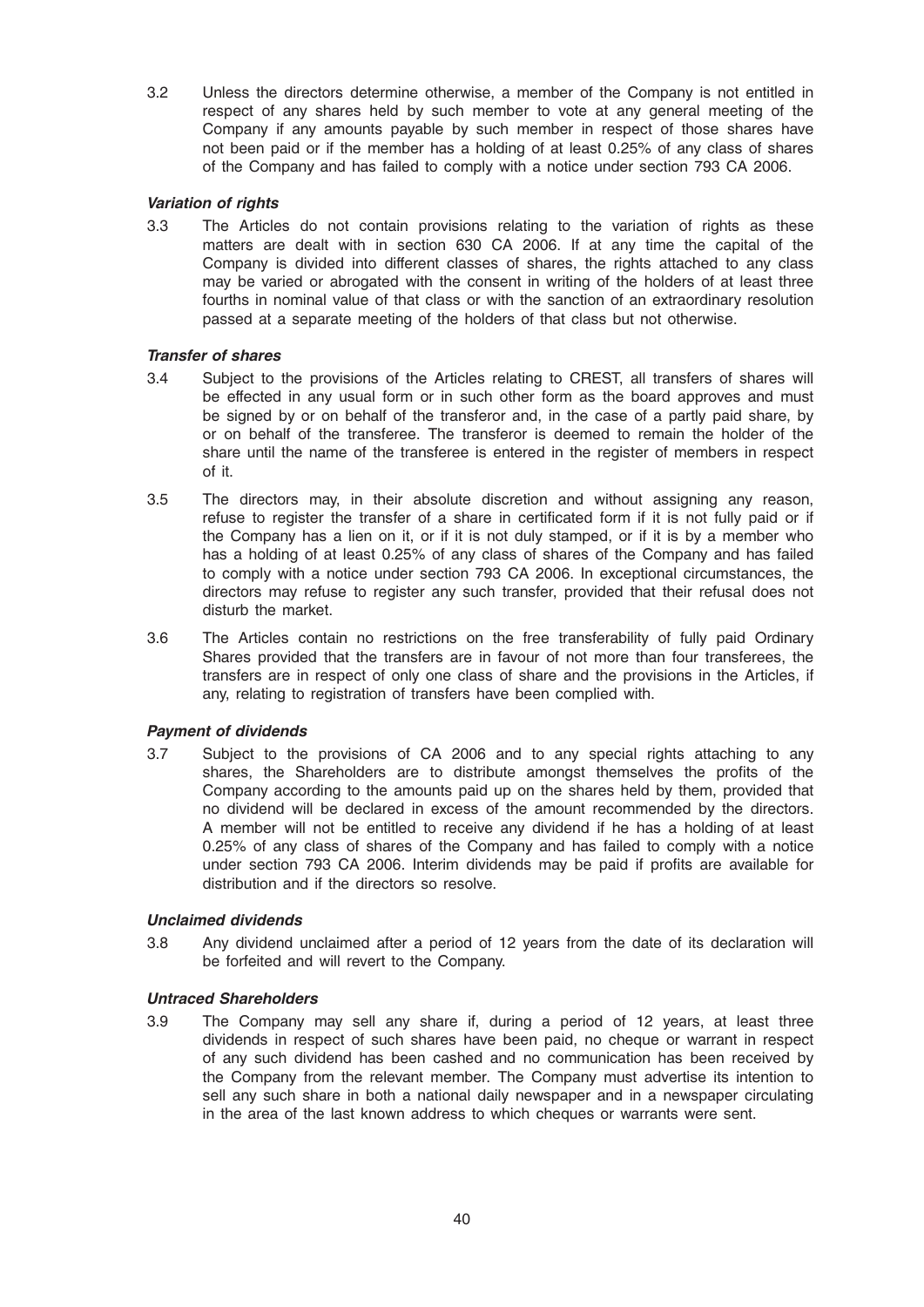3.2 Unless the directors determine otherwise, a member of the Company is not entitled in respect of any shares held by such member to vote at any general meeting of the Company if any amounts payable by such member in respect of those shares have not been paid or if the member has a holding of at least 0.25% of any class of shares of the Company and has failed to comply with a notice under section 793 CA 2006.

***Variation of rights***

3.3 The Articles do not contain provisions relating to the variation of rights as these matters are dealt with in section 630 CA 2006. If at any time the capital of the Company is divided into different classes of shares, the rights attached to any class may be varied or abrogated with the consent in writing of the holders of at least three fourths in nominal value of that class or with the sanction of an extraordinary resolution passed at a separate meeting of the holders of that class but not otherwise.

***Transfer of shares***

3.4 Subject to the provisions of the Articles relating to CREST, all transfers of shares will be effected in any usual form or in such other form as the board approves and must be signed by or on behalf of the transferor and, in the case of a partly paid share, by or on behalf of the transferee. The transferor is deemed to remain the holder of the share until the name of the transferee is entered in the register of members in respect of it.

3.5 The directors may, in their absolute discretion and without assigning any reason, refuse to register the transfer of a share in certificated form if it is not fully paid or if the Company has a lien on it, or if it is not duly stamped, or if it is by a member who has a holding of at least 0.25% of any class of shares of the Company and has failed to comply with a notice under section 793 CA 2006. In exceptional circumstances, the directors may refuse to register any such transfer, provided that their refusal does not disturb the market.

3.6 The Articles contain no restrictions on the free transferability of fully paid Ordinary Shares provided that the transfers are in favour of not more than four transferees, the transfers are in respect of only one class of share and the provisions in the Articles, if any, relating to registration of transfers have been complied with.

***Payment of dividends***

3.7 Subject to the provisions of CA 2006 and to any special rights attaching to any shares, the Shareholders are to distribute amongst themselves the profits of the Company according to the amounts paid up on the shares held by them, provided that no dividend will be declared in excess of the amount recommended by the directors. A member will not be entitled to receive any dividend if he has a holding of at least 0.25% of any class of shares of the Company and has failed to comply with a notice under section 793 CA 2006. Interim dividends may be paid if profits are available for distribution and if the directors so resolve.

***Unclaimed dividends***

3.8 Any dividend unclaimed after a period of 12 years from the date of its declaration will be forfeited and will revert to the Company.

***Untraced Shareholders***

3.9 The Company may sell any share if, during a period of 12 years, at least three dividends in respect of such shares have been paid, no cheque or warrant in respect of any such dividend has been cashed and no communication has been received by the Company from the relevant member. The Company must advertise its intention to sell any such share in both a national daily newspaper and in a newspaper circulating in the area of the last known address to which cheques or warrants were sent.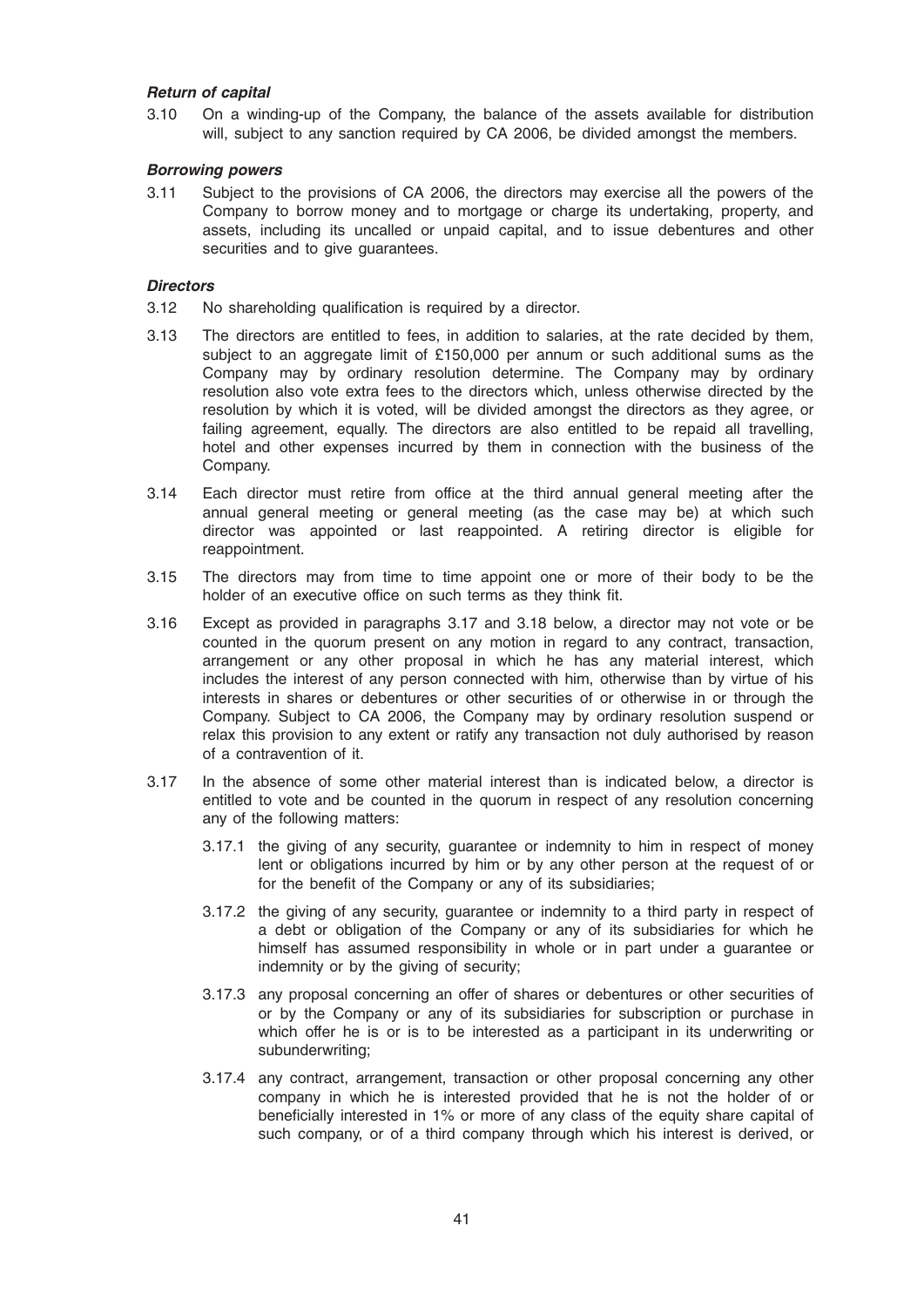***Return of capital***

3.10 On a winding-up of the Company, the balance of the assets available for distribution will, subject to any sanction required by CA 2006, be divided amongst the members.

***Borrowing powers***

3.11 Subject to the provisions of CA 2006, the directors may exercise all the powers of the Company to borrow money and to mortgage or charge its undertaking, property, and assets, including its uncalled or unpaid capital, and to issue debentures and other securities and to give guarantees.

***Directors***

3.12 No shareholding qualification is required by a director.

3.13 The directors are entitled to fees, in addition to salaries, at the rate decided by them, subject to an aggregate limit of £150,000 per annum or such additional sums as the Company may by ordinary resolution determine. The Company may by ordinary resolution also vote extra fees to the directors which, unless otherwise directed by the resolution by which it is voted, will be divided amongst the directors as they agree, or failing agreement, equally. The directors are also entitled to be repaid all travelling, hotel and other expenses incurred by them in connection with the business of the Company.

3.14 Each director must retire from office at the third annual general meeting after the annual general meeting or general meeting (as the case may be) at which such director was appointed or last reappointed. A retiring director is eligible for reappointment.

3.15 The directors may from time to time appoint one or more of their body to be the holder of an executive office on such terms as they think fit.

3.16 Except as provided in paragraphs 3.17 and 3.18 below, a director may not vote or be counted in the quorum present on any motion in regard to any contract, transaction, arrangement or any other proposal in which he has any material interest, which includes the interest of any person connected with him, otherwise than by virtue of his interests in shares or debentures or other securities of or otherwise in or through the Company. Subject to CA 2006, the Company may by ordinary resolution suspend or relax this provision to any extent or ratify any transaction not duly authorised by reason of a contravention of it.

3.17 In the absence of some other material interest than is indicated below, a director is entitled to vote and be counted in the quorum in respect of any resolution concerning any of the following matters:

3.17.1 the giving of any security, guarantee or indemnity to him in respect of money lent or obligations incurred by him or by any other person at the request of or for the benefit of the Company or any of its subsidiaries;

3.17.2 the giving of any security, guarantee or indemnity to a third party in respect of a debt or obligation of the Company or any of its subsidiaries for which he himself has assumed responsibility in whole or in part under a guarantee or indemnity or by the giving of security;

3.17.3 any proposal concerning an offer of shares or debentures or other securities of or by the Company or any of its subsidiaries for subscription or purchase in which offer he is or is to be interested as a participant in its underwriting or subunderwriting;

3.17.4 any contract, arrangement, transaction or other proposal concerning any other company in which he is interested provided that he is not the holder of or beneficially interested in 1% or more of any class of the equity share capital of such company, or of a third company through which his interest is derived, or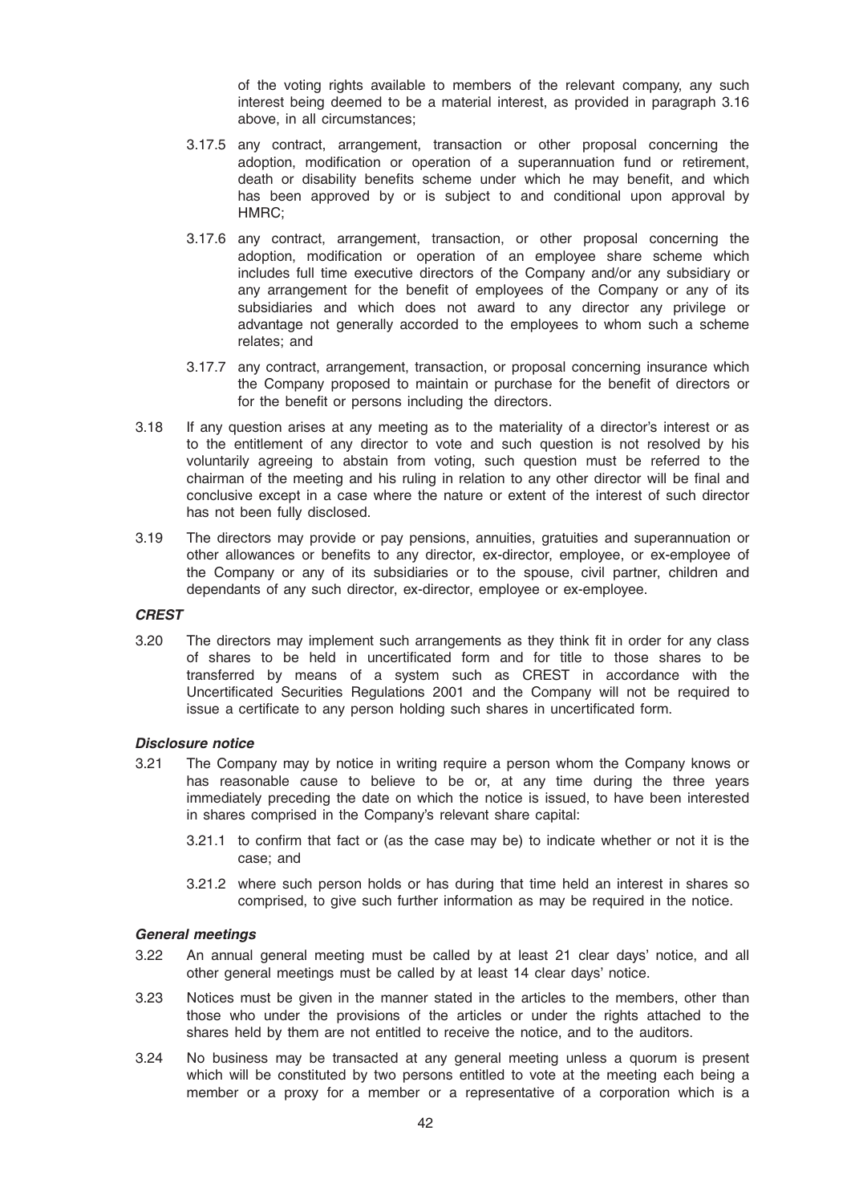of the voting rights available to members of the relevant company, any such interest being deemed to be a material interest, as provided in paragraph 3.16 above, in all circumstances;

3.17.5 any contract, arrangement, transaction or other proposal concerning the adoption, modification or operation of a superannuation fund or retirement, death or disability benefits scheme under which he may benefit, and which has been approved by or is subject to and conditional upon approval by HMRC;

3.17.6 any contract, arrangement, transaction, or other proposal concerning the adoption, modification or operation of an employee share scheme which includes full time executive directors of the Company and/or any subsidiary or any arrangement for the benefit of employees of the Company or any of its subsidiaries and which does not award to any director any privilege or advantage not generally accorded to the employees to whom such a scheme relates; and

3.17.7 any contract, arrangement, transaction, or proposal concerning insurance which the Company proposed to maintain or purchase for the benefit of directors or for the benefit or persons including the directors.

3.18 If any question arises at any meeting as to the materiality of a director's interest or as to the entitlement of any director to vote and such question is not resolved by his voluntarily agreeing to abstain from voting, such question must be referred to the chairman of the meeting and his ruling in relation to any other director will be final and conclusive except in a case where the nature or extent of the interest of such director has not been fully disclosed.

3.19 The directors may provide or pay pensions, annuities, gratuities and superannuation or other allowances or benefits to any director, ex-director, employee, or ex-employee of the Company or any of its subsidiaries or to the spouse, civil partner, children and dependants of any such director, ex-director, employee or ex-employee.

***CREST***

3.20 The directors may implement such arrangements as they think fit in order for any class of shares to be held in uncertificated form and for title to those shares to be transferred by means of a system such as CREST in accordance with the Uncertificated Securities Regulations 2001 and the Company will not be required to issue a certificate to any person holding such shares in uncertificated form.

***Disclosure notice***

3.21 The Company may by notice in writing require a person whom the Company knows or has reasonable cause to believe to be or, at any time during the three years immediately preceding the date on which the notice is issued, to have been interested in shares comprised in the Company's relevant share capital:

3.21.1 to confirm that fact or (as the case may be) to indicate whether or not it is the case; and

3.21.2 where such person holds or has during that time held an interest in shares so comprised, to give such further information as may be required in the notice.

***General meetings***

3.22 An annual general meeting must be called by at least 21 clear days' notice, and all other general meetings must be called by at least 14 clear days' notice.

3.23 Notices must be given in the manner stated in the articles to the members, other than those who under the provisions of the articles or under the rights attached to the shares held by them are not entitled to receive the notice, and to the auditors.

3.24 No business may be transacted at any general meeting unless a quorum is present which will be constituted by two persons entitled to vote at the meeting each being a member or a proxy for a member or a representative of a corporation which is a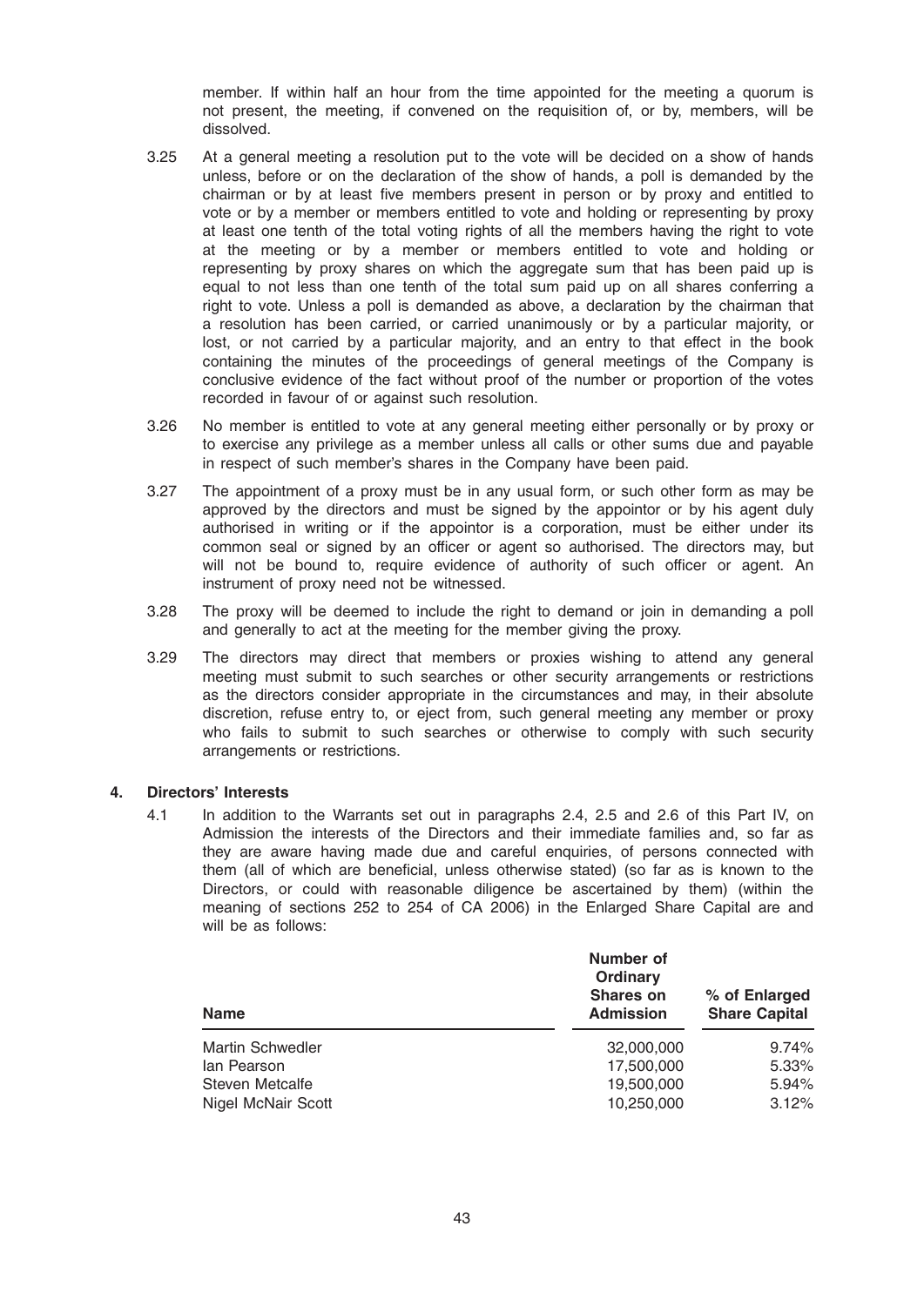member. If within half an hour from the time appointed for the meeting a quorum is not present, the meeting, if convened on the requisition of, or by, members, will be dissolved.

3.25 At a general meeting a resolution put to the vote will be decided on a show of hands unless, before or on the declaration of the show of hands, a poll is demanded by the chairman or by at least five members present in person or by proxy and entitled to vote or by a member or members entitled to vote and holding or representing by proxy at least one tenth of the total voting rights of all the members having the right to vote at the meeting or by a member or members entitled to vote and holding or representing by proxy shares on which the aggregate sum that has been paid up is equal to not less than one tenth of the total sum paid up on all shares conferring a right to vote. Unless a poll is demanded as above, a declaration by the chairman that a resolution has been carried, or carried unanimously or by a particular majority, or lost, or not carried by a particular majority, and an entry to that effect in the book containing the minutes of the proceedings of general meetings of the Company is conclusive evidence of the fact without proof of the number or proportion of the votes recorded in favour of or against such resolution.

3.26 No member is entitled to vote at any general meeting either personally or by proxy or to exercise any privilege as a member unless all calls or other sums due and payable in respect of such member's shares in the Company have been paid.

3.27 The appointment of a proxy must be in any usual form, or such other form as may be approved by the directors and must be signed by the appointor or by his agent duly authorised in writing or if the appointor is a corporation, must be either under its common seal or signed by an officer or agent so authorised. The directors may, but will not be bound to, require evidence of authority of such officer or agent. An instrument of proxy need not be witnessed.

3.28 The proxy will be deemed to include the right to demand or join in demanding a poll and generally to act at the meeting for the member giving the proxy.

3.29 The directors may direct that members or proxies wishing to attend any general meeting must submit to such searches or other security arrangements or restrictions as the directors consider appropriate in the circumstances and may, in their absolute discretion, refuse entry to, or eject from, such general meeting any member or proxy who fails to submit to such searches or otherwise to comply with such security arrangements or restrictions.

## 4. Directors' Interests

4.1 In addition to the Warrants set out in paragraphs 2.4, 2.5 and 2.6 of this Part IV, on Admission the interests of the Directors and their immediate families and, so far as they are aware having made due and careful enquiries, of persons connected with them (all of which are beneficial, unless otherwise stated) (so far as is known to the Directors, or could with reasonable diligence be ascertained by them) (within the meaning of sections 252 to 254 of CA 2006) in the Enlarged Share Capital are and will be as follows:

| Name | Number of Ordinary Shares on Admission | % of Enlarged Share Capital |
|---|---|---|
| Martin Schwedler | 32,000,000 | 9.74% |
| Ian Pearson | 17,500,000 | 5.33% |
| Steven Metcalfe | 19,500,000 | 5.94% |
| Nigel McNair Scott | 10,250,000 | 3.12% |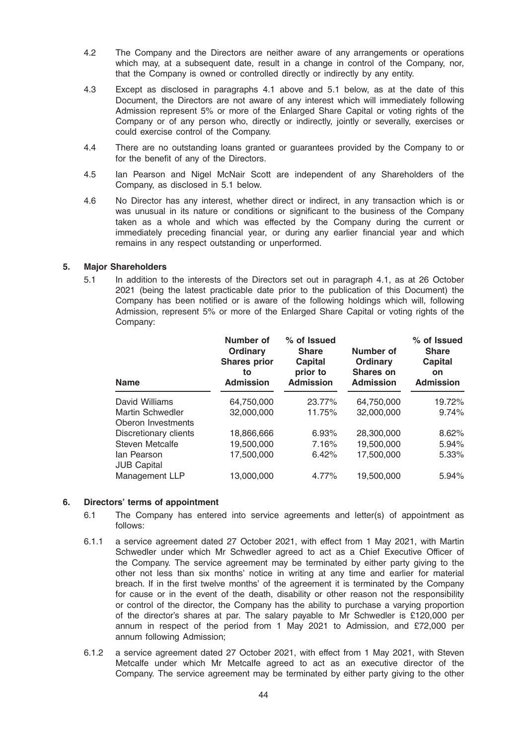4.2 The Company and the Directors are neither aware of any arrangements or operations which may, at a subsequent date, result in a change in control of the Company, nor, that the Company is owned or controlled directly or indirectly by any entity.

4.3 Except as disclosed in paragraphs 4.1 above and 5.1 below, as at the date of this Document, the Directors are not aware of any interest which will immediately following Admission represent 5% or more of the Enlarged Share Capital or voting rights of the Company or of any person who, directly or indirectly, jointly or severally, exercises or could exercise control of the Company.

4.4 There are no outstanding loans granted or guarantees provided by the Company to or for the benefit of any of the Directors.

4.5 Ian Pearson and Nigel McNair Scott are independent of any Shareholders of the Company, as disclosed in 5.1 below.

4.6 No Director has any interest, whether direct or indirect, in any transaction which is or was unusual in its nature or conditions or significant to the business of the Company taken as a whole and which was effected by the Company during the current or immediately preceding financial year, or during any earlier financial year and which remains in any respect outstanding or unperformed.

## 5. Major Shareholders

5.1 In addition to the interests of the Directors set out in paragraph 4.1, as at 26 October 2021 (being the latest practicable date prior to the publication of this Document) the Company has been notified or is aware of the following holdings which will, following Admission, represent 5% or more of the Enlarged Share Capital or voting rights of the Company:

| Name | Number of Ordinary Shares prior to Admission | % of Issued Share Capital prior to Admission | Number of Ordinary Shares on Admission | % of Issued Share Capital on Admission |
|---|---|---|---|---|
| David Williams | 64,750,000 | 23.77% | 64,750,000 | 19.72% |
| Martin Schwedler | 32,000,000 | 11.75% | 32,000,000 | 9.74% |
| Oberon Investments Discretionary clients | 18,866,666 | 6.93% | 28,300,000 | 8.62% |
| Steven Metcalfe | 19,500,000 | 7.16% | 19,500,000 | 5.94% |
| Ian Pearson | 17,500,000 | 6.42% | 17,500,000 | 5.33% |
| JUB Capital Management LLP | 13,000,000 | 4.77% | 19,500,000 | 5.94% |

## 6. Directors' terms of appointment

6.1 The Company has entered into service agreements and letter(s) of appointment as follows:

6.1.1 a service agreement dated 27 October 2021, with effect from 1 May 2021, with Martin Schwedler under which Mr Schwedler agreed to act as a Chief Executive Officer of the Company. The service agreement may be terminated by either party giving to the other not less than six months' notice in writing at any time and earlier for material breach. If in the first twelve months' of the agreement it is terminated by the Company for cause or in the event of the death, disability or other reason not the responsibility or control of the director, the Company has the ability to purchase a varying proportion of the director's shares at par. The salary payable to Mr Schwedler is £120,000 per annum in respect of the period from 1 May 2021 to Admission, and £72,000 per annum following Admission;

6.1.2 a service agreement dated 27 October 2021, with effect from 1 May 2021, with Steven Metcalfe under which Mr Metcalfe agreed to act as an executive director of the Company. The service agreement may be terminated by either party giving to the other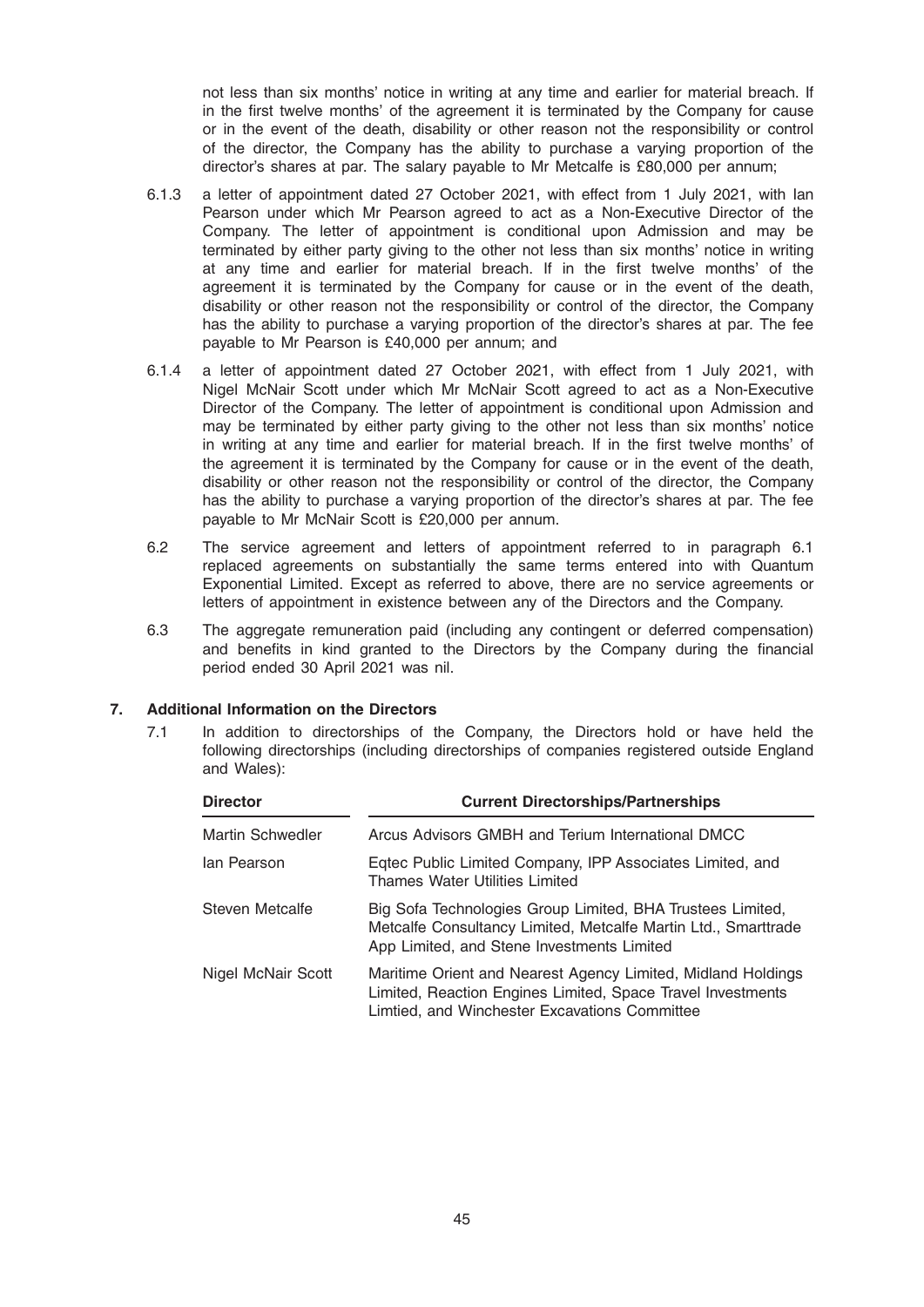not less than six months' notice in writing at any time and earlier for material breach. If in the first twelve months' of the agreement it is terminated by the Company for cause or in the event of the death, disability or other reason not the responsibility or control of the director, the Company has the ability to purchase a varying proportion of the director's shares at par. The salary payable to Mr Metcalfe is £80,000 per annum;

6.1.3 a letter of appointment dated 27 October 2021, with effect from 1 July 2021, with Ian Pearson under which Mr Pearson agreed to act as a Non-Executive Director of the Company. The letter of appointment is conditional upon Admission and may be terminated by either party giving to the other not less than six months' notice in writing at any time and earlier for material breach. If in the first twelve months' of the agreement it is terminated by the Company for cause or in the event of the death, disability or other reason not the responsibility or control of the director, the Company has the ability to purchase a varying proportion of the director's shares at par. The fee payable to Mr Pearson is £40,000 per annum; and

6.1.4 a letter of appointment dated 27 October 2021, with effect from 1 July 2021, with Nigel McNair Scott under which Mr McNair Scott agreed to act as a Non-Executive Director of the Company. The letter of appointment is conditional upon Admission and may be terminated by either party giving to the other not less than six months' notice in writing at any time and earlier for material breach. If in the first twelve months' of the agreement it is terminated by the Company for cause or in the event of the death, disability or other reason not the responsibility or control of the director, the Company has the ability to purchase a varying proportion of the director's shares at par. The fee payable to Mr McNair Scott is £20,000 per annum.

6.2 The service agreement and letters of appointment referred to in paragraph 6.1 replaced agreements on substantially the same terms entered into with Quantum Exponential Limited. Except as referred to above, there are no service agreements or letters of appointment in existence between any of the Directors and the Company.

6.3 The aggregate remuneration paid (including any contingent or deferred compensation) and benefits in kind granted to the Directors by the Company during the financial period ended 30 April 2021 was nil.

## 7. Additional Information on the Directors

7.1 In addition to directorships of the Company, the Directors hold or have held the following directorships (including directorships of companies registered outside England and Wales):

| Director | Current Directorships/Partnerships |
|---|---|
| Martin Schwedler | Arcus Advisors GMBH and Terium International DMCC |
| Ian Pearson | Eqtec Public Limited Company, IPP Associates Limited, and Thames Water Utilities Limited |
| Steven Metcalfe | Big Sofa Technologies Group Limited, BHA Trustees Limited, Metcalfe Consultancy Limited, Metcalfe Martin Ltd., Smarttrade App Limited, and Stene Investments Limited |
| Nigel McNair Scott | Maritime Orient and Nearest Agency Limited, Midland Holdings Limited, Reaction Engines Limited, Space Travel Investments Limtied, and Winchester Excavations Committee |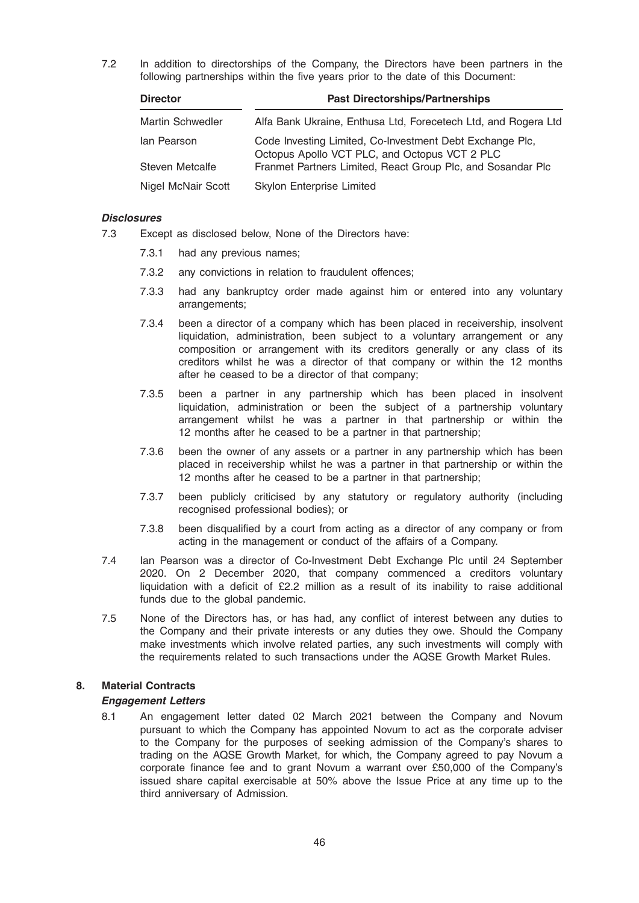7.2 In addition to directorships of the Company, the Directors have been partners in the following partnerships within the five years prior to the date of this Document:

| Director | Past Directorships/Partnerships |
| --- | --- |
| Martin Schwedler | Alfa Bank Ukraine, Enthusa Ltd, Forecetech Ltd, and Rogera Ltd |
| Ian Pearson | Code Investing Limited, Co-Investment Debt Exchange Plc, Octopus Apollo VCT PLC, and Octopus VCT 2 PLC |
| Steven Metcalfe | Franmet Partners Limited, React Group Plc, and Sosandar Plc |
| Nigel McNair Scott | Skylon Enterprise Limited |

***Disclosures***

7.3 Except as disclosed below, None of the Directors have:

7.3.1 had any previous names;

7.3.2 any convictions in relation to fraudulent offences;

7.3.3 had any bankruptcy order made against him or entered into any voluntary arrangements;

7.3.4 been a director of a company which has been placed in receivership, insolvent liquidation, administration, been subject to a voluntary arrangement or any composition or arrangement with its creditors generally or any class of its creditors whilst he was a director of that company or within the 12 months after he ceased to be a director of that company;

7.3.5 been a partner in any partnership which has been placed in insolvent liquidation, administration or been the subject of a partnership voluntary arrangement whilst he was a partner in that partnership or within the 12 months after he ceased to be a partner in that partnership;

7.3.6 been the owner of any assets or a partner in any partnership which has been placed in receivership whilst he was a partner in that partnership or within the 12 months after he ceased to be a partner in that partnership;

7.3.7 been publicly criticised by any statutory or regulatory authority (including recognised professional bodies); or

7.3.8 been disqualified by a court from acting as a director of any company or from acting in the management or conduct of the affairs of a Company.

7.4 Ian Pearson was a director of Co-Investment Debt Exchange Plc until 24 September 2020. On 2 December 2020, that company commenced a creditors voluntary liquidation with a deficit of £2.2 million as a result of its inability to raise additional funds due to the global pandemic.

7.5 None of the Directors has, or has had, any conflict of interest between any duties to the Company and their private interests or any duties they owe. Should the Company make investments which involve related parties, any such investments will comply with the requirements related to such transactions under the AQSE Growth Market Rules.

## 8. Material Contracts

***Engagement Letters***

8.1 An engagement letter dated 02 March 2021 between the Company and Novum pursuant to which the Company has appointed Novum to act as the corporate adviser to the Company for the purposes of seeking admission of the Company's shares to trading on the AQSE Growth Market, for which, the Company agreed to pay Novum a corporate finance fee and to grant Novum a warrant over £50,000 of the Company's issued share capital exercisable at 50% above the Issue Price at any time up to the third anniversary of Admission.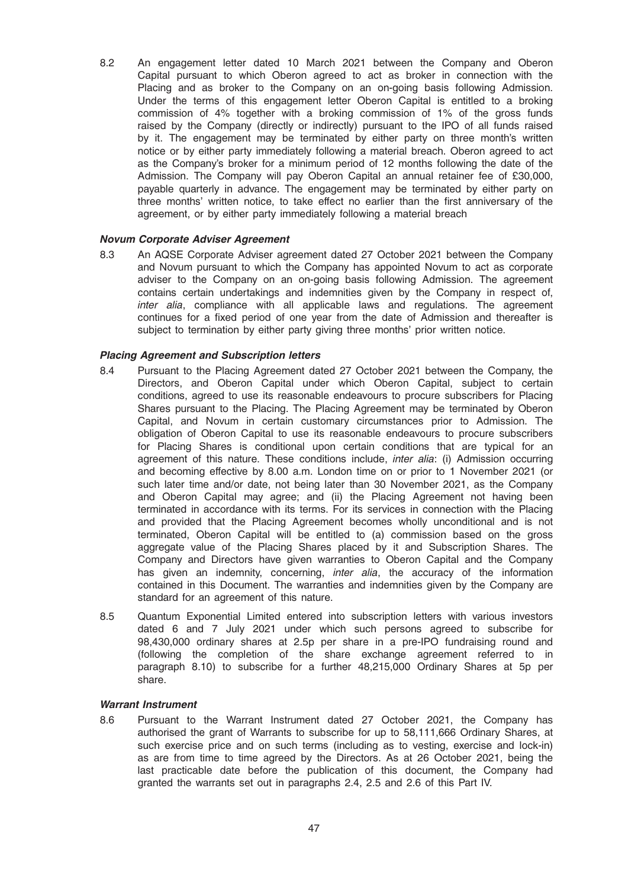8.2 An engagement letter dated 10 March 2021 between the Company and Oberon Capital pursuant to which Oberon agreed to act as broker in connection with the Placing and as broker to the Company on an on-going basis following Admission. Under the terms of this engagement letter Oberon Capital is entitled to a broking commission of 4% together with a broking commission of 1% of the gross funds raised by the Company (directly or indirectly) pursuant to the IPO of all funds raised by it. The engagement may be terminated by either party on three month's written notice or by either party immediately following a material breach. Oberon agreed to act as the Company's broker for a minimum period of 12 months following the date of the Admission. The Company will pay Oberon Capital an annual retainer fee of £30,000, payable quarterly in advance. The engagement may be terminated by either party on three months' written notice, to take effect no earlier than the first anniversary of the agreement, or by either party immediately following a material breach

***Novum Corporate Adviser Agreement***

8.3 An AQSE Corporate Adviser agreement dated 27 October 2021 between the Company and Novum pursuant to which the Company has appointed Novum to act as corporate adviser to the Company on an on-going basis following Admission. The agreement contains certain undertakings and indemnities given by the Company in respect of, *inter alia*, compliance with all applicable laws and regulations. The agreement continues for a fixed period of one year from the date of Admission and thereafter is subject to termination by either party giving three months' prior written notice.

***Placing Agreement and Subscription letters***

8.4 Pursuant to the Placing Agreement dated 27 October 2021 between the Company, the Directors, and Oberon Capital under which Oberon Capital, subject to certain conditions, agreed to use its reasonable endeavours to procure subscribers for Placing Shares pursuant to the Placing. The Placing Agreement may be terminated by Oberon Capital, and Novum in certain customary circumstances prior to Admission. The obligation of Oberon Capital to use its reasonable endeavours to procure subscribers for Placing Shares is conditional upon certain conditions that are typical for an agreement of this nature. These conditions include, *inter alia*: (i) Admission occurring and becoming effective by 8.00 a.m. London time on or prior to 1 November 2021 (or such later time and/or date, not being later than 30 November 2021, as the Company and Oberon Capital may agree; and (ii) the Placing Agreement not having been terminated in accordance with its terms. For its services in connection with the Placing and provided that the Placing Agreement becomes wholly unconditional and is not terminated, Oberon Capital will be entitled to (a) commission based on the gross aggregate value of the Placing Shares placed by it and Subscription Shares. The Company and Directors have given warranties to Oberon Capital and the Company has given an indemnity, concerning, *inter alia*, the accuracy of the information contained in this Document. The warranties and indemnities given by the Company are standard for an agreement of this nature.

8.5 Quantum Exponential Limited entered into subscription letters with various investors dated 6 and 7 July 2021 under which such persons agreed to subscribe for 98,430,000 ordinary shares at 2.5p per share in a pre-IPO fundraising round and (following the completion of the share exchange agreement referred to in paragraph 8.10) to subscribe for a further 48,215,000 Ordinary Shares at 5p per share.

***Warrant Instrument***

8.6 Pursuant to the Warrant Instrument dated 27 October 2021, the Company has authorised the grant of Warrants to subscribe for up to 58,111,666 Ordinary Shares, at such exercise price and on such terms (including as to vesting, exercise and lock-in) as are from time to time agreed by the Directors. As at 26 October 2021, being the last practicable date before the publication of this document, the Company had granted the warrants set out in paragraphs 2.4, 2.5 and 2.6 of this Part IV.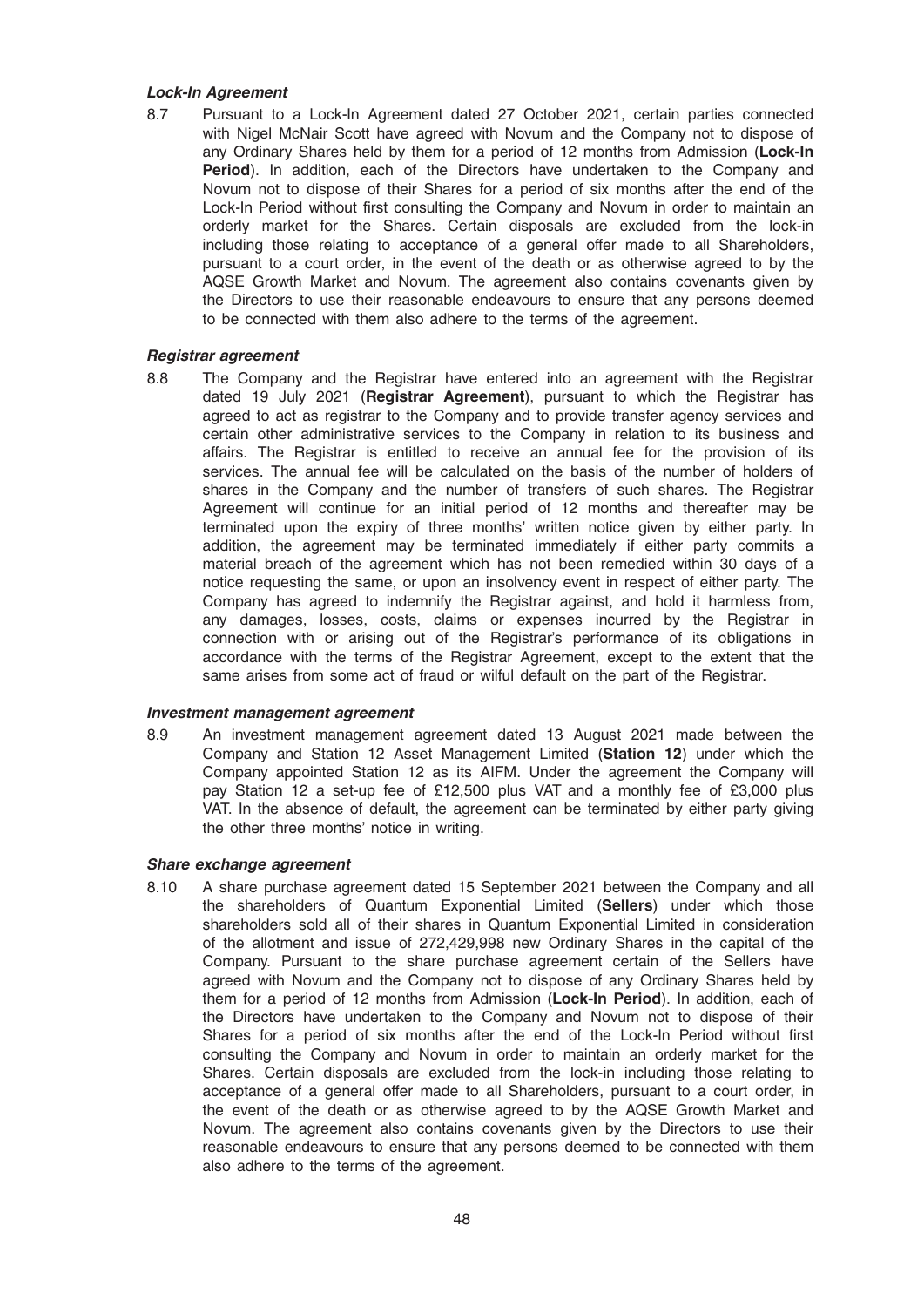***Lock-In Agreement***

8.7 Pursuant to a Lock-In Agreement dated 27 October 2021, certain parties connected with Nigel McNair Scott have agreed with Novum and the Company not to dispose of any Ordinary Shares held by them for a period of 12 months from Admission (**Lock-In Period**). In addition, each of the Directors have undertaken to the Company and Novum not to dispose of their Shares for a period of six months after the end of the Lock-In Period without first consulting the Company and Novum in order to maintain an orderly market for the Shares. Certain disposals are excluded from the lock-in including those relating to acceptance of a general offer made to all Shareholders, pursuant to a court order, in the event of the death or as otherwise agreed to by the AQSE Growth Market and Novum. The agreement also contains covenants given by the Directors to use their reasonable endeavours to ensure that any persons deemed to be connected with them also adhere to the terms of the agreement.

***Registrar agreement***

8.8 The Company and the Registrar have entered into an agreement with the Registrar dated 19 July 2021 (**Registrar Agreement**), pursuant to which the Registrar has agreed to act as registrar to the Company and to provide transfer agency services and certain other administrative services to the Company in relation to its business and affairs. The Registrar is entitled to receive an annual fee for the provision of its services. The annual fee will be calculated on the basis of the number of holders of shares in the Company and the number of transfers of such shares. The Registrar Agreement will continue for an initial period of 12 months and thereafter may be terminated upon the expiry of three months' written notice given by either party. In addition, the agreement may be terminated immediately if either party commits a material breach of the agreement which has not been remedied within 30 days of a notice requesting the same, or upon an insolvency event in respect of either party. The Company has agreed to indemnify the Registrar against, and hold it harmless from, any damages, losses, costs, claims or expenses incurred by the Registrar in connection with or arising out of the Registrar's performance of its obligations in accordance with the terms of the Registrar Agreement, except to the extent that the same arises from some act of fraud or wilful default on the part of the Registrar.

***Investment management agreement***

8.9 An investment management agreement dated 13 August 2021 made between the Company and Station 12 Asset Management Limited (**Station 12**) under which the Company appointed Station 12 as its AIFM. Under the agreement the Company will pay Station 12 a set-up fee of £12,500 plus VAT and a monthly fee of £3,000 plus VAT. In the absence of default, the agreement can be terminated by either party giving the other three months' notice in writing.

***Share exchange agreement***

8.10 A share purchase agreement dated 15 September 2021 between the Company and all the shareholders of Quantum Exponential Limited (**Sellers**) under which those shareholders sold all of their shares in Quantum Exponential Limited in consideration of the allotment and issue of 272,429,998 new Ordinary Shares in the capital of the Company. Pursuant to the share purchase agreement certain of the Sellers have agreed with Novum and the Company not to dispose of any Ordinary Shares held by them for a period of 12 months from Admission (**Lock-In Period**). In addition, each of the Directors have undertaken to the Company and Novum not to dispose of their Shares for a period of six months after the end of the Lock-In Period without first consulting the Company and Novum in order to maintain an orderly market for the Shares. Certain disposals are excluded from the lock-in including those relating to acceptance of a general offer made to all Shareholders, pursuant to a court order, in the event of the death or as otherwise agreed to by the AQSE Growth Market and Novum. The agreement also contains covenants given by the Directors to use their reasonable endeavours to ensure that any persons deemed to be connected with them also adhere to the terms of the agreement.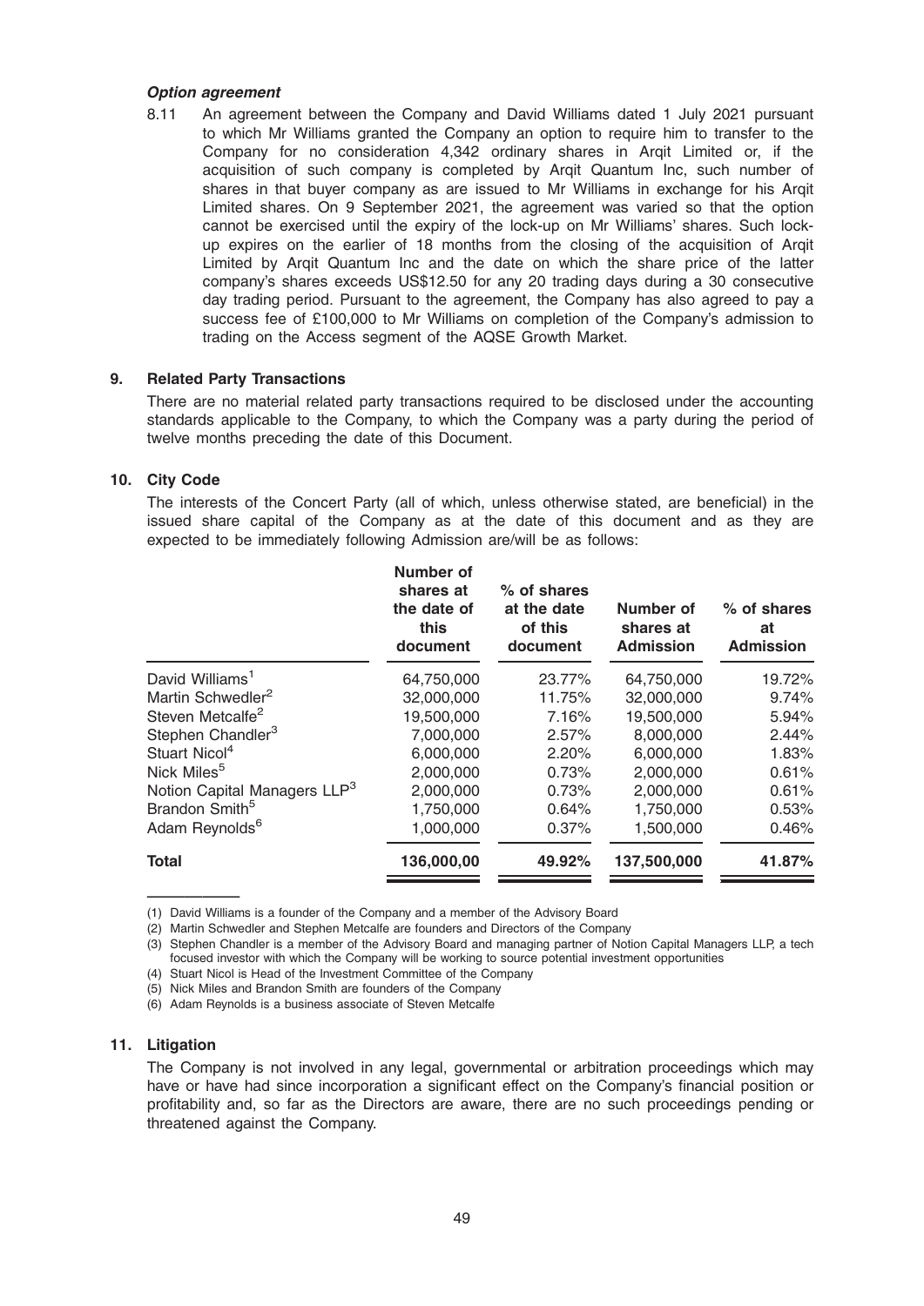***Option agreement***

8.11 An agreement between the Company and David Williams dated 1 July 2021 pursuant to which Mr Williams granted the Company an option to require him to transfer to the Company for no consideration 4,342 ordinary shares in Arqit Limited or, if the acquisition of such company is completed by Arqit Quantum Inc, such number of shares in that buyer company as are issued to Mr Williams in exchange for his Arqit Limited shares. On 9 September 2021, the agreement was varied so that the option cannot be exercised until the expiry of the lock-up on Mr Williams' shares. Such lock-up expires on the earlier of 18 months from the closing of the acquisition of Arqit Limited by Arqit Quantum Inc and the date on which the share price of the latter company's shares exceeds US$12.50 for any 20 trading days during a 30 consecutive day trading period. Pursuant to the agreement, the Company has also agreed to pay a success fee of £100,000 to Mr Williams on completion of the Company's admission to trading on the Access segment of the AQSE Growth Market.

## 9. Related Party Transactions

There are no material related party transactions required to be disclosed under the accounting standards applicable to the Company, to which the Company was a party during the period of twelve months preceding the date of this Document.

## 10. City Code

The interests of the Concert Party (all of which, unless otherwise stated, are beneficial) in the issued share capital of the Company as at the date of this document and as they are expected to be immediately following Admission are/will be as follows:

| | Number of shares at the date of this document | % of shares at the date of this document | Number of shares at Admission | % of shares at Admission |
|---|---|---|---|---|
| David Williams[1] | 64,750,000 | 23.77% | 64,750,000 | 19.72% |
| Martin Schwedler[2] | 32,000,000 | 11.75% | 32,000,000 | 9.74% |
| Steven Metcalfe[2] | 19,500,000 | 7.16% | 19,500,000 | 5.94% |
| Stephen Chandler[3] | 7,000,000 | 2.57% | 8,000,000 | 2.44% |
| Stuart Nicol[4] | 6,000,000 | 2.20% | 6,000,000 | 1.83% |
| Nick Miles[5] | 2,000,000 | 0.73% | 2,000,000 | 0.61% |
| Notion Capital Managers LLP[3] | 2,000,000 | 0.73% | 2,000,000 | 0.61% |
| Brandon Smith[5] | 1,750,000 | 0.64% | 1,750,000 | 0.53% |
| Adam Reynolds[6] | 1,000,000 | 0.37% | 1,500,000 | 0.46% |
| **Total** | **136,000,00** | **49.92%** | **137,500,000** | **41.87%** |

(1) David Williams is a founder of the Company and a member of the Advisory Board

(2) Martin Schwedler and Stephen Metcalfe are founders and Directors of the Company

(3) Stephen Chandler is a member of the Advisory Board and managing partner of Notion Capital Managers LLP, a tech focused investor with which the Company will be working to source potential investment opportunities

(4) Stuart Nicol is Head of the Investment Committee of the Company

(5) Nick Miles and Brandon Smith are founders of the Company

(6) Adam Reynolds is a business associate of Steven Metcalfe

## 11. Litigation

The Company is not involved in any legal, governmental or arbitration proceedings which may have or have had since incorporation a significant effect on the Company's financial position or profitability and, so far as the Directors are aware, there are no such proceedings pending or threatened against the Company.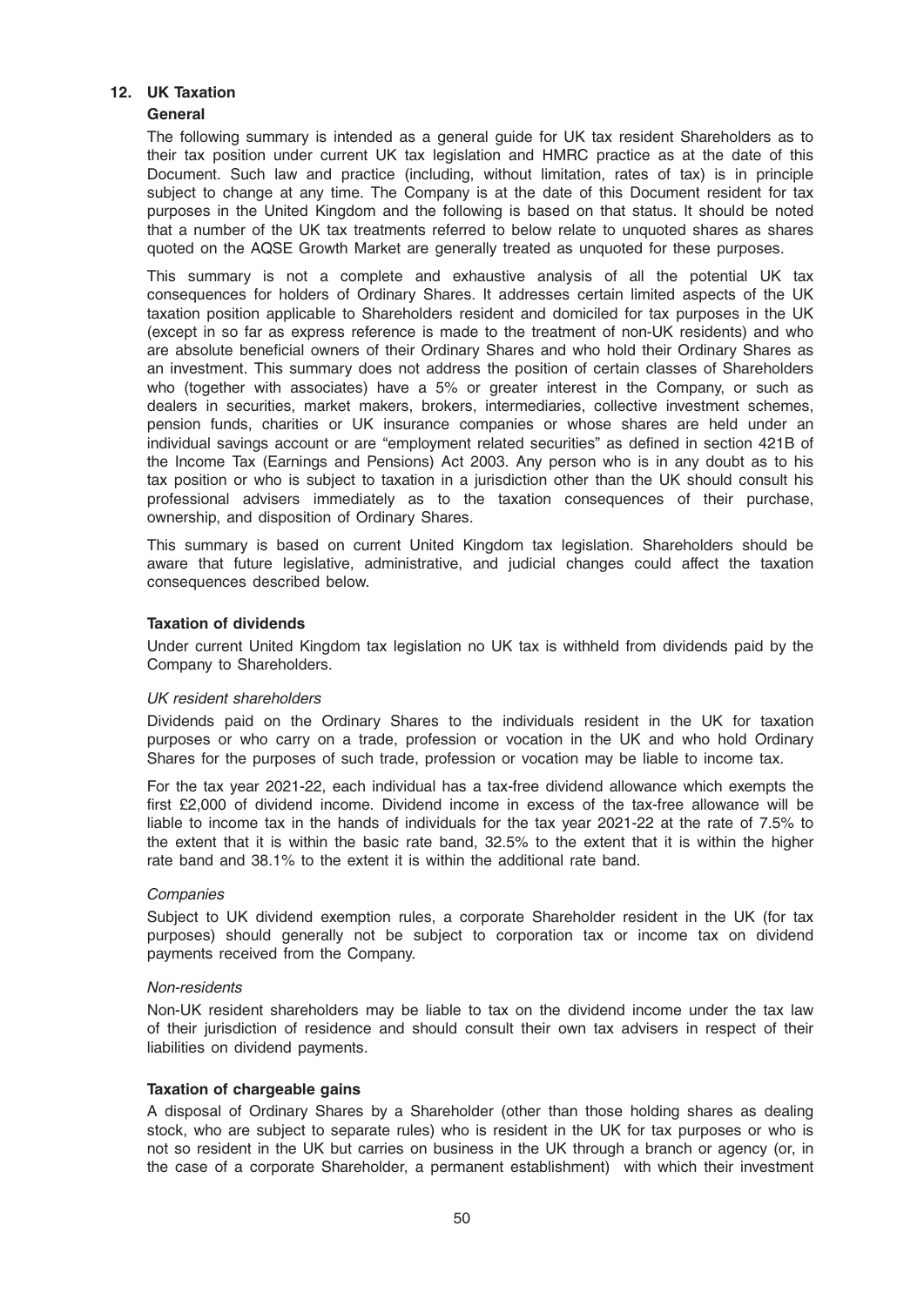## 12. UK Taxation

### General

The following summary is intended as a general guide for UK tax resident Shareholders as to their tax position under current UK tax legislation and HMRC practice as at the date of this Document. Such law and practice (including, without limitation, rates of tax) is in principle subject to change at any time. The Company is at the date of this Document resident for tax purposes in the United Kingdom and the following is based on that status. It should be noted that a number of the UK tax treatments referred to below relate to unquoted shares as shares quoted on the AQSE Growth Market are generally treated as unquoted for these purposes.

This summary is not a complete and exhaustive analysis of all the potential UK tax consequences for holders of Ordinary Shares. It addresses certain limited aspects of the UK taxation position applicable to Shareholders resident and domiciled for tax purposes in the UK (except in so far as express reference is made to the treatment of non-UK residents) and who are absolute beneficial owners of their Ordinary Shares and who hold their Ordinary Shares as an investment. This summary does not address the position of certain classes of Shareholders who (together with associates) have a 5% or greater interest in the Company, or such as dealers in securities, market makers, brokers, intermediaries, collective investment schemes, pension funds, charities or UK insurance companies or whose shares are held under an individual savings account or are "employment related securities" as defined in section 421B of the Income Tax (Earnings and Pensions) Act 2003. Any person who is in any doubt as to his tax position or who is subject to taxation in a jurisdiction other than the UK should consult his professional advisers immediately as to the taxation consequences of their purchase, ownership, and disposition of Ordinary Shares.

This summary is based on current United Kingdom tax legislation. Shareholders should be aware that future legislative, administrative, and judicial changes could affect the taxation consequences described below.

### Taxation of dividends

Under current United Kingdom tax legislation no UK tax is withheld from dividends paid by the Company to Shareholders.

*UK resident shareholders*

Dividends paid on the Ordinary Shares to the individuals resident in the UK for taxation purposes or who carry on a trade, profession or vocation in the UK and who hold Ordinary Shares for the purposes of such trade, profession or vocation may be liable to income tax.

For the tax year 2021-22, each individual has a tax-free dividend allowance which exempts the first £2,000 of dividend income. Dividend income in excess of the tax-free allowance will be liable to income tax in the hands of individuals for the tax year 2021-22 at the rate of 7.5% to the extent that it is within the basic rate band, 32.5% to the extent that it is within the higher rate band and 38.1% to the extent it is within the additional rate band.

*Companies*

Subject to UK dividend exemption rules, a corporate Shareholder resident in the UK (for tax purposes) should generally not be subject to corporation tax or income tax on dividend payments received from the Company.

*Non-residents*

Non-UK resident shareholders may be liable to tax on the dividend income under the tax law of their jurisdiction of residence and should consult their own tax advisers in respect of their liabilities on dividend payments.

### Taxation of chargeable gains

A disposal of Ordinary Shares by a Shareholder (other than those holding shares as dealing stock, who are subject to separate rules) who is resident in the UK for tax purposes or who is not so resident in the UK but carries on business in the UK through a branch or agency (or, in the case of a corporate Shareholder, a permanent establishment) with which their investment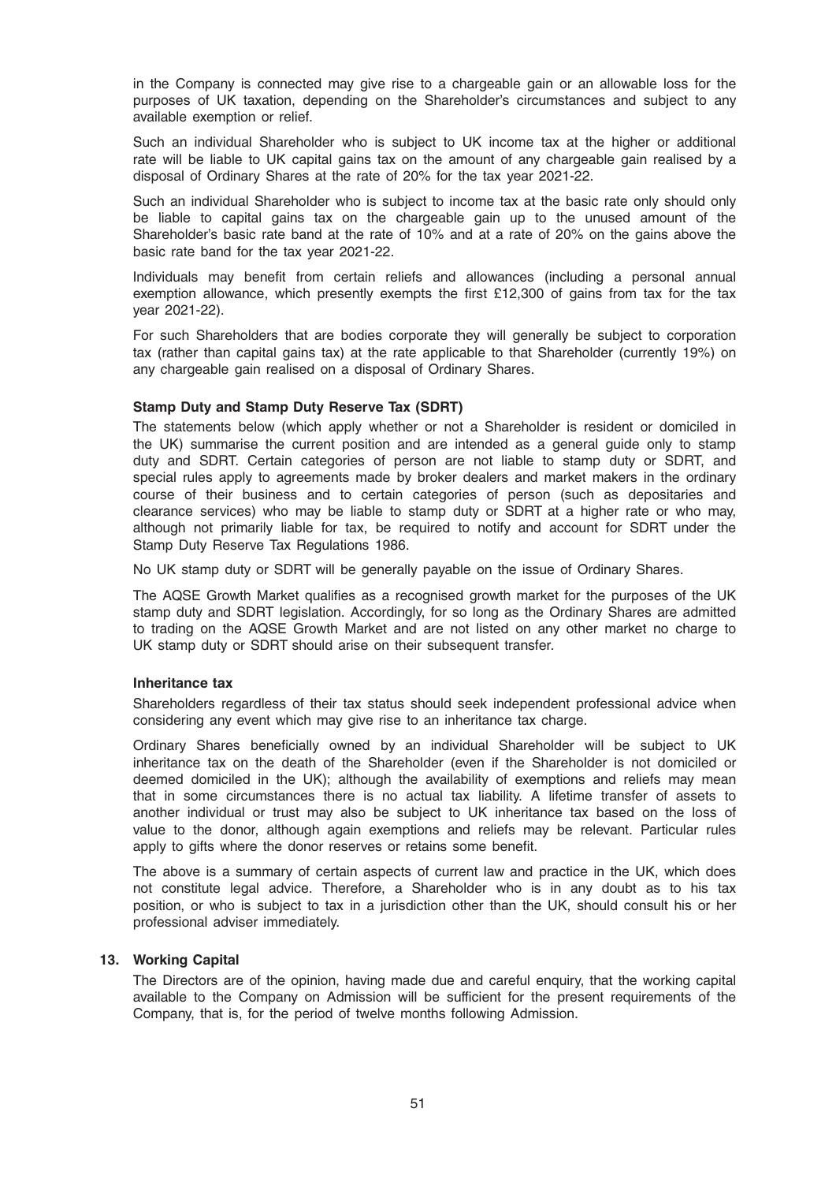in the Company is connected may give rise to a chargeable gain or an allowable loss for the purposes of UK taxation, depending on the Shareholder's circumstances and subject to any available exemption or relief.

Such an individual Shareholder who is subject to UK income tax at the higher or additional rate will be liable to UK capital gains tax on the amount of any chargeable gain realised by a disposal of Ordinary Shares at the rate of 20% for the tax year 2021-22.

Such an individual Shareholder who is subject to income tax at the basic rate only should only be liable to capital gains tax on the chargeable gain up to the unused amount of the Shareholder's basic rate band at the rate of 10% and at a rate of 20% on the gains above the basic rate band for the tax year 2021-22.

Individuals may benefit from certain reliefs and allowances (including a personal annual exemption allowance, which presently exempts the first £12,300 of gains from tax for the tax year 2021-22).

For such Shareholders that are bodies corporate they will generally be subject to corporation tax (rather than capital gains tax) at the rate applicable to that Shareholder (currently 19%) on any chargeable gain realised on a disposal of Ordinary Shares.

**Stamp Duty and Stamp Duty Reserve Tax (SDRT)**

The statements below (which apply whether or not a Shareholder is resident or domiciled in the UK) summarise the current position and are intended as a general guide only to stamp duty and SDRT. Certain categories of person are not liable to stamp duty or SDRT, and special rules apply to agreements made by broker dealers and market makers in the ordinary course of their business and to certain categories of person (such as depositaries and clearance services) who may be liable to stamp duty or SDRT at a higher rate or who may, although not primarily liable for tax, be required to notify and account for SDRT under the Stamp Duty Reserve Tax Regulations 1986.

No UK stamp duty or SDRT will be generally payable on the issue of Ordinary Shares.

The AQSE Growth Market qualifies as a recognised growth market for the purposes of the UK stamp duty and SDRT legislation. Accordingly, for so long as the Ordinary Shares are admitted to trading on the AQSE Growth Market and are not listed on any other market no charge to UK stamp duty or SDRT should arise on their subsequent transfer.

**Inheritance tax**

Shareholders regardless of their tax status should seek independent professional advice when considering any event which may give rise to an inheritance tax charge.

Ordinary Shares beneficially owned by an individual Shareholder will be subject to UK inheritance tax on the death of the Shareholder (even if the Shareholder is not domiciled or deemed domiciled in the UK); although the availability of exemptions and reliefs may mean that in some circumstances there is no actual tax liability. A lifetime transfer of assets to another individual or trust may also be subject to UK inheritance tax based on the loss of value to the donor, although again exemptions and reliefs may be relevant. Particular rules apply to gifts where the donor reserves or retains some benefit.

The above is a summary of certain aspects of current law and practice in the UK, which does not constitute legal advice. Therefore, a Shareholder who is in any doubt as to his tax position, or who is subject to tax in a jurisdiction other than the UK, should consult his or her professional adviser immediately.

## 13. Working Capital

The Directors are of the opinion, having made due and careful enquiry, that the working capital available to the Company on Admission will be sufficient for the present requirements of the Company, that is, for the period of twelve months following Admission.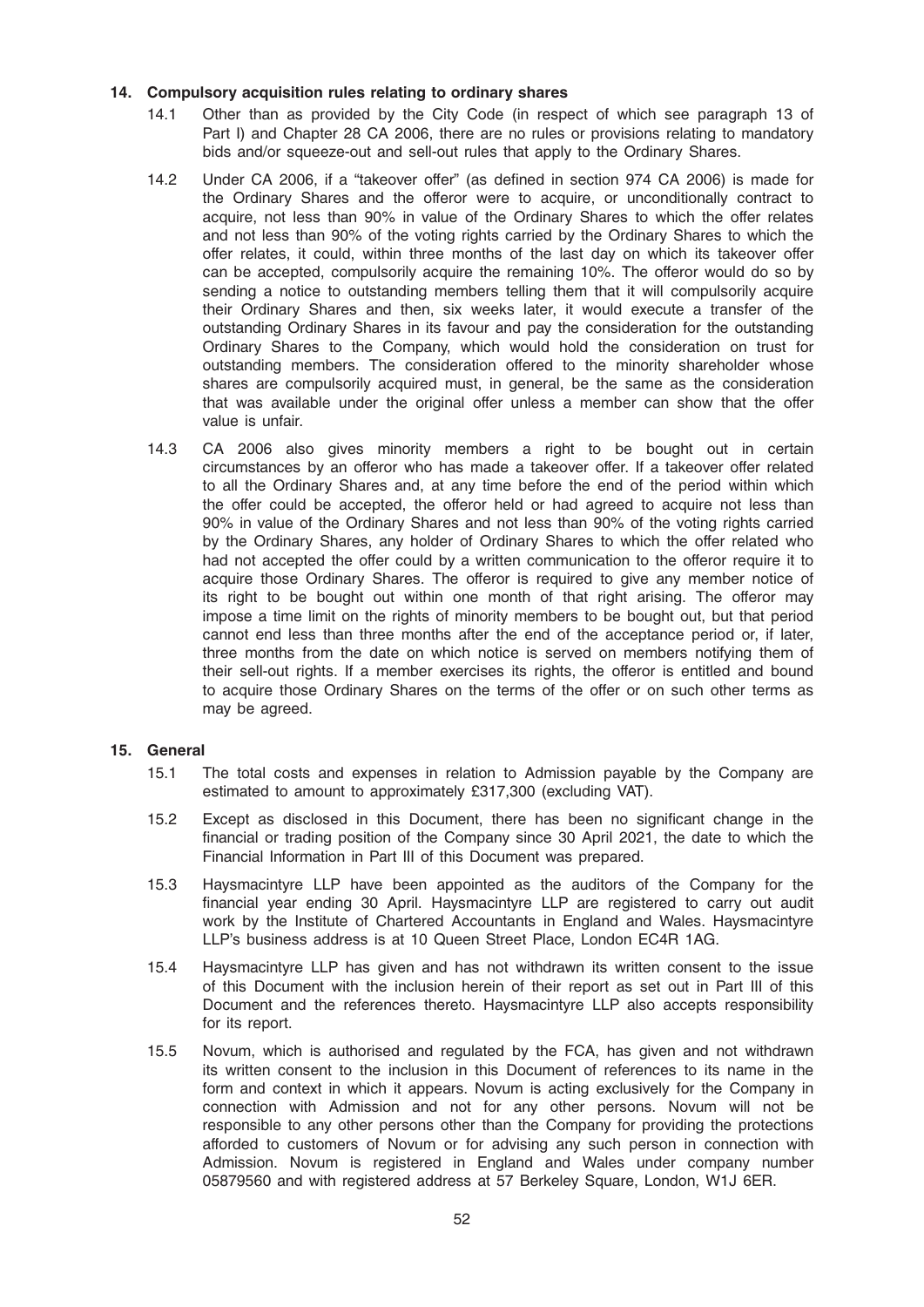## 14. Compulsory acquisition rules relating to ordinary shares

14.1 Other than as provided by the City Code (in respect of which see paragraph 13 of Part I) and Chapter 28 CA 2006, there are no rules or provisions relating to mandatory bids and/or squeeze-out and sell-out rules that apply to the Ordinary Shares.

14.2 Under CA 2006, if a "takeover offer" (as defined in section 974 CA 2006) is made for the Ordinary Shares and the offeror were to acquire, or unconditionally contract to acquire, not less than 90% in value of the Ordinary Shares to which the offer relates and not less than 90% of the voting rights carried by the Ordinary Shares to which the offer relates, it could, within three months of the last day on which its takeover offer can be accepted, compulsorily acquire the remaining 10%. The offeror would do so by sending a notice to outstanding members telling them that it will compulsorily acquire their Ordinary Shares and then, six weeks later, it would execute a transfer of the outstanding Ordinary Shares in its favour and pay the consideration for the outstanding Ordinary Shares to the Company, which would hold the consideration on trust for outstanding members. The consideration offered to the minority shareholder whose shares are compulsorily acquired must, in general, be the same as the consideration that was available under the original offer unless a member can show that the offer value is unfair.

14.3 CA 2006 also gives minority members a right to be bought out in certain circumstances by an offeror who has made a takeover offer. If a takeover offer related to all the Ordinary Shares and, at any time before the end of the period within which the offer could be accepted, the offeror held or had agreed to acquire not less than 90% in value of the Ordinary Shares and not less than 90% of the voting rights carried by the Ordinary Shares, any holder of Ordinary Shares to which the offer related who had not accepted the offer could by a written communication to the offeror require it to acquire those Ordinary Shares. The offeror is required to give any member notice of its right to be bought out within one month of that right arising. The offeror may impose a time limit on the rights of minority members to be bought out, but that period cannot end less than three months after the end of the acceptance period or, if later, three months from the date on which notice is served on members notifying them of their sell-out rights. If a member exercises its rights, the offeror is entitled and bound to acquire those Ordinary Shares on the terms of the offer or on such other terms as may be agreed.

## 15. General

15.1 The total costs and expenses in relation to Admission payable by the Company are estimated to amount to approximately £317,300 (excluding VAT).

15.2 Except as disclosed in this Document, there has been no significant change in the financial or trading position of the Company since 30 April 2021, the date to which the Financial Information in Part III of this Document was prepared.

15.3 Haysmacintyre LLP have been appointed as the auditors of the Company for the financial year ending 30 April. Haysmacintyre LLP are registered to carry out audit work by the Institute of Chartered Accountants in England and Wales. Haysmacintyre LLP's business address is at 10 Queen Street Place, London EC4R 1AG.

15.4 Haysmacintyre LLP has given and has not withdrawn its written consent to the issue of this Document with the inclusion herein of their report as set out in Part III of this Document and the references thereto. Haysmacintyre LLP also accepts responsibility for its report.

15.5 Novum, which is authorised and regulated by the FCA, has given and not withdrawn its written consent to the inclusion in this Document of references to its name in the form and context in which it appears. Novum is acting exclusively for the Company in connection with Admission and not for any other persons. Novum will not be responsible to any other persons other than the Company for providing the protections afforded to customers of Novum or for advising any such person in connection with Admission. Novum is registered in England and Wales under company number 05879560 and with registered address at 57 Berkeley Square, London, W1J 6ER.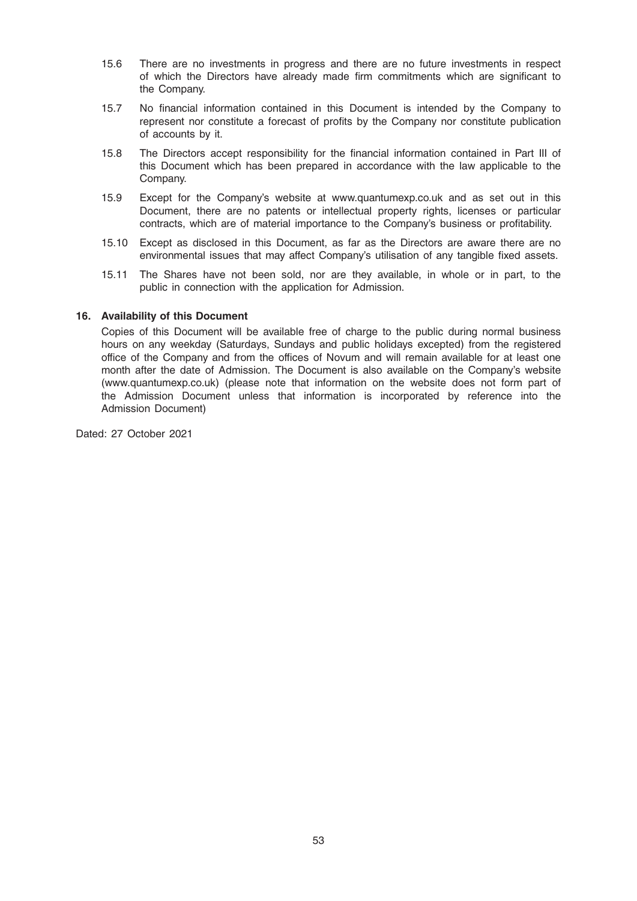15.6 There are no investments in progress and there are no future investments in respect of which the Directors have already made firm commitments which are significant to the Company.

15.7 No financial information contained in this Document is intended by the Company to represent nor constitute a forecast of profits by the Company nor constitute publication of accounts by it.

15.8 The Directors accept responsibility for the financial information contained in Part III of this Document which has been prepared in accordance with the law applicable to the Company.

15.9 Except for the Company's website at www.quantumexp.co.uk and as set out in this Document, there are no patents or intellectual property rights, licenses or particular contracts, which are of material importance to the Company's business or profitability.

15.10 Except as disclosed in this Document, as far as the Directors are aware there are no environmental issues that may affect Company's utilisation of any tangible fixed assets.

15.11 The Shares have not been sold, nor are they available, in whole or in part, to the public in connection with the application for Admission.

**16. Availability of this Document**

Copies of this Document will be available free of charge to the public during normal business hours on any weekday (Saturdays, Sundays and public holidays excepted) from the registered office of the Company and from the offices of Novum and will remain available for at least one month after the date of Admission. The Document is also available on the Company's website (www.quantumexp.co.uk) (please note that information on the website does not form part of the Admission Document unless that information is incorporated by reference into the Admission Document)

Dated: 27 October 2021